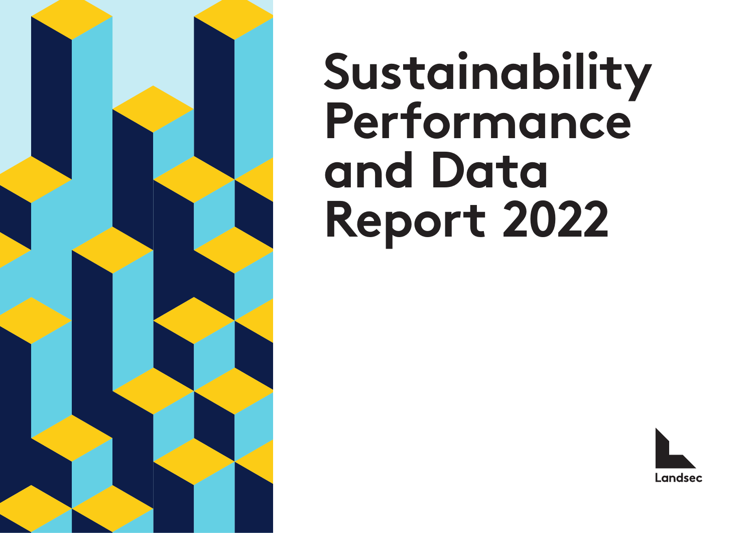# Sustainability Performance and Data Report 2022

Landsec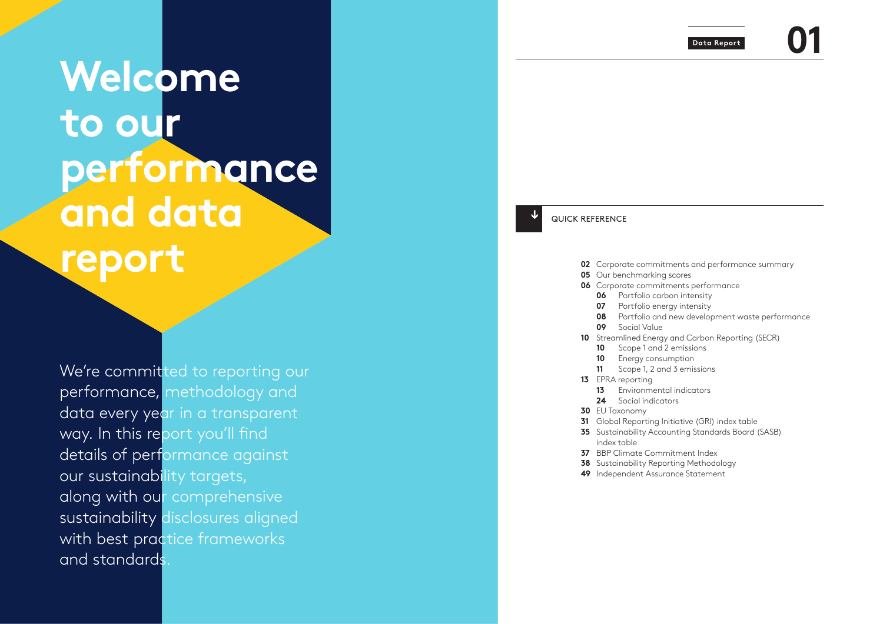# Welcome to our performance and data report

We're committed to reporting our performance, methodology and data every year in a transparent way. In this report you'll find details of performance against our sustainability targets, along with our comprehensive sustainability disclosures aligned with best practice frameworks and standards.

## QUICK REFERENCE

- **02** Corporate commitments and performance summary
- **05** Our benchmarking scores
- **06** Corporate commitments performance
  - **06** Portfolio carbon intensity
  - **07** Portfolio energy intensity
  - **08** Portfolio and new development waste performance
  - **09** Social Value
- **10** Streamlined Energy and Carbon Reporting (SECR)
  - **10** Scope 1 and 2 emissions
  - **10** Energy consumption
  - **11** Scope 1, 2 and 3 emissions
- **13** EPRA reporting
  - **13** Environmental indicators
  - **24** Social indicators
- **30** EU Taxonomy
- **31** Global Reporting Initiative (GRI) index table
- **35** Sustainability Accounting Standards Board (SASB) index table
- **37** BBP Climate Commitment Index
- **38** Sustainability Reporting Methodology
- **49** Independent Assurance Statement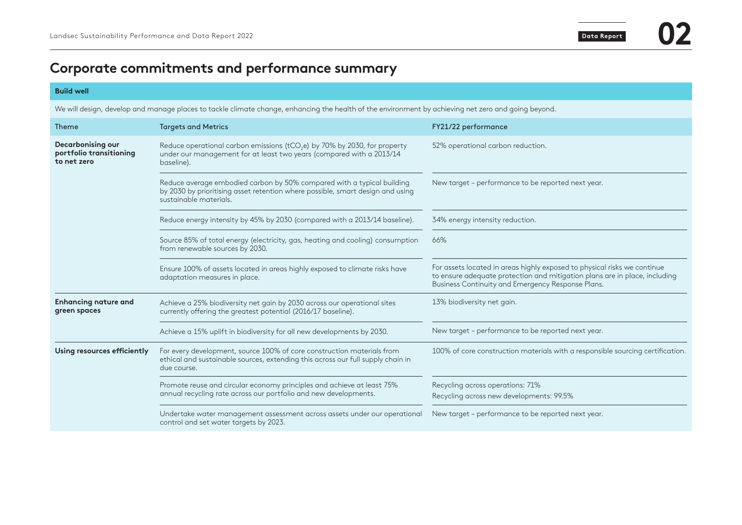# Corporate commitments and performance summary

**Build well**

We will design, develop and manage places to tackle climate change, enhancing the health of the environment by achieving net zero and going beyond.

| Theme | Targets and Metrics | FY21/22 performance |
|---|---|---|
| **Decarbonising our portfolio transitioning to net zero** | Reduce operational carbon emissions ($tCO_2e$) by 70% by 2030, for property under our management for at least two years (compared with a 2013/14 baseline). | 52% operational carbon reduction. |
| | Reduce average embodied carbon by 50% compared with a typical building by 2030 by prioritising asset retention where possible, smart design and using sustainable materials. | New target – performance to be reported next year. |
| | Reduce energy intensity by 45% by 2030 (compared with a 2013/14 baseline). | 34% energy intensity reduction. |
| | Source 85% of total energy (electricity, gas, heating and cooling) consumption from renewable sources by 2030. | 66% |
| | Ensure 100% of assets located in areas highly exposed to climate risks have adaptation measures in place. | For assets located in areas highly exposed to physical risks we continue to ensure adequate protection and mitigation plans are in place, including Business Continuity and Emergency Response Plans. |
| **Enhancing nature and green spaces** | Achieve a 25% biodiversity net gain by 2030 across our operational sites currently offering the greatest potential (2016/17 baseline). | 13% biodiversity net gain. |
| | Achieve a 15% uplift in biodiversity for all new developments by 2030. | New target – performance to be reported next year. |
| **Using resources efficiently** | For every development, source 100% of core construction materials from ethical and sustainable sources, extending this across our full supply chain in due course. | 100% of core construction materials with a responsible sourcing certification. |
| | Promote reuse and circular economy principles and achieve at least 75% annual recycling rate across our portfolio and new developments. | Recycling across operations: 71%<br>Recycling across new developments: 99.5% |
| | Undertake water management assessment across assets under our operational control and set water targets by 2023. | New target – performance to be reported next year. |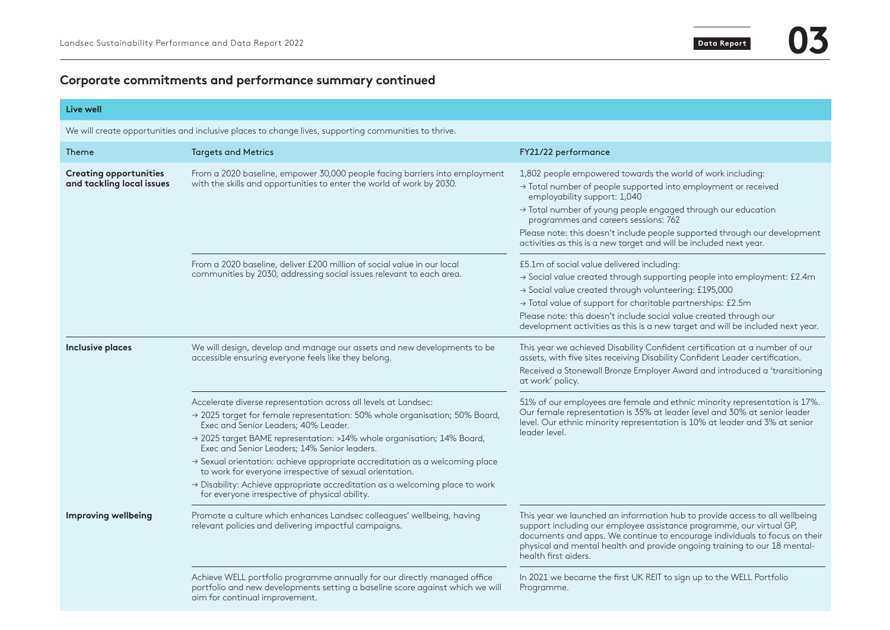## Corporate commitments and performance summary continued

| Live well | | |
|---|---|---|
| We will create opportunities and inclusive places to change lives, supporting communities to thrive. | | |
| **Theme** | **Targets and Metrics** | **FY21/22 performance** |
| **Creating opportunities and tackling local issues** | From a 2020 baseline, empower 30,000 people facing barriers into employment with the skills and opportunities to enter the world of work by 2030. | 1,802 people empowered towards the world of work including:<br>→ Total number of people supported into employment or received employability support: 1,040<br>→ Total number of young people engaged through our education programmes and careers sessions: 762<br>Please note: this doesn't include people supported through our development activities as this is a new target and will be included next year. |
| | From a 2020 baseline, deliver £200 million of social value in our local communities by 2030, addressing social issues relevant to each area. | £5.1m of social value delivered including:<br>→ Social value created through supporting people into employment: £2.4m<br>→ Social value created through volunteering: £195,000<br>→ Total value of support for charitable partnerships: £2.5m<br>Please note: this doesn't include social value created through our development activities as this is a new target and will be included next year. |
| **Inclusive places** | We will design, develop and manage our assets and new developments to be accessible ensuring everyone feels like they belong. | This year we achieved Disability Confident certification at a number of our assets, with five sites receiving Disability Confident Leader certification.<br>Received a Stonewall Bronze Employer Award and introduced a 'transitioning at work' policy. |
| | Accelerate diverse representation across all levels at Landsec:<br>→ 2025 target for female representation: 50% whole organisation; 50% Board, Exec and Senior Leaders; 40% Leader.<br>→ 2025 target BAME representation: >14% whole organisation; 14% Board, Exec and Senior Leaders; 14% Senior leaders.<br>→ Sexual orientation: achieve appropriate accreditation as a welcoming place to work for everyone irrespective of sexual orientation.<br>→ Disability: Achieve appropriate accreditation as a welcoming place to work for everyone irrespective of physical ability. | 51% of our employees are female and ethnic minority representation is 17%. Our female representation is 35% at leader level and 30% at senior leader level. Our ethnic minority representation is 10% at leader and 3% at senior leader level. |
| **Improving wellbeing** | Promote a culture which enhances Landsec colleagues' wellbeing, having relevant policies and delivering impactful campaigns. | This year we launched an information hub to provide access to all wellbeing support including our employee assistance programme, our virtual GP, documents and apps. We continue to encourage individuals to focus on their physical and mental health and provide ongoing training to our 18 mental-health first aiders. |
| | Achieve WELL portfolio programme annually for our directly managed office portfolio and new developments setting a baseline score against which we will aim for continual improvement. | In 2021 we became the first UK REIT to sign up to the WELL Portfolio Programme. |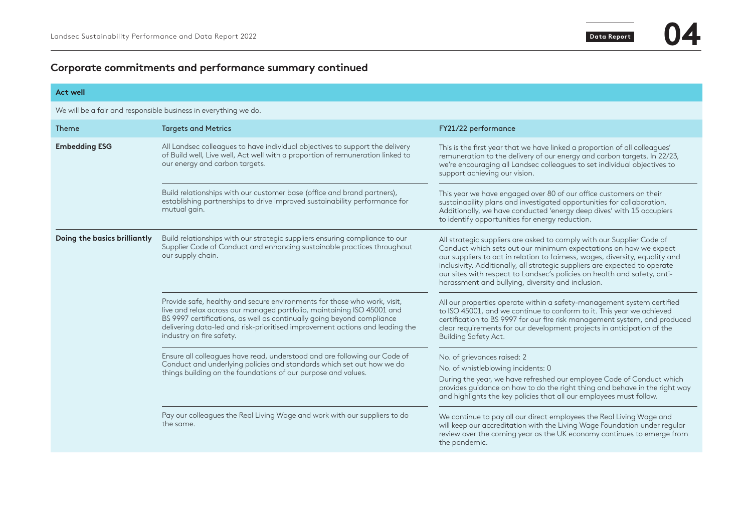## Corporate commitments and performance summary continued

**Act well**

We will be a fair and responsible business in everything we do.

| Theme | Targets and Metrics | FY21/22 performance |
|---|---|---|
| **Embedding ESG** | All Landsec colleagues to have individual objectives to support the delivery of Build well, Live well, Act well with a proportion of remuneration linked to our energy and carbon targets. | This is the first year that we have linked a proportion of all colleagues' remuneration to the delivery of our energy and carbon targets. In 22/23, we're encouraging all Landsec colleagues to set individual objectives to support achieving our vision. |
| | Build relationships with our customer base (office and brand partners), establishing partnerships to drive improved sustainability performance for mutual gain. | This year we have engaged over 80 of our office customers on their sustainability plans and investigated opportunities for collaboration. Additionally, we have conducted 'energy deep dives' with 15 occupiers to identify opportunities for energy reduction. |
| **Doing the basics brilliantly** | Build relationships with our strategic suppliers ensuring compliance to our Supplier Code of Conduct and enhancing sustainable practices throughout our supply chain. | All strategic suppliers are asked to comply with our Supplier Code of Conduct which sets out our minimum expectations on how we expect our suppliers to act in relation to fairness, wages, diversity, equality and inclusivity. Additionally, all strategic suppliers are expected to operate our sites with respect to Landsec's policies on health and safety, anti-harassment and bullying, diversity and inclusion. |
| | Provide safe, healthy and secure environments for those who work, visit, live and relax across our managed portfolio, maintaining ISO 45001 and BS 9997 certifications, as well as continually going beyond compliance delivering data-led and risk-prioritised improvement actions and leading the industry on fire safety. | All our properties operate within a safety-management system certified to ISO 45001, and we continue to conform to it. This year we achieved certification to BS 9997 for our fire risk management system, and produced clear requirements for our development projects in anticipation of the Building Safety Act. |
| | Ensure all colleagues have read, understood and are following our Code of Conduct and underlying policies and standards which set out how we do things building on the foundations of our purpose and values. | No. of grievances raised: 2<br>No. of whistleblowing incidents: 0<br>During the year, we have refreshed our employee Code of Conduct which provides guidance on how to do the right thing and behave in the right way and highlights the key policies that all our employees must follow. |
| | Pay our colleagues the Real Living Wage and work with our suppliers to do the same. | We continue to pay all our direct employees the Real Living Wage and will keep our accreditation with the Living Wage Foundation under regular review over the coming year as the UK economy continues to emerge from the pandemic. |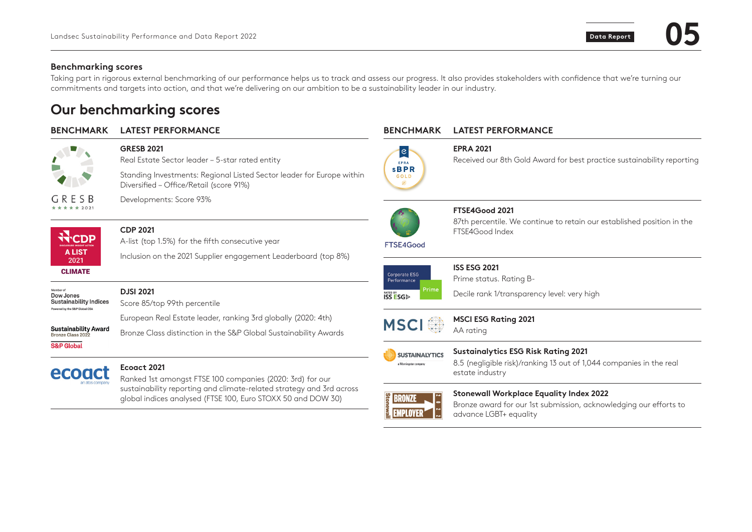## Benchmarking scores

Taking part in rigorous external benchmarking of our performance helps us to track and assess our progress. It also provides stakeholders with confidence that we're turning our commitments and targets into action, and that we're delivering on our ambition to be a sustainability leader in our industry.

# Our benchmarking scores

| BENCHMARK | LATEST PERFORMANCE |
|---|---|
| GRESB ★★★★★ 2021 | **GRESB 2021**<br>Real Estate Sector leader – 5-star rated entity<br>Standing Investments: Regional Listed Sector leader for Europe within Diversified – Office/Retail (score 91%)<br>Developments: Score 93% |
| CDP A LIST 2021 CLIMATE | **CDP 2021**<br>A-list (top 1.5%) for the fifth consecutive year<br>Inclusion on the 2021 Supplier engagement Leaderboard (top 8%) |
| Member of Dow Jones Sustainability Indices; Sustainability Award Bronze Class 2022 S&P Global | **DJSI 2021**<br>Score 85/top 99th percentile<br>European Real Estate leader, ranking 3rd globally (2020: 4th)<br>Bronze Class distinction in the S&P Global Sustainability Awards |
| ecoact | **Ecoact 2021**<br>Ranked 1st amongst FTSE 100 companies (2020: 3rd) for our sustainability reporting and climate-related strategy and 3rd across global indices analysed (FTSE 100, Euro STOXX 50 and DOW 30) |
| EPRA sBPR GOLD | **EPRA 2021**<br>Received our 8th Gold Award for best practice sustainability reporting |
| FTSE4Good | **FTSE4Good 2021**<br>87th percentile. We continue to retain our established position in the FTSE4Good Index |
| ISS ESG Corporate ESG Performance Prime | **ISS ESG 2021**<br>Prime status. Rating B-<br>Decile rank 1/transparency level: very high |
| MSCI | **MSCI ESG Rating 2021**<br>AA rating |
| Sustainalytics | **Sustainalytics ESG Risk Rating 2021**<br>8.5 (negligible risk)/ranking 13 out of 1,044 companies in the real estate industry |
| Stonewall Bronze Employer 2022 | **Stonewall Workplace Equality Index 2022**<br>Bronze award for our 1st submission, acknowledging our efforts to advance LGBT+ equality |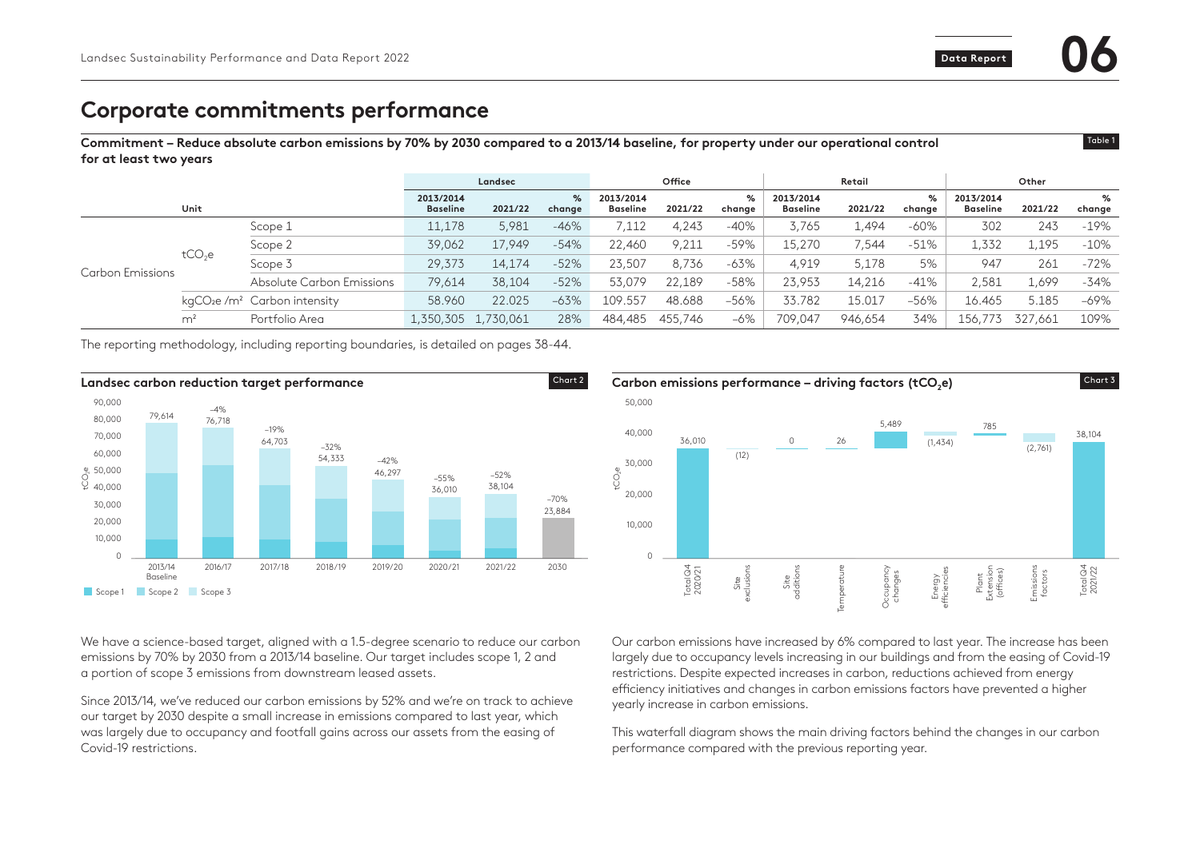# Corporate commitments performance

**Commitment – Reduce absolute carbon emissions by 70% by 2030 compared to a 2013/14 baseline, for property under our operational control for at least two years**

Table 1

| | Unit | | Landsec | | | Office | | | Retail | | | Other | | |
|---|---|---|---|---|---|---|---|---|---|---|---|---|---|---|
| | | | **2013/2014 Baseline** | **2021/22** | **% change** | **2013/2014 Baseline** | **2021/22** | **% change** | **2013/2014 Baseline** | **2021/22** | **% change** | **2013/2014 Baseline** | **2021/22** | **% change** |
| Carbon Emissions | $tCO_2e$ | Scope 1 | 11,178 | 5,981 | -46% | 7,112 | 4,243 | -40% | 3,765 | 1,494 | -60% | 302 | 243 | -19% |
| | | Scope 2 | 39,062 | 17,949 | -54% | 22,460 | 9,211 | -59% | 15,270 | 7,544 | -51% | 1,332 | 1,195 | -10% |
| | | Scope 3 | 29,373 | 14,174 | -52% | 23,507 | 8,736 | -63% | 4,919 | 5,178 | 5% | 947 | 261 | -72% |
| | | Absolute Carbon Emissions | 79,614 | 38,104 | -52% | 53,079 | 22,189 | -58% | 23,953 | 14,216 | -41% | 2,581 | 1,699 | -34% |
| | $kgCO_2e/m^2$ | Carbon intensity | 58.960 | 22.025 | -63% | 109.557 | 48.688 | -56% | 33.782 | 15.017 | -56% | 16.465 | 5.185 | -69% |
| | $m^2$ | Portfolio Area | 1,350,305 | 1,730,061 | 28% | 484,485 | 455,746 | -6% | 709,047 | 946,654 | 34% | 156,773 | 327,661 | 109% |

The reporting methodology, including reporting boundaries, is detailed on pages 38-44.

**Landsec carbon reduction target performance** (Chart 2)

| Year | Total ($tCO_2e$) | Change vs baseline |
|---|---|---|
| 2013/14 Baseline | 79,614 | |
| 2016/17 | 76,718 | -4% |
| 2017/18 | 64,703 | -19% |
| 2018/19 | 54,333 | -32% |
| 2019/20 | 46,297 | -42% |
| 2020/21 | 36,010 | -55% |
| 2021/22 | 38,104 | -52% |
| 2030 | 23,884 | -70% |

Scope 1 / Scope 2 / Scope 3

**Carbon emissions performance – driving factors ($tCO_2e$)** (Chart 3)

| Factor | $tCO_2e$ |
|---|---|
| Total Q4 2020/21 | 36,010 |
| Site exclusions | (12) |
| Site additions | 0 |
| Temperature | 26 |
| Occupancy changes | 5,489 |
| Energy efficiencies | (1,434) |
| Plant Extension (offices) | 785 |
| Emissions factors | (2,761) |
| Total Q4 2021/22 | 38,104 |

We have a science-based target, aligned with a 1.5-degree scenario to reduce our carbon emissions by 70% by 2030 from a 2013/14 baseline. Our target includes scope 1, 2 and a portion of scope 3 emissions from downstream leased assets.

Since 2013/14, we've reduced our carbon emissions by 52% and we're on track to achieve our target by 2030 despite a small increase in emissions compared to last year, which was largely due to occupancy and footfall gains across our assets from the easing of Covid-19 restrictions.

Our carbon emissions have increased by 6% compared to last year. The increase has been largely due to occupancy levels increasing in our buildings and from the easing of Covid-19 restrictions. Despite expected increases in carbon, reductions achieved from energy efficiency initiatives and changes in carbon emissions factors have prevented a higher yearly increase in carbon emissions.

This waterfall diagram shows the main driving factors behind the changes in our carbon performance compared with the previous reporting year.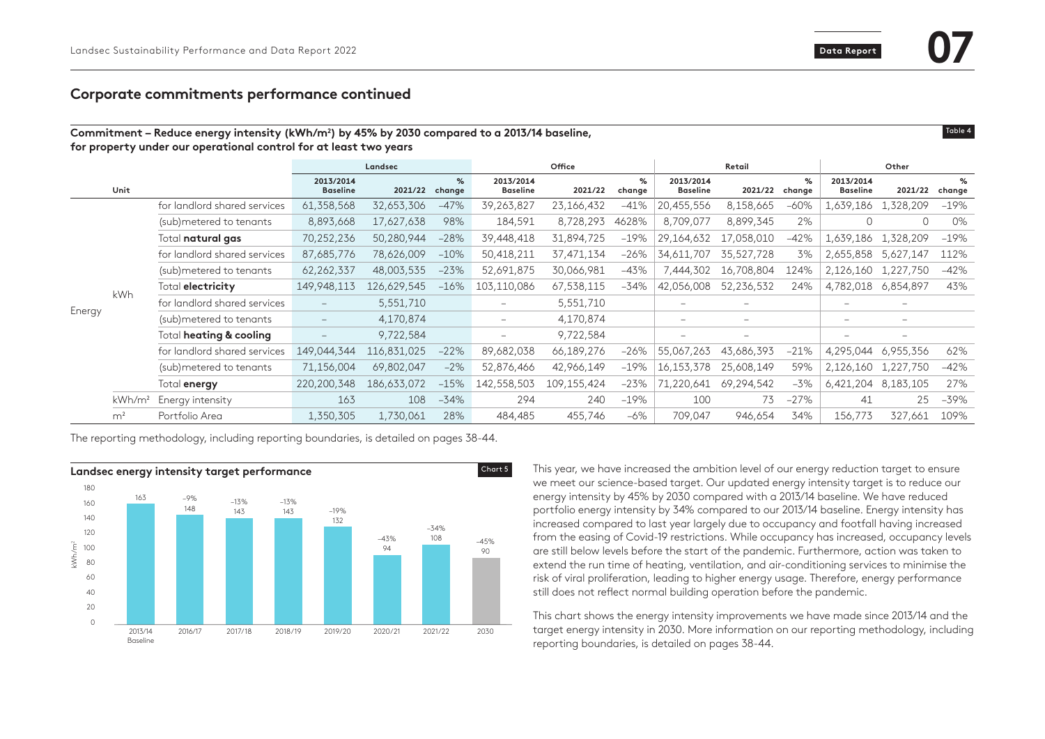## Corporate commitments performance continued

**Commitment – Reduce energy intensity (kWh/m²) by 45% by 2030 compared to a 2013/14 baseline, for property under our operational control for at least two years**

Table 4

| | Unit | | Landsec | | | Office | | | Retail | | | Other | | |
|---|---|---|---|---|---|---|---|---|---|---|---|---|---|---|
| | | | 2013/2014 Baseline | 2021/22 | % change | 2013/2014 Baseline | 2021/22 | % change | 2013/2014 Baseline | 2021/22 | % change | 2013/2014 Baseline | 2021/22 | % change |
| Energy | kWh | for landlord shared services | 61,358,568 | 32,653,306 | –47% | 39,263,827 | 23,166,432 | –41% | 20,455,556 | 8,158,665 | –60% | 1,639,186 | 1,328,209 | –19% |
| | | (sub)metered to tenants | 8,893,668 | 17,627,638 | 98% | 184,591 | 8,728,293 | 4628% | 8,709,077 | 8,899,345 | 2% | 0 | 0 | 0% |
| | | Total **natural gas** | 70,252,236 | 50,280,944 | –28% | 39,448,418 | 31,894,725 | –19% | 29,164,632 | 17,058,010 | –42% | 1,639,186 | 1,328,209 | –19% |
| | | for landlord shared services | 87,685,776 | 78,626,009 | –10% | 50,418,211 | 37,471,134 | –26% | 34,611,707 | 35,527,728 | 3% | 2,655,858 | 5,627,147 | 112% |
| | | (sub)metered to tenants | 62,262,337 | 48,003,535 | –23% | 52,691,875 | 30,066,981 | –43% | 7,444,302 | 16,708,804 | 124% | 2,126,160 | 1,227,750 | –42% |
| | | Total **electricity** | 149,948,113 | 126,629,545 | –16% | 103,110,086 | 67,538,115 | –34% | 42,056,008 | 52,236,532 | 24% | 4,782,018 | 6,854,897 | 43% |
| | | for landlord shared services | – | 5,551,710 | | – | 5,551,710 | | – | – | | – | – | |
| | | (sub)metered to tenants | – | 4,170,874 | | – | 4,170,874 | | – | – | | – | – | |
| | | Total **heating & cooling** | – | 9,722,584 | | – | 9,722,584 | | – | – | | – | – | |
| | | for landlord shared services | 149,044,344 | 116,831,025 | –22% | 89,682,038 | 66,189,276 | –26% | 55,067,263 | 43,686,393 | –21% | 4,295,044 | 6,955,356 | 62% |
| | | (sub)metered to tenants | 71,156,004 | 69,802,047 | –2% | 52,876,466 | 42,966,149 | –19% | 16,153,378 | 25,608,149 | 59% | 2,126,160 | 1,227,750 | –42% |
| | | Total **energy** | 220,200,348 | 186,633,072 | –15% | 142,558,503 | 109,155,424 | –23% | 71,220,641 | 69,294,542 | –3% | 6,421,204 | 8,183,105 | 27% |
| | kWh/m² | Energy intensity | 163 | 108 | –34% | 294 | 240 | –19% | 100 | 73 | –27% | 41 | 25 | –39% |
| | m² | Portfolio Area | 1,350,305 | 1,730,061 | 28% | 484,485 | 455,746 | –6% | 709,047 | 946,654 | 34% | 156,773 | 327,661 | 109% |

The reporting methodology, including reporting boundaries, is detailed on pages 38-44.

**Landsec energy intensity target performance**

Chart 5

| Year | kWh/m² | Change |
|---|---|---|
| 2013/14 Baseline | 163 | |
| 2016/17 | 148 | –9% |
| 2017/18 | 143 | –13% |
| 2018/19 | 143 | –13% |
| 2019/20 | 132 | –19% |
| 2020/21 | 94 | –43% |
| 2021/22 | 108 | –34% |
| 2030 | 90 | –45% |

This year, we have increased the ambition level of our energy reduction target to ensure we meet our science-based target. Our updated energy intensity target is to reduce our energy intensity by 45% by 2030 compared with a 2013/14 baseline. We have reduced portfolio energy intensity by 34% compared to our 2013/14 baseline. Energy intensity has increased compared to last year largely due to occupancy and footfall having increased from the easing of Covid-19 restrictions. While occupancy has increased, occupancy levels are still below levels before the start of the pandemic. Furthermore, action was taken to extend the run time of heating, ventilation, and air-conditioning services to minimise the risk of viral proliferation, leading to higher energy usage. Therefore, energy performance still does not reflect normal building operation before the pandemic.

This chart shows the energy intensity improvements we have made since 2013/14 and the target energy intensity in 2030. More information on our reporting methodology, including reporting boundaries, is detailed on pages 38-44.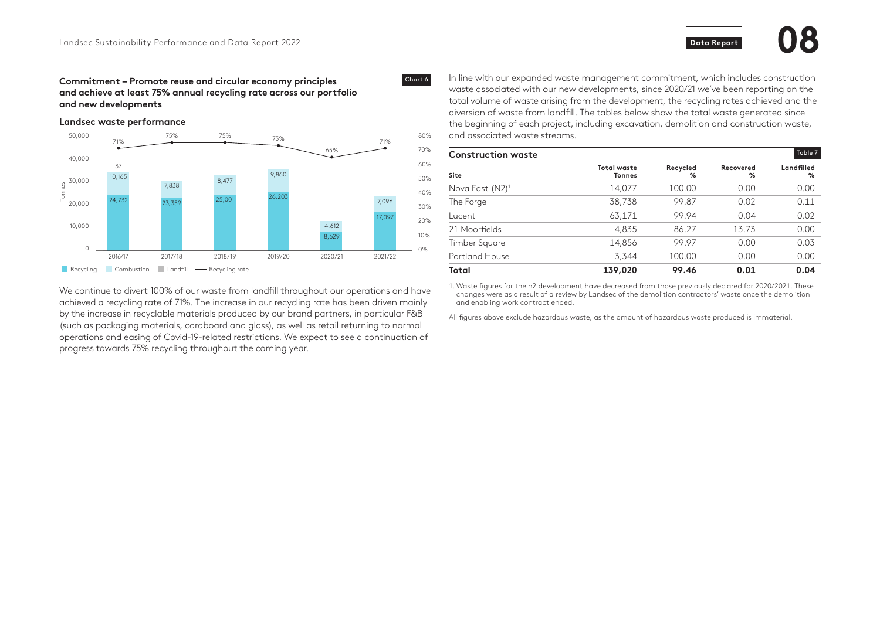**Commitment – Promote reuse and circular economy principles and achieve at least 75% annual recycling rate across our portfolio and new developments**

Chart 6

**Landsec waste performance**

| Year | Recycling (tonnes) | Combustion (tonnes) | Landfill (tonnes) | Recycling rate |
|---|---|---|---|---|
| 2016/17 | 24,732 | 10,165 | 37 | 71% |
| 2017/18 | 23,359 | 7,838 | | 75% |
| 2018/19 | 25,001 | 8,477 | | 75% |
| 2019/20 | 26,203 | 9,860 | | 73% |
| 2020/21 | 8,629 | 4,612 | | 65% |
| 2021/22 | 17,097 | 7,096 | | 71% |

Recycling | Combustion | Landfill | Recycling rate

We continue to divert 100% of our waste from landfill throughout our operations and have achieved a recycling rate of 71%. The increase in our recycling rate has been driven mainly by the increase in recyclable materials produced by our brand partners, in particular F&B (such as packaging materials, cardboard and glass), as well as retail returning to normal operations and easing of Covid-19-related restrictions. We expect to see a continuation of progress towards 75% recycling throughout the coming year.

In line with our expanded waste management commitment, which includes construction waste associated with our new developments, since 2020/21 we've been reporting on the total volume of waste arising from the development, the recycling rates achieved and the diversion of waste from landfill. The tables below show the total waste generated since the beginning of each project, including excavation, demolition and construction waste, and associated waste streams.

**Construction waste** — Table 7

| Site | Total waste Tonnes | Recycled % | Recovered % | Landfilled % |
|---|---|---|---|---|
| Nova East (N2)[1] | 14,077 | 100.00 | 0.00 | 0.00 |
| The Forge | 38,738 | 99.87 | 0.02 | 0.11 |
| Lucent | 63,171 | 99.94 | 0.04 | 0.02 |
| 21 Moorfields | 4,835 | 86.27 | 13.73 | 0.00 |
| Timber Square | 14,856 | 99.97 | 0.00 | 0.03 |
| Portland House | 3,344 | 100.00 | 0.00 | 0.00 |
| **Total** | **139,020** | **99.46** | **0.01** | **0.04** |

1. Waste figures for the n2 development have decreased from those previously declared for 2020/2021. These changes were as a result of a review by Landsec of the demolition contractors' waste once the demolition and enabling work contract ended.

All figures above exclude hazardous waste, as the amount of hazardous waste produced is immaterial.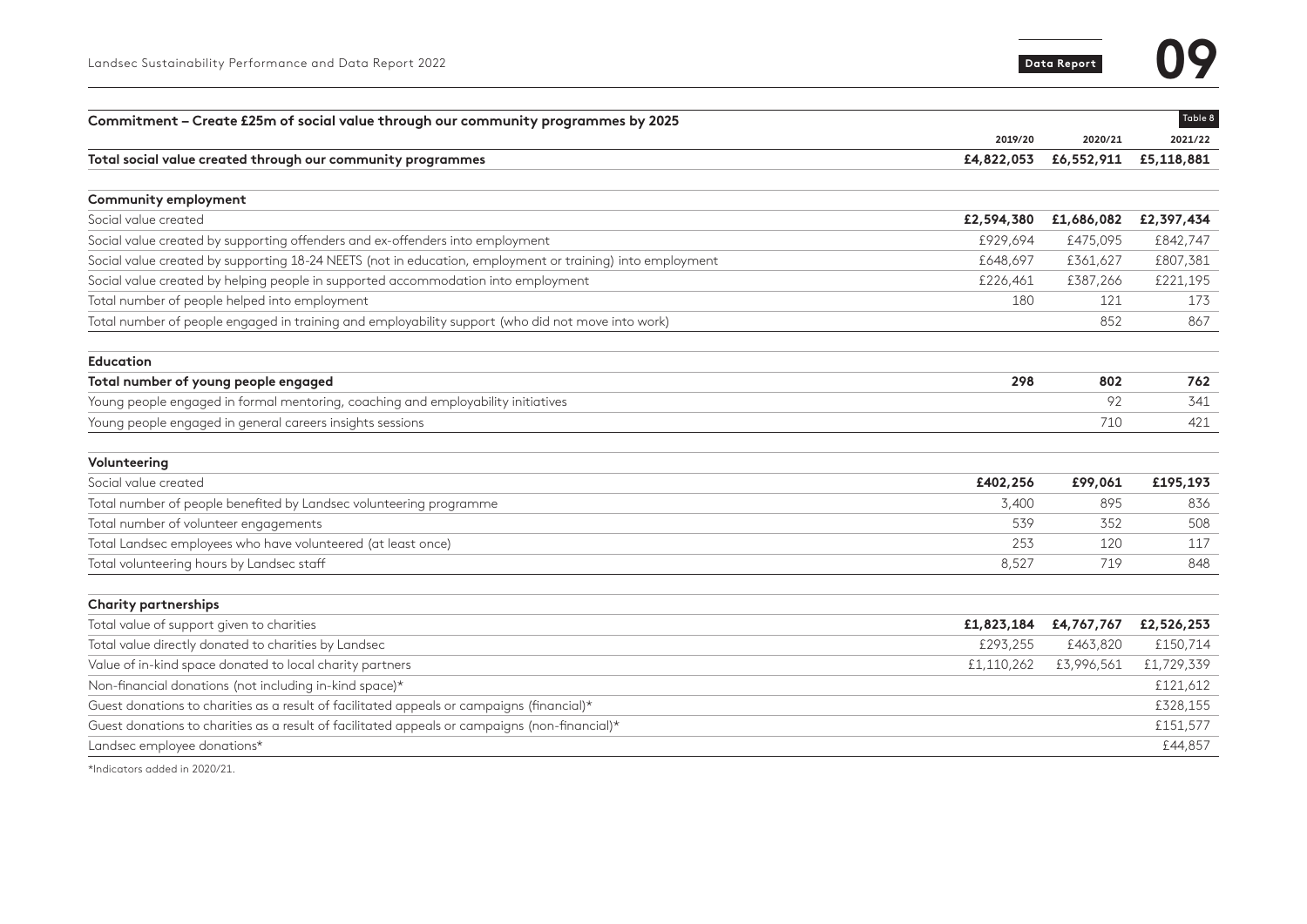## Commitment – Create £25m of social value through our community programmes by 2025

Table 8

| | 2019/20 | 2020/21 | 2021/22 |
|---|---|---|---|
| **Total social value created through our community programmes** | **£4,822,053** | **£6,552,911** | **£5,118,881** |
| **Community employment** | | | |
| Social value created | **£2,594,380** | **£1,686,082** | **£2,397,434** |
| Social value created by supporting offenders and ex-offenders into employment | £929,694 | £475,095 | £842,747 |
| Social value created by supporting 18-24 NEETS (not in education, employment or training) into employment | £648,697 | £361,627 | £807,381 |
| Social value created by helping people in supported accommodation into employment | £226,461 | £387,266 | £221,195 |
| Total number of people helped into employment | 180 | 121 | 173 |
| Total number of people engaged in training and employability support (who did not move into work) | | 852 | 867 |
| **Education** | | | |
| **Total number of young people engaged** | **298** | **802** | **762** |
| Young people engaged in formal mentoring, coaching and employability initiatives | | 92 | 341 |
| Young people engaged in general careers insights sessions | | 710 | 421 |
| **Volunteering** | | | |
| Social value created | **£402,256** | **£99,061** | **£195,193** |
| Total number of people benefited by Landsec volunteering programme | 3,400 | 895 | 836 |
| Total number of volunteer engagements | 539 | 352 | 508 |
| Total Landsec employees who have volunteered (at least once) | 253 | 120 | 117 |
| Total volunteering hours by Landsec staff | 8,527 | 719 | 848 |
| **Charity partnerships** | | | |
| Total value of support given to charities | **£1,823,184** | **£4,767,767** | **£2,526,253** |
| Total value directly donated to charities by Landsec | £293,255 | £463,820 | £150,714 |
| Value of in-kind space donated to local charity partners | £1,110,262 | £3,996,561 | £1,729,339 |
| Non-financial donations (not including in-kind space)* | | | £121,612 |
| Guest donations to charities as a result of facilitated appeals or campaigns (financial)* | | | £328,155 |
| Guest donations to charities as a result of facilitated appeals or campaigns (non-financial)* | | | £151,577 |
| Landsec employee donations* | | | £44,857 |

*Indicators added in 2020/21.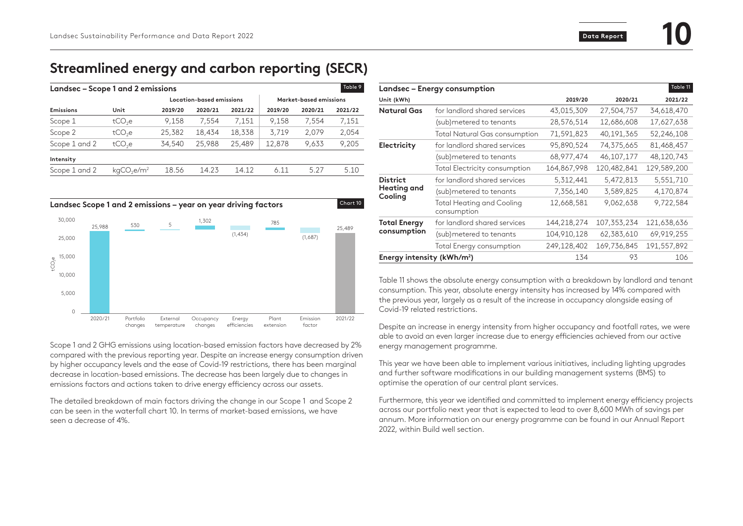# Streamlined energy and carbon reporting (SECR)

**Landsec – Scope 1 and 2 emissions** (Table 9)

| | | Location-based emissions | | | Market-based emissions | | |
|---|---|---|---|---|---|---|---|
| **Emissions** | **Unit** | **2019/20** | **2020/21** | **2021/22** | **2019/20** | **2020/21** | **2021/22** |
| Scope 1 | $tCO_2e$ | 9,158 | 7,554 | 7,151 | 9,158 | 7,554 | 7,151 |
| Scope 2 | $tCO_2e$ | 25,382 | 18,434 | 18,338 | 3,719 | 2,079 | 2,054 |
| Scope 1 and 2 | $tCO_2e$ | 34,540 | 25,988 | 25,489 | 12,878 | 9,633 | 9,205 |
| **Intensity** | | | | | | | |
| Scope 1 and 2 | $kgCO_2e/m^2$ | 18.56 | 14.23 | 14.12 | 6.11 | 5.27 | 5.10 |

**Landsec Scope 1 and 2 emissions – year on year driving factors** (Chart 10)

| | $tCO_2e$ |
|---|---|
| 2020/21 | 25,988 |
| Portfolio changes | 530 |
| External temperature | 5 |
| Occupancy changes | 1,302 |
| Energy efficiencies | (1,434) |
| Plant extension | 785 |
| Emission factor | (1,687) |
| 2021/22 | 25,489 |

Scope 1 and 2 GHG emissions using location-based emission factors have decreased by 2% compared with the previous reporting year. Despite an increase energy consumption driven by higher occupancy levels and the ease of Covid-19 restrictions, there has been marginal decrease in location-based emissions. The decrease has been largely due to changes in emissions factors and actions taken to drive energy efficiency across our assets.

The detailed breakdown of main factors driving the change in our Scope 1 and Scope 2 can be seen in the waterfall chart 10. In terms of market-based emissions, we have seen a decrease of 4%.

**Landsec – Energy consumption** (Table 11)

| Unit (kWh) | | 2019/20 | 2020/21 | 2021/22 |
|---|---|---|---|---|
| **Natural Gas** | for landlord shared services | 43,015,309 | 27,504,757 | 34,618,470 |
| | (sub)metered to tenants | 28,576,514 | 12,686,608 | 17,627,638 |
| | Total Natural Gas consumption | 71,591,823 | 40,191,365 | 52,246,108 |
| **Electricity** | for landlord shared services | 95,890,524 | 74,375,665 | 81,468,457 |
| | (sub)metered to tenants | 68,977,474 | 46,107,177 | 48,120,743 |
| | Total Electricity consumption | 164,867,998 | 120,482,841 | 129,589,200 |
| **District Heating and Cooling** | for landlord shared services | 5,312,441 | 5,472,813 | 5,551,710 |
| | (sub)metered to tenants | 7,356,140 | 3,589,825 | 4,170,874 |
| | Total Heating and Cooling consumption | 12,668,581 | 9,062,638 | 9,722,584 |
| **Total Energy consumption** | for landlord shared services | 144,218,274 | 107,353,234 | 121,638,636 |
| | (sub)metered to tenants | 104,910,128 | 62,383,610 | 69,919,255 |
| | Total Energy consumption | 249,128,402 | 169,736,845 | 191,557,892 |
| **Energy intensity ($kWh/m^2$)** | | 134 | 93 | 106 |

Table 11 shows the absolute energy consumption with a breakdown by landlord and tenant consumption. This year, absolute energy intensity has increased by 14% compared with the previous year, largely as a result of the increase in occupancy alongside easing of Covid-19 related restrictions.

Despite an increase in energy intensity from higher occupancy and footfall rates, we were able to avoid an even larger increase due to energy efficiencies achieved from our active energy management programme.

This year we have been able to implement various initiatives, including lighting upgrades and further software modifications in our building management systems (BMS) to optimise the operation of our central plant services.

Furthermore, this year we identified and committed to implement energy efficiency projects across our portfolio next year that is expected to lead to over 8,600 MWh of savings per annum. More information on our energy programme can be found in our Annual Report 2022, within Build well section.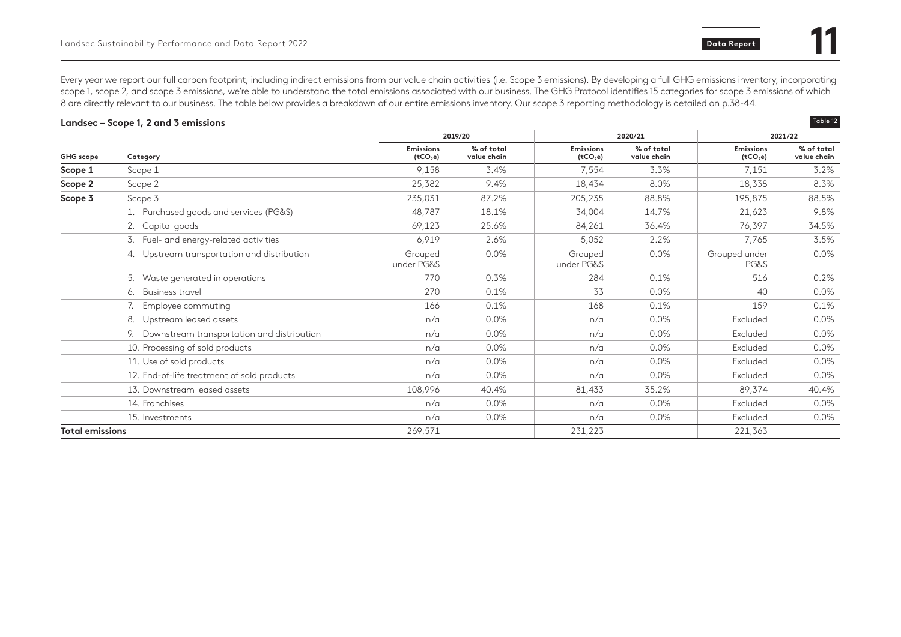Every year we report our full carbon footprint, including indirect emissions from our value chain activities (i.e. Scope 3 emissions). By developing a full GHG emissions inventory, incorporating scope 1, scope 2, and scope 3 emissions, we're able to understand the total emissions associated with our business. The GHG Protocol identifies 15 categories for scope 3 emissions of which 8 are directly relevant to our business. The table below provides a breakdown of our entire emissions inventory. Our scope 3 reporting methodology is detailed on p.38-44.

## Landsec – Scope 1, 2 and 3 emissions

Table 12

| GHG scope | Category | 2019/20 | | 2020/21 | | 2021/22 | |
|---|---|---|---|---|---|---|---|
| | | Emissions ($tCO_2e$) | % of total value chain | Emissions ($tCO_2e$) | % of total value chain | Emissions ($tCO_2e$) | % of total value chain |
| **Scope 1** | Scope 1 | 9,158 | 3.4% | 7,554 | 3.3% | 7,151 | 3.2% |
| **Scope 2** | Scope 2 | 25,382 | 9.4% | 18,434 | 8.0% | 18,338 | 8.3% |
| **Scope 3** | Scope 3 | 235,031 | 87.2% | 205,235 | 88.8% | 195,875 | 88.5% |
| | 1. Purchased goods and services (PG&S) | 48,787 | 18.1% | 34,004 | 14.7% | 21,623 | 9.8% |
| | 2. Capital goods | 69,123 | 25.6% | 84,261 | 36.4% | 76,397 | 34.5% |
| | 3. Fuel- and energy-related activities | 6,919 | 2.6% | 5,052 | 2.2% | 7,765 | 3.5% |
| | 4. Upstream transportation and distribution | Grouped under PG&S | 0.0% | Grouped under PG&S | 0.0% | Grouped under PG&S | 0.0% |
| | 5. Waste generated in operations | 770 | 0.3% | 284 | 0.1% | 516 | 0.2% |
| | 6. Business travel | 270 | 0.1% | 33 | 0.0% | 40 | 0.0% |
| | 7. Employee commuting | 166 | 0.1% | 168 | 0.1% | 159 | 0.1% |
| | 8. Upstream leased assets | n/a | 0.0% | n/a | 0.0% | Excluded | 0.0% |
| | 9. Downstream transportation and distribution | n/a | 0.0% | n/a | 0.0% | Excluded | 0.0% |
| | 10. Processing of sold products | n/a | 0.0% | n/a | 0.0% | Excluded | 0.0% |
| | 11. Use of sold products | n/a | 0.0% | n/a | 0.0% | Excluded | 0.0% |
| | 12. End-of-life treatment of sold products | n/a | 0.0% | n/a | 0.0% | Excluded | 0.0% |
| | 13. Downstream leased assets | 108,996 | 40.4% | 81,433 | 35.2% | 89,374 | 40.4% |
| | 14. Franchises | n/a | 0.0% | n/a | 0.0% | Excluded | 0.0% |
| | 15. Investments | n/a | 0.0% | n/a | 0.0% | Excluded | 0.0% |
| **Total emissions** | | 269,571 | | 231,223 | | 221,363 | |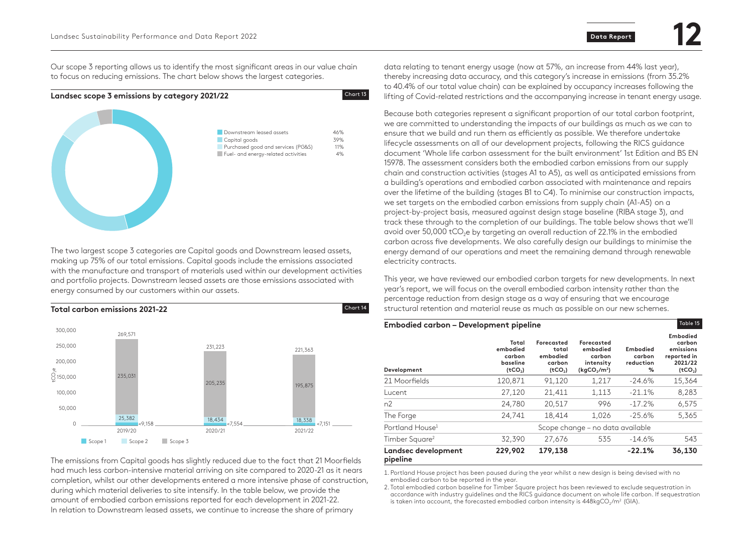Our scope 3 reporting allows us to identify the most significant areas in our value chain to focus on reducing emissions. The chart below shows the largest categories.

**Landsec scope 3 emissions by category 2021/22** Chart 13

| Category | % |
|---|---|
| Downstream leased assets | 46% |
| Capital goods | 39% |
| Purchased good and services (PG&S) | 11% |
| Fuel- and energy-related activities | 4% |

The two largest scope 3 categories are Capital goods and Downstream leased assets, making up 75% of our total emissions. Capital goods include the emissions associated with the manufacture and transport of materials used within our development activities and portfolio projects. Downstream leased assets are those emissions associated with energy consumed by our customers within our assets.

**Total carbon emissions 2021-22** Chart 14

| | 2019/20 | 2020/21 | 2021/22 |
|---|---|---|---|
| Scope 1 | <9,158 | <7,554 | <7,151 |
| Scope 2 | 25,382 | 18,434 | 18,338 |
| Scope 3 | 235,031 | 205,235 | 195,875 |
| Total ($tCO_2e$) | 269,571 | 231,223 | 221,363 |

The emissions from Capital goods has slightly reduced due to the fact that 21 Moorfields had much less carbon-intensive material arriving on site compared to 2020-21 as it nears completion, whilst our other developments entered a more intensive phase of construction, during which material deliveries to site intensify. In the table below, we provide the amount of embodied carbon emissions reported for each development in 2021-22. In relation to Downstream leased assets, we continue to increase the share of primary data relating to tenant energy usage (now at 57%, an increase from 44% last year), thereby increasing data accuracy, and this category's increase in emissions (from 35.2% to 40.4% of our total value chain) can be explained by occupancy increases following the lifting of Covid-related restrictions and the accompanying increase in tenant energy usage.

Because both categories represent a significant proportion of our total carbon footprint, we are committed to understanding the impacts of our buildings as much as we can to ensure that we build and run them as efficiently as possible. We therefore undertake lifecycle assessments on all of our development projects, following the RICS guidance document 'Whole life carbon assessment for the built environment' 1st Edition and BS EN 15978. The assessment considers both the embodied carbon emissions from our supply chain and construction activities (stages A1 to A5), as well as anticipated emissions from a building's operations and embodied carbon associated with maintenance and repairs over the lifetime of the building (stages B1 to C4). To minimise our construction impacts, we set targets on the embodied carbon emissions from supply chain (A1-A5) on a project-by-project basis, measured against design stage baseline (RIBA stage 3), and track these through to the completion of our buildings. The table below shows that we'll avoid over 50,000 $tCO_2e$ by targeting an overall reduction of 22.1% in the embodied carbon across five developments. We also carefully design our buildings to minimise the energy demand of our operations and meet the remaining demand through renewable electricity contracts.

This year, we have reviewed our embodied carbon targets for new developments. In next year's report, we will focus on the overall embodied carbon intensity rather than the percentage reduction from design stage as a way of ensuring that we encourage structural retention and material reuse as much as possible on our new schemes.

**Embodied carbon – Development pipeline** Table 15

| Development | Total embodied carbon baseline ($tCO_2$) | Forecasted total embodied carbon ($tCO_2$) | Forecasted embodied carbon intensity ($kgCO_2/m^2$) | Embodied carbon reduction % | Embodied carbon emissions reported in 2021/22 ($tCO_2$) |
|---|---|---|---|---|---|
| 21 Moorfields | 120,871 | 91,120 | 1,217 | -24.6% | 15,364 |
| Lucent | 27,120 | 21,411 | 1,113 | -21.1% | 8,283 |
| n2 | 24,780 | 20,517 | 996 | -17.2% | 6,575 |
| The Forge | 24,741 | 18,414 | 1,026 | -25.6% | 5,365 |
| Portland House[1] | Scope change – no data available | | | | |
| Timber Square[2] | 32,390 | 27,676 | 535 | -14.6% | 543 |
| **Landsec development pipeline** | **229,902** | **179,138** | | **-22.1%** | **36,130** |

1. Portland House project has been paused during the year whilst a new design is being devised with no embodied carbon to be reported in the year.
2. Total embodied carbon baseline for Timber Square project has been reviewed to exclude sequestration in accordance with industry guidelines and the RICS guidance document on whole life carbon. If sequestration is taken into account, the forecasted embodied carbon intensity is 448$kgCO_2/m^2$ (GIA).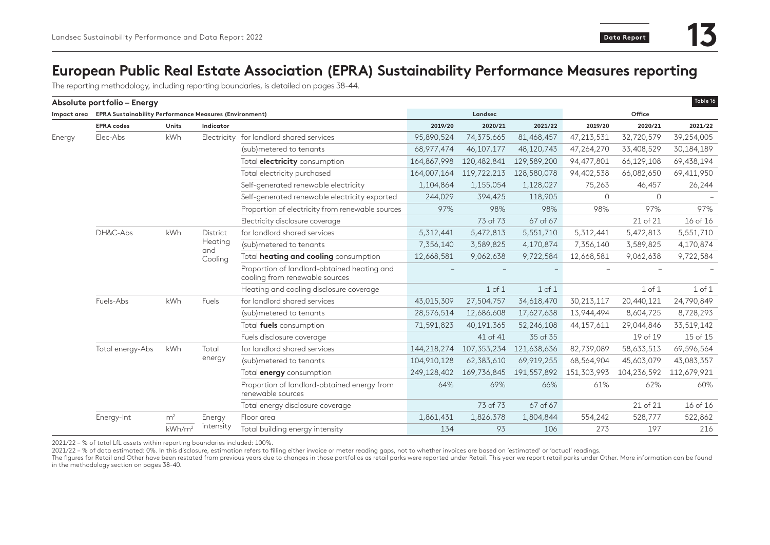# European Public Real Estate Association (EPRA) Sustainability Performance Measures reporting

The reporting methodology, including reporting boundaries, is detailed on pages 38-44.

## Absolute portfolio – Energy

Table 16

| Impact area | EPRA Sustainability Performance Measures (Environment) | | | | Landsec | | | Office | | |
|---|---|---|---|---|---|---|---|---|---|---|
| | **EPRA codes** | **Units** | **Indicator** | | **2019/20** | **2020/21** | **2021/22** | **2019/20** | **2020/21** | **2021/22** |
| Energy | Elec-Abs | kWh | Electricity | for landlord shared services | 95,890,524 | 74,375,665 | 81,468,457 | 47,213,531 | 32,720,579 | 39,254,005 |
| | | | | (sub)metered to tenants | 68,977,474 | 46,107,177 | 48,120,743 | 47,264,270 | 33,408,529 | 30,184,189 |
| | | | | Total **electricity** consumption | 164,867,998 | 120,482,841 | 129,589,200 | 94,477,801 | 66,129,108 | 69,438,194 |
| | | | | Total electricity purchased | 164,007,164 | 119,722,213 | 128,580,078 | 94,402,538 | 66,082,650 | 69,411,950 |
| | | | | Self-generated renewable electricity | 1,104,864 | 1,155,054 | 1,128,027 | 75,263 | 46,457 | 26,244 |
| | | | | Self-generated renewable electricity exported | 244,029 | 394,425 | 118,905 | 0 | 0 | – |
| | | | | Proportion of electricity from renewable sources | 97% | 98% | 98% | 98% | 97% | 97% |
| | | | | Electricity disclosure coverage | | 73 of 73 | 67 of 67 | | 21 of 21 | 16 of 16 |
| | DH&C-Abs | kWh | District Heating and Cooling | for landlord shared services | 5,312,441 | 5,472,813 | 5,551,710 | 5,312,441 | 5,472,813 | 5,551,710 |
| | | | | (sub)metered to tenants | 7,356,140 | 3,589,825 | 4,170,874 | 7,356,140 | 3,589,825 | 4,170,874 |
| | | | | Total **heating and cooling** consumption | 12,668,581 | 9,062,638 | 9,722,584 | 12,668,581 | 9,062,638 | 9,722,584 |
| | | | | Proportion of landlord-obtained heating and cooling from renewable sources | – | – | – | – | – | – |
| | | | | Heating and cooling disclosure coverage | | 1 of 1 | 1 of 1 | | 1 of 1 | 1 of 1 |
| | Fuels-Abs | kWh | Fuels | for landlord shared services | 43,015,309 | 27,504,757 | 34,618,470 | 30,213,117 | 20,440,121 | 24,790,849 |
| | | | | (sub)metered to tenants | 28,576,514 | 12,686,608 | 17,627,638 | 13,944,494 | 8,604,725 | 8,728,293 |
| | | | | Total **fuels** consumption | 71,591,823 | 40,191,365 | 52,246,108 | 44,157,611 | 29,044,846 | 33,519,142 |
| | | | | Fuels disclosure coverage | | 41 of 41 | 35 of 35 | | 19 of 19 | 15 of 15 |
| | Total energy-Abs | kWh | Total energy | for landlord shared services | 144,218,274 | 107,353,234 | 121,638,636 | 82,739,089 | 58,633,513 | 69,596,564 |
| | | | | (sub)metered to tenants | 104,910,128 | 62,383,610 | 69,919,255 | 68,564,904 | 45,603,079 | 43,083,357 |
| | | | | Total **energy** consumption | 249,128,402 | 169,736,845 | 191,557,892 | 151,303,993 | 104,236,592 | 112,679,921 |
| | | | | Proportion of landlord-obtained energy from renewable sources | 64% | 69% | 66% | 61% | 62% | 60% |
| | | | | Total energy disclosure coverage | | 73 of 73 | 67 of 67 | | 21 of 21 | 16 of 16 |
| | Energy-Int | $m^2$ | Energy intensity | Floor area | 1,861,431 | 1,826,378 | 1,804,844 | 554,242 | 528,777 | 522,862 |
| | | $kWh/m^2$ | | Total building energy intensity | 134 | 93 | 106 | 273 | 197 | 216 |

2021/22 – % of total LfL assets within reporting boundaries included: 100%.
2021/22 – % of data estimated: 0%. In this disclosure, estimation refers to filling either invoice or meter reading gaps, not to whether invoices are based on 'estimated' or 'actual' readings.
The figures for Retail and Other have been restated from previous years due to changes in those portfolios as retail parks were reported under Retail. This year we report retail parks under Other. More information can be found in the methodology section on pages 38-40.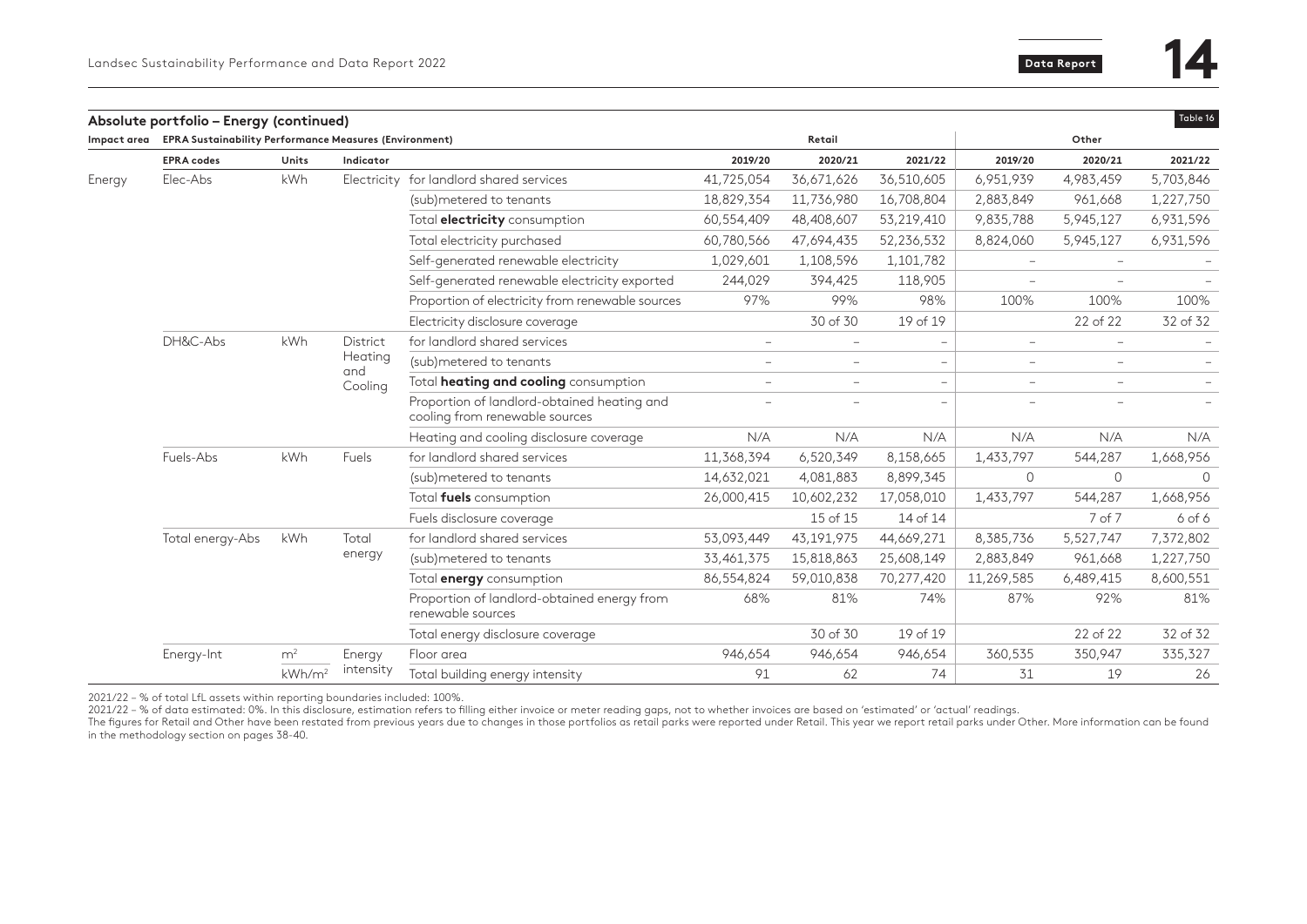## Absolute portfolio – Energy (continued)

Table 16

| Impact area | EPRA Sustainability Performance Measures (Environment) | | | | Retail | | | Other | | |
|---|---|---|---|---|---|---|---|---|---|---|
| | **EPRA codes** | **Units** | **Indicator** | | **2019/20** | **2020/21** | **2021/22** | **2019/20** | **2020/21** | **2021/22** |
| Energy | Elec-Abs | kWh | Electricity | for landlord shared services | 41,725,054 | 36,671,626 | 36,510,605 | 6,951,939 | 4,983,459 | 5,703,846 |
| | | | | (sub)metered to tenants | 18,829,354 | 11,736,980 | 16,708,804 | 2,883,849 | 961,668 | 1,227,750 |
| | | | | Total **electricity** consumption | 60,554,409 | 48,408,607 | 53,219,410 | 9,835,788 | 5,945,127 | 6,931,596 |
| | | | | Total electricity purchased | 60,780,566 | 47,694,435 | 52,236,532 | 8,824,060 | 5,945,127 | 6,931,596 |
| | | | | Self-generated renewable electricity | 1,029,601 | 1,108,596 | 1,101,782 | – | – | – |
| | | | | Self-generated renewable electricity exported | 244,029 | 394,425 | 118,905 | – | – | – |
| | | | | Proportion of electricity from renewable sources | 97% | 99% | 98% | 100% | 100% | 100% |
| | | | | Electricity disclosure coverage | | 30 of 30 | 19 of 19 | | 22 of 22 | 32 of 32 |
| | DH&C-Abs | kWh | District Heating and Cooling | for landlord shared services | – | – | – | – | – | – |
| | | | | (sub)metered to tenants | – | – | – | – | – | – |
| | | | | Total **heating and cooling** consumption | – | – | – | – | – | – |
| | | | | Proportion of landlord-obtained heating and cooling from renewable sources | – | – | – | – | – | – |
| | | | | Heating and cooling disclosure coverage | N/A | N/A | N/A | N/A | N/A | N/A |
| | Fuels-Abs | kWh | Fuels | for landlord shared services | 11,368,394 | 6,520,349 | 8,158,665 | 1,433,797 | 544,287 | 1,668,956 |
| | | | | (sub)metered to tenants | 14,632,021 | 4,081,883 | 8,899,345 | 0 | 0 | 0 |
| | | | | Total **fuels** consumption | 26,000,415 | 10,602,232 | 17,058,010 | 1,433,797 | 544,287 | 1,668,956 |
| | | | | Fuels disclosure coverage | | 15 of 15 | 14 of 14 | | 7 of 7 | 6 of 6 |
| | Total energy-Abs | kWh | Total energy | for landlord shared services | 53,093,449 | 43,191,975 | 44,669,271 | 8,385,736 | 5,527,747 | 7,372,802 |
| | | | | (sub)metered to tenants | 33,461,375 | 15,818,863 | 25,608,149 | 2,883,849 | 961,668 | 1,227,750 |
| | | | | Total **energy** consumption | 86,554,824 | 59,010,838 | 70,277,420 | 11,269,585 | 6,489,415 | 8,600,551 |
| | | | | Proportion of landlord-obtained energy from renewable sources | 68% | 81% | 74% | 87% | 92% | 81% |
| | | | | Total energy disclosure coverage | | 30 of 30 | 19 of 19 | | 22 of 22 | 32 of 32 |
| | Energy-Int | $m^2$ | Energy intensity | Floor area | 946,654 | 946,654 | 946,654 | 360,535 | 350,947 | 335,327 |
| | | $kWh/m^2$ | | Total building energy intensity | 91 | 62 | 74 | 31 | 19 | 26 |

2021/22 – % of total LfL assets within reporting boundaries included: 100%.
2021/22 – % of data estimated: 0%. In this disclosure, estimation refers to filling either invoice or meter reading gaps, not to whether invoices are based on 'estimated' or 'actual' readings.
The figures for Retail and Other have been restated from previous years due to changes in those portfolios as retail parks were reported under Retail. This year we report retail parks under Other. More information can be found in the methodology section on pages 38-40.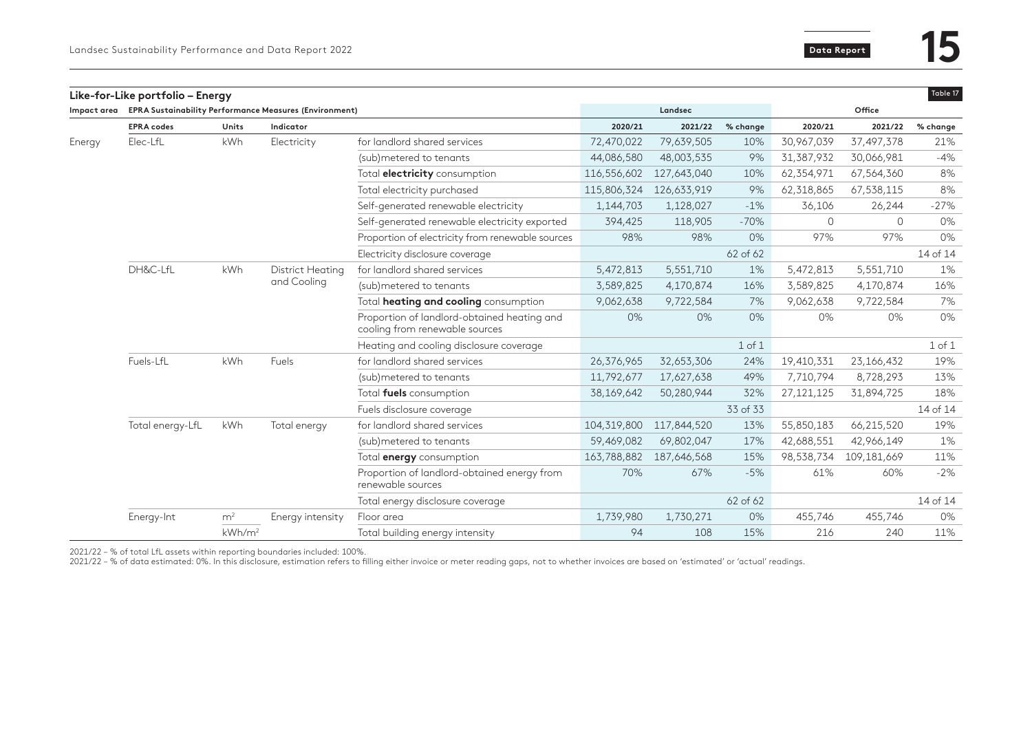## Like-for-Like portfolio – Energy

Table 17

| Impact area | EPRA Sustainability Performance Measures (Environment) | | | | Landsec | | | Office | | |
|---|---|---|---|---|---|---|---|---|---|---|
| | EPRA codes | Units | Indicator | | 2020/21 | 2021/22 | % change | 2020/21 | 2021/22 | % change |
| Energy | Elec-LfL | kWh | Electricity | for landlord shared services | 72,470,022 | 79,639,505 | 10% | 30,967,039 | 37,497,378 | 21% |
| | | | | (sub)metered to tenants | 44,086,580 | 48,003,535 | 9% | 31,387,932 | 30,066,981 | -4% |
| | | | | Total **electricity** consumption | 116,556,602 | 127,643,040 | 10% | 62,354,971 | 67,564,360 | 8% |
| | | | | Total electricity purchased | 115,806,324 | 126,633,919 | 9% | 62,318,865 | 67,538,115 | 8% |
| | | | | Self-generated renewable electricity | 1,144,703 | 1,128,027 | -1% | 36,106 | 26,244 | -27% |
| | | | | Self-generated renewable electricity exported | 394,425 | 118,905 | -70% | 0 | 0 | 0% |
| | | | | Proportion of electricity from renewable sources | 98% | 98% | 0% | 97% | 97% | 0% |
| | | | | Electricity disclosure coverage | | | 62 of 62 | | | 14 of 14 |
| | DH&C-LfL | kWh | District Heating and Cooling | for landlord shared services | 5,472,813 | 5,551,710 | 1% | 5,472,813 | 5,551,710 | 1% |
| | | | | (sub)metered to tenants | 3,589,825 | 4,170,874 | 16% | 3,589,825 | 4,170,874 | 16% |
| | | | | Total **heating and cooling** consumption | 9,062,638 | 9,722,584 | 7% | 9,062,638 | 9,722,584 | 7% |
| | | | | Proportion of landlord-obtained heating and cooling from renewable sources | 0% | 0% | 0% | 0% | 0% | 0% |
| | | | | Heating and cooling disclosure coverage | | | 1 of 1 | | | 1 of 1 |
| | Fuels-LfL | kWh | Fuels | for landlord shared services | 26,376,965 | 32,653,306 | 24% | 19,410,331 | 23,166,432 | 19% |
| | | | | (sub)metered to tenants | 11,792,677 | 17,627,638 | 49% | 7,710,794 | 8,728,293 | 13% |
| | | | | Total **fuels** consumption | 38,169,642 | 50,280,944 | 32% | 27,121,125 | 31,894,725 | 18% |
| | | | | Fuels disclosure coverage | | | 33 of 33 | | | 14 of 14 |
| | Total energy-LfL | kWh | Total energy | for landlord shared services | 104,319,800 | 117,844,520 | 13% | 55,850,183 | 66,215,520 | 19% |
| | | | | (sub)metered to tenants | 59,469,082 | 69,802,047 | 17% | 42,688,551 | 42,966,149 | 1% |
| | | | | Total **energy** consumption | 163,788,882 | 187,646,568 | 15% | 98,538,734 | 109,181,669 | 11% |
| | | | | Proportion of landlord-obtained energy from renewable sources | 70% | 67% | -5% | 61% | 60% | -2% |
| | | | | Total energy disclosure coverage | | | 62 of 62 | | | 14 of 14 |
| | Energy-Int | $m^2$ | Energy intensity | Floor area | 1,739,980 | 1,730,271 | 0% | 455,746 | 455,746 | 0% |
| | | $kWh/m^2$ | | Total building energy intensity | 94 | 108 | 15% | 216 | 240 | 11% |

2021/22 – % of total LfL assets within reporting boundaries included: 100%.
2021/22 – % of data estimated: 0%. In this disclosure, estimation refers to filling either invoice or meter reading gaps, not to whether invoices are based on 'estimated' or 'actual' readings.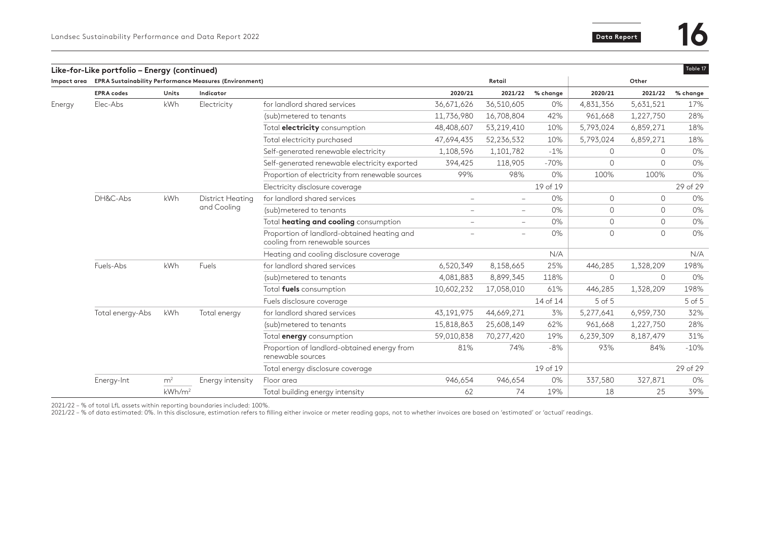## Like-for-Like portfolio – Energy (continued)

Table 17

| Impact area | EPRA Sustainability Performance Measures (Environment) | | | | Retail | | | Other | | |
|---|---|---|---|---|---|---|---|---|---|---|
| | **EPRA codes** | **Units** | **Indicator** | | **2020/21** | **2021/22** | **% change** | **2020/21** | **2021/22** | **% change** |
| Energy | Elec-Abs | kWh | Electricity | for landlord shared services | 36,671,626 | 36,510,605 | 0% | 4,831,356 | 5,631,521 | 17% |
| | | | | (sub)metered to tenants | 11,736,980 | 16,708,804 | 42% | 961,668 | 1,227,750 | 28% |
| | | | | Total **electricity** consumption | 48,408,607 | 53,219,410 | 10% | 5,793,024 | 6,859,271 | 18% |
| | | | | Total electricity purchased | 47,694,435 | 52,236,532 | 10% | 5,793,024 | 6,859,271 | 18% |
| | | | | Self-generated renewable electricity | 1,108,596 | 1,101,782 | -1% | 0 | 0 | 0% |
| | | | | Self-generated renewable electricity exported | 394,425 | 118,905 | -70% | 0 | 0 | 0% |
| | | | | Proportion of electricity from renewable sources | 99% | 98% | 0% | 100% | 100% | 0% |
| | | | | Electricity disclosure coverage | | | 19 of 19 | | | 29 of 29 |
| | DH&C-Abs | kWh | District Heating and Cooling | for landlord shared services | – | – | 0% | 0 | 0 | 0% |
| | | | | (sub)metered to tenants | – | – | 0% | 0 | 0 | 0% |
| | | | | Total **heating and cooling** consumption | – | – | 0% | 0 | 0 | 0% |
| | | | | Proportion of landlord-obtained heating and cooling from renewable sources | – | – | 0% | 0 | 0 | 0% |
| | | | | Heating and cooling disclosure coverage | | | N/A | | | N/A |
| | Fuels-Abs | kWh | Fuels | for landlord shared services | 6,520,349 | 8,158,665 | 25% | 446,285 | 1,328,209 | 198% |
| | | | | (sub)metered to tenants | 4,081,883 | 8,899,345 | 118% | 0 | 0 | 0% |
| | | | | Total **fuels** consumption | 10,602,232 | 17,058,010 | 61% | 446,285 | 1,328,209 | 198% |
| | | | | Fuels disclosure coverage | | | 14 of 14 | 5 of 5 | | 5 of 5 |
| | Total energy-Abs | kWh | Total energy | for landlord shared services | 43,191,975 | 44,669,271 | 3% | 5,277,641 | 6,959,730 | 32% |
| | | | | (sub)metered to tenants | 15,818,863 | 25,608,149 | 62% | 961,668 | 1,227,750 | 28% |
| | | | | Total **energy** consumption | 59,010,838 | 70,277,420 | 19% | 6,239,309 | 8,187,479 | 31% |
| | | | | Proportion of landlord-obtained energy from renewable sources | 81% | 74% | -8% | 93% | 84% | -10% |
| | | | | Total energy disclosure coverage | | | 19 of 19 | | | 29 of 29 |
| | Energy-Int | $m^2$ | Energy intensity | Floor area | 946,654 | 946,654 | 0% | 337,580 | 327,871 | 0% |
| | | $kWh/m^2$ | | Total building energy intensity | 62 | 74 | 19% | 18 | 25 | 39% |

2021/22 – % of total LfL assets within reporting boundaries included: 100%.
2021/22 – % of data estimated: 0%. In this disclosure, estimation refers to filling either invoice or meter reading gaps, not to whether invoices are based on 'estimated' or 'actual' readings.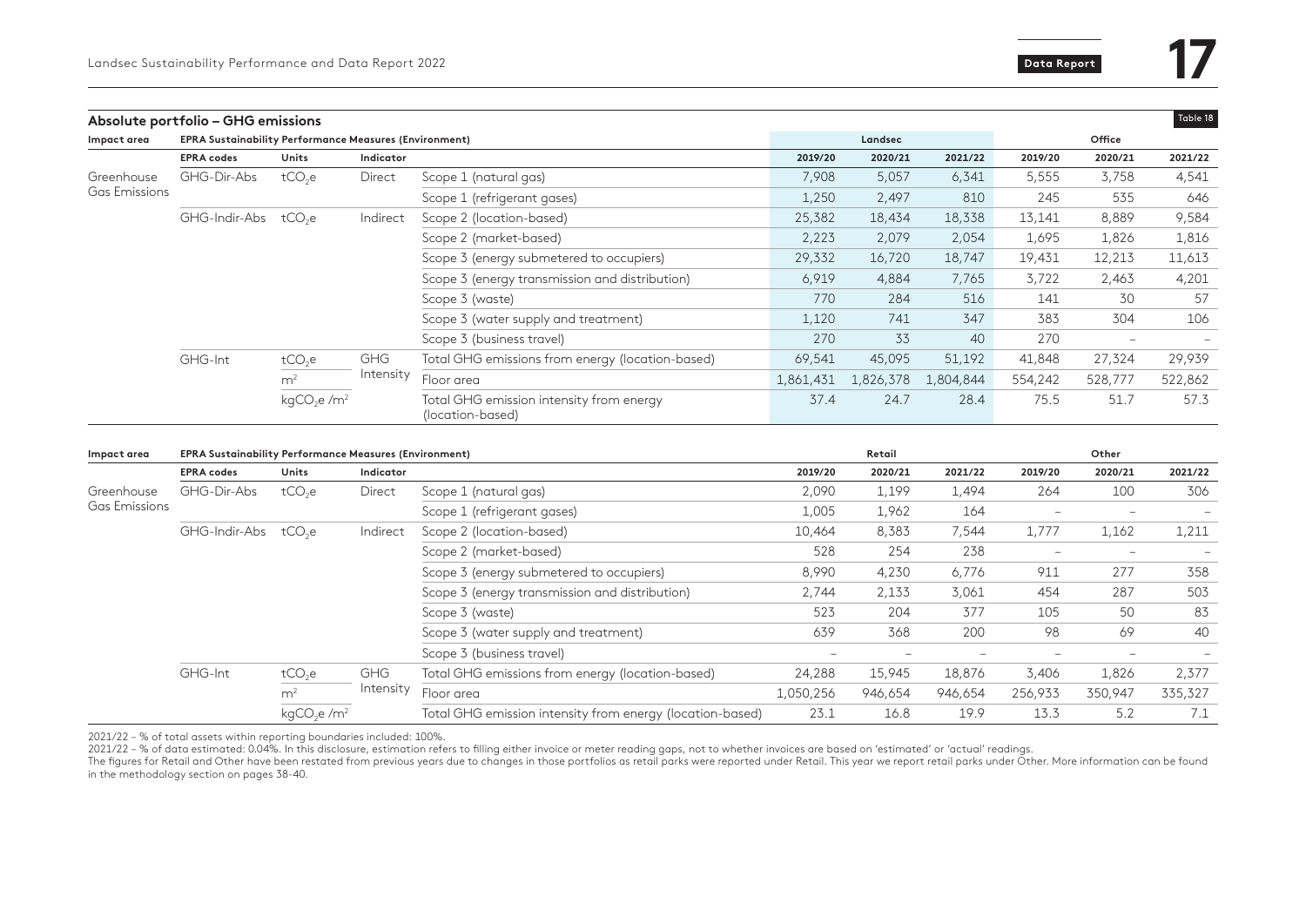## Absolute portfolio – GHG emissions

Table 18

| Impact area | EPRA Sustainability Performance Measures (Environment) | | | | Landsec | | | Office | | |
|---|---|---|---|---|---|---|---|---|---|---|
| | **EPRA codes** | **Units** | **Indicator** | | **2019/20** | **2020/21** | **2021/22** | **2019/20** | **2020/21** | **2021/22** |
| Greenhouse Gas Emissions | GHG-Dir-Abs | $tCO_2e$ | Direct | Scope 1 (natural gas) | 7,908 | 5,057 | 6,341 | 5,555 | 3,758 | 4,541 |
| | | | | Scope 1 (refrigerant gases) | 1,250 | 2,497 | 810 | 245 | 535 | 646 |
| | GHG-Indir-Abs | $tCO_2e$ | Indirect | Scope 2 (location-based) | 25,382 | 18,434 | 18,338 | 13,141 | 8,889 | 9,584 |
| | | | | Scope 2 (market-based) | 2,223 | 2,079 | 2,054 | 1,695 | 1,826 | 1,816 |
| | | | | Scope 3 (energy submetered to occupiers) | 29,332 | 16,720 | 18,747 | 19,431 | 12,213 | 11,613 |
| | | | | Scope 3 (energy transmission and distribution) | 6,919 | 4,884 | 7,765 | 3,722 | 2,463 | 4,201 |
| | | | | Scope 3 (waste) | 770 | 284 | 516 | 141 | 30 | 57 |
| | | | | Scope 3 (water supply and treatment) | 1,120 | 741 | 347 | 383 | 304 | 106 |
| | | | | Scope 3 (business travel) | 270 | 33 | 40 | 270 | – | – |
| | GHG-Int | $tCO_2e$ | GHG Intensity | Total GHG emissions from energy (location-based) | 69,541 | 45,095 | 51,192 | 41,848 | 27,324 | 29,939 |
| | | $m^2$ | | Floor area | 1,861,431 | 1,826,378 | 1,804,844 | 554,242 | 528,777 | 522,862 |
| | | $kgCO_2e/m^2$ | | Total GHG emission intensity from energy (location-based) | 37.4 | 24.7 | 28.4 | 75.5 | 51.7 | 57.3 |

| Impact area | EPRA Sustainability Performance Measures (Environment) | | | | Retail | | | Other | | |
|---|---|---|---|---|---|---|---|---|---|---|
| | **EPRA codes** | **Units** | **Indicator** | | **2019/20** | **2020/21** | **2021/22** | **2019/20** | **2020/21** | **2021/22** |
| Greenhouse Gas Emissions | GHG-Dir-Abs | $tCO_2e$ | Direct | Scope 1 (natural gas) | 2,090 | 1,199 | 1,494 | 264 | 100 | 306 |
| | | | | Scope 1 (refrigerant gases) | 1,005 | 1,962 | 164 | – | – | – |
| | GHG-Indir-Abs | $tCO_2e$ | Indirect | Scope 2 (location-based) | 10,464 | 8,383 | 7,544 | 1,777 | 1,162 | 1,211 |
| | | | | Scope 2 (market-based) | 528 | 254 | 238 | – | – | – |
| | | | | Scope 3 (energy submetered to occupiers) | 8,990 | 4,230 | 6,776 | 911 | 277 | 358 |
| | | | | Scope 3 (energy transmission and distribution) | 2,744 | 2,133 | 3,061 | 454 | 287 | 503 |
| | | | | Scope 3 (waste) | 523 | 204 | 377 | 105 | 50 | 83 |
| | | | | Scope 3 (water supply and treatment) | 639 | 368 | 200 | 98 | 69 | 40 |
| | | | | Scope 3 (business travel) | – | – | – | – | – | – |
| | GHG-Int | $tCO_2e$ | GHG Intensity | Total GHG emissions from energy (location-based) | 24,288 | 15,945 | 18,876 | 3,406 | 1,826 | 2,377 |
| | | $m^2$ | | Floor area | 1,050,256 | 946,654 | 946,654 | 256,933 | 350,947 | 335,327 |
| | | $kgCO_2e/m^2$ | | Total GHG emission intensity from energy (location-based) | 23.1 | 16.8 | 19.9 | 13.3 | 5.2 | 7.1 |

2021/22 – % of total assets within reporting boundaries included: 100%.
2021/22 – % of data estimated: 0.04%. In this disclosure, estimation refers to filling either invoice or meter reading gaps, not to whether invoices are based on 'estimated' or 'actual' readings.
The figures for Retail and Other have been restated from previous years due to changes in those portfolios as retail parks were reported under Retail. This year we report retail parks under Other. More information can be found in the methodology section on pages 38-40.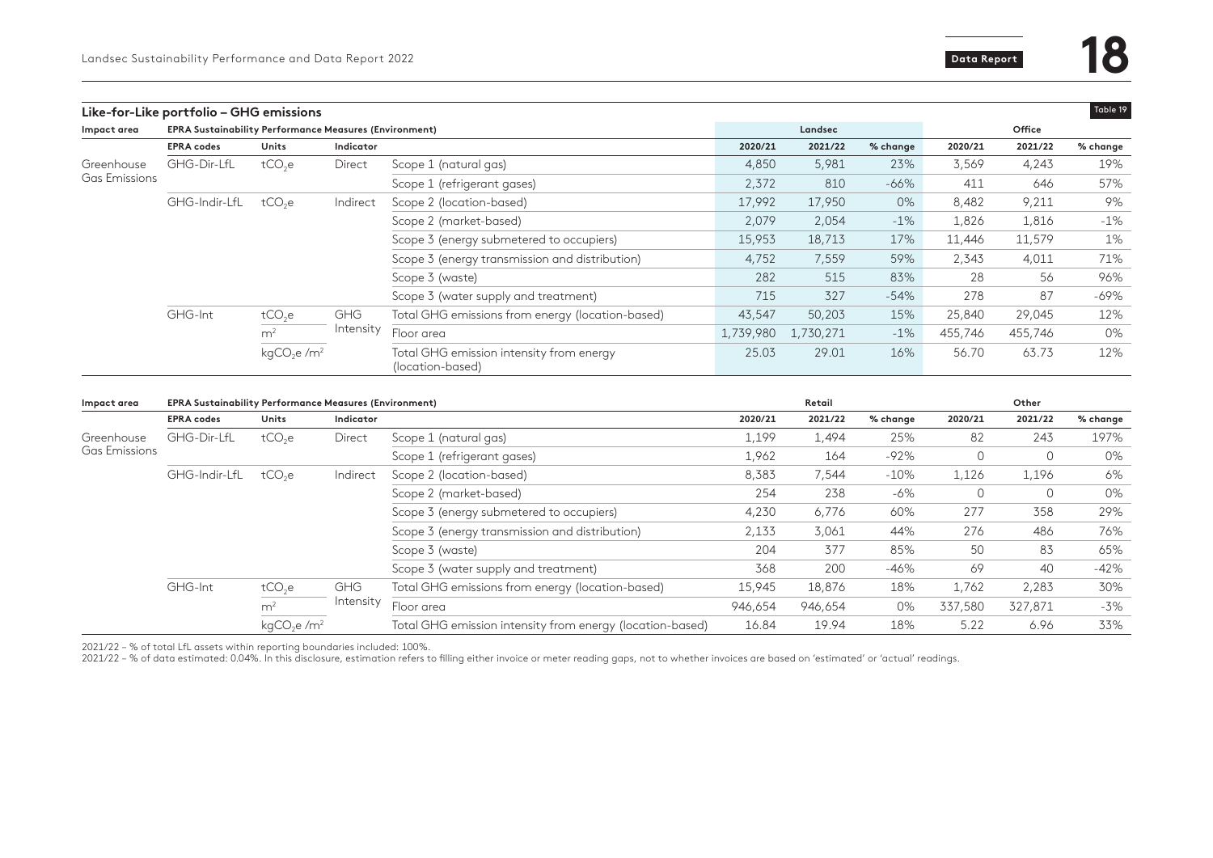## Like-for-Like portfolio – GHG emissions

Table 19

| Impact area | EPRA Sustainability Performance Measures (Environment) | | | | Landsec | | | Office | | |
|---|---|---|---|---|---|---|---|---|---|---|
| | **EPRA codes** | **Units** | **Indicator** | | **2020/21** | **2021/22** | **% change** | **2020/21** | **2021/22** | **% change** |
| Greenhouse Gas Emissions | GHG-Dir-LfL | $tCO_2e$ | Direct | Scope 1 (natural gas) | 4,850 | 5,981 | 23% | 3,569 | 4,243 | 19% |
| | | | | Scope 1 (refrigerant gases) | 2,372 | 810 | -66% | 411 | 646 | 57% |
| | GHG-Indir-LfL | $tCO_2e$ | Indirect | Scope 2 (location-based) | 17,992 | 17,950 | 0% | 8,482 | 9,211 | 9% |
| | | | | Scope 2 (market-based) | 2,079 | 2,054 | -1% | 1,826 | 1,816 | -1% |
| | | | | Scope 3 (energy submetered to occupiers) | 15,953 | 18,713 | 17% | 11,446 | 11,579 | 1% |
| | | | | Scope 3 (energy transmission and distribution) | 4,752 | 7,559 | 59% | 2,343 | 4,011 | 71% |
| | | | | Scope 3 (waste) | 282 | 515 | 83% | 28 | 56 | 96% |
| | | | | Scope 3 (water supply and treatment) | 715 | 327 | -54% | 278 | 87 | -69% |
| | GHG-Int | $tCO_2e$ | GHG Intensity | Total GHG emissions from energy (location-based) | 43,547 | 50,203 | 15% | 25,840 | 29,045 | 12% |
| | | $m^2$ | | Floor area | 1,739,980 | 1,730,271 | -1% | 455,746 | 455,746 | 0% |
| | | $kgCO_2e/m^2$ | | Total GHG emission intensity from energy (location-based) | 25.03 | 29.01 | 16% | 56.70 | 63.73 | 12% |

| Impact area | EPRA Sustainability Performance Measures (Environment) | | | | Retail | | | Other | | |
|---|---|---|---|---|---|---|---|---|---|---|
| | **EPRA codes** | **Units** | **Indicator** | | **2020/21** | **2021/22** | **% change** | **2020/21** | **2021/22** | **% change** |
| Greenhouse Gas Emissions | GHG-Dir-LfL | $tCO_2e$ | Direct | Scope 1 (natural gas) | 1,199 | 1,494 | 25% | 82 | 243 | 197% |
| | | | | Scope 1 (refrigerant gases) | 1,962 | 164 | -92% | 0 | 0 | 0% |
| | GHG-Indir-LfL | $tCO_2e$ | Indirect | Scope 2 (location-based) | 8,383 | 7,544 | -10% | 1,126 | 1,196 | 6% |
| | | | | Scope 2 (market-based) | 254 | 238 | -6% | 0 | 0 | 0% |
| | | | | Scope 3 (energy submetered to occupiers) | 4,230 | 6,776 | 60% | 277 | 358 | 29% |
| | | | | Scope 3 (energy transmission and distribution) | 2,133 | 3,061 | 44% | 276 | 486 | 76% |
| | | | | Scope 3 (waste) | 204 | 377 | 85% | 50 | 83 | 65% |
| | | | | Scope 3 (water supply and treatment) | 368 | 200 | -46% | 69 | 40 | -42% |
| | GHG-Int | $tCO_2e$ | GHG Intensity | Total GHG emissions from energy (location-based) | 15,945 | 18,876 | 18% | 1,762 | 2,283 | 30% |
| | | $m^2$ | | Floor area | 946,654 | 946,654 | 0% | 337,580 | 327,871 | -3% |
| | | $kgCO_2e/m^2$ | | Total GHG emission intensity from energy (location-based) | 16.84 | 19.94 | 18% | 5.22 | 6.96 | 33% |

2021/22 – % of total LfL assets within reporting boundaries included: 100%.
2021/22 – % of data estimated: 0.04%. In this disclosure, estimation refers to filling either invoice or meter reading gaps, not to whether invoices are based on 'estimated' or 'actual' readings.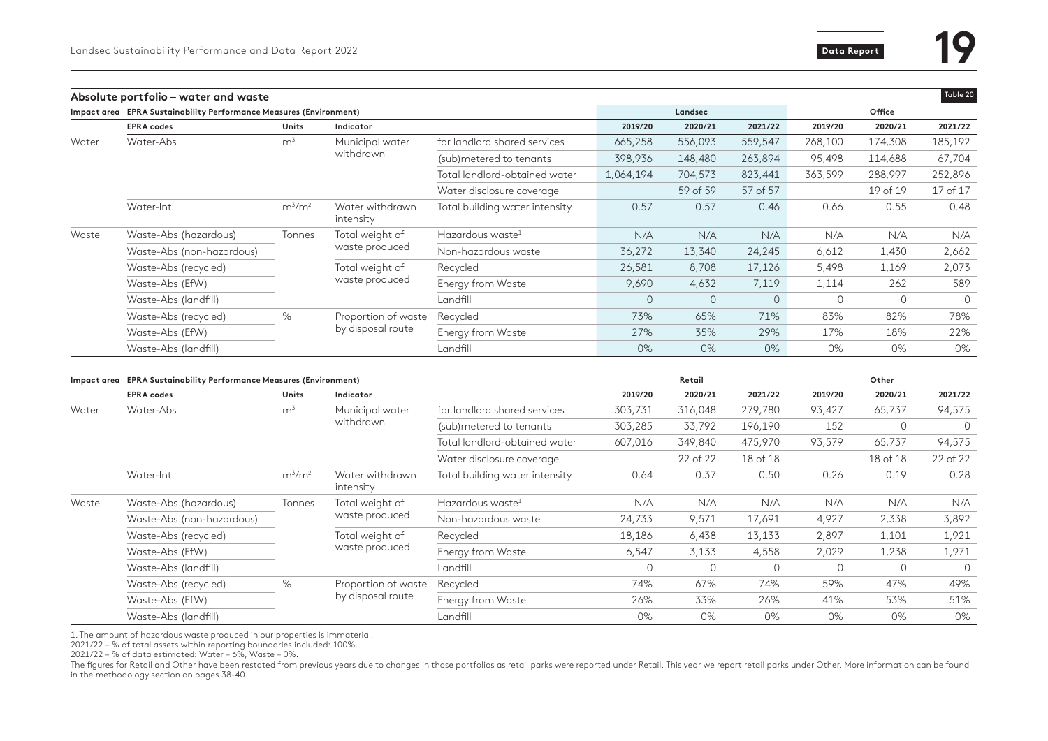## Absolute portfolio – water and waste

Table 20

| Impact area | EPRA Sustainability Performance Measures (Environment) | | | | Landsec | | | Office | | |
|---|---|---|---|---|---|---|---|---|---|---|
| | EPRA codes | Units | Indicator | | 2019/20 | 2020/21 | 2021/22 | 2019/20 | 2020/21 | 2021/22 |
| Water | Water-Abs | $m^3$ | Municipal water withdrawn | for landlord shared services | 665,258 | 556,093 | 559,547 | 268,100 | 174,308 | 185,192 |
| | | | | (sub)metered to tenants | 398,936 | 148,480 | 263,894 | 95,498 | 114,688 | 67,704 |
| | | | | Total landlord-obtained water | 1,064,194 | 704,573 | 823,441 | 363,599 | 288,997 | 252,896 |
| | | | | Water disclosure coverage | | 59 of 59 | 57 of 57 | | 19 of 19 | 17 of 17 |
| | Water-Int | $m^3/m^2$ | Water withdrawn intensity | Total building water intensity | 0.57 | 0.57 | 0.46 | 0.66 | 0.55 | 0.48 |
| Waste | Waste-Abs (hazardous) | Tonnes | Total weight of waste produced | Hazardous waste[1] | N/A | N/A | N/A | N/A | N/A | N/A |
| | Waste-Abs (non-hazardous) | | | Non-hazardous waste | 36,272 | 13,340 | 24,245 | 6,612 | 1,430 | 2,662 |
| | Waste-Abs (recycled) | | Total weight of waste produced | Recycled | 26,581 | 8,708 | 17,126 | 5,498 | 1,169 | 2,073 |
| | Waste-Abs (EfW) | | | Energy from Waste | 9,690 | 4,632 | 7,119 | 1,114 | 262 | 589 |
| | Waste-Abs (landfill) | | | Landfill | 0 | 0 | 0 | 0 | 0 | 0 |
| | Waste-Abs (recycled) | % | Proportion of waste by disposal route | Recycled | 73% | 65% | 71% | 83% | 82% | 78% |
| | Waste-Abs (EfW) | | | Energy from Waste | 27% | 35% | 29% | 17% | 18% | 22% |
| | Waste-Abs (landfill) | | | Landfill | 0% | 0% | 0% | 0% | 0% | 0% |

| Impact area | EPRA Sustainability Performance Measures (Environment) | | | | Retail | | | Other | | |
|---|---|---|---|---|---|---|---|---|---|---|
| | EPRA codes | Units | Indicator | | 2019/20 | 2020/21 | 2021/22 | 2019/20 | 2020/21 | 2021/22 |
| Water | Water-Abs | $m^3$ | Municipal water withdrawn | for landlord shared services | 303,731 | 316,048 | 279,780 | 93,427 | 65,737 | 94,575 |
| | | | | (sub)metered to tenants | 303,285 | 33,792 | 196,190 | 152 | 0 | 0 |
| | | | | Total landlord-obtained water | 607,016 | 349,840 | 475,970 | 93,579 | 65,737 | 94,575 |
| | | | | Water disclosure coverage | | 22 of 22 | 18 of 18 | | 18 of 18 | 22 of 22 |
| | Water-Int | $m^3/m^2$ | Water withdrawn intensity | Total building water intensity | 0.64 | 0.37 | 0.50 | 0.26 | 0.19 | 0.28 |
| Waste | Waste-Abs (hazardous) | Tonnes | Total weight of waste produced | Hazardous waste[1] | N/A | N/A | N/A | N/A | N/A | N/A |
| | Waste-Abs (non-hazardous) | | | Non-hazardous waste | 24,733 | 9,571 | 17,691 | 4,927 | 2,338 | 3,892 |
| | Waste-Abs (recycled) | | Total weight of waste produced | Recycled | 18,186 | 6,438 | 13,133 | 2,897 | 1,101 | 1,921 |
| | Waste-Abs (EfW) | | | Energy from Waste | 6,547 | 3,133 | 4,558 | 2,029 | 1,238 | 1,971 |
| | Waste-Abs (landfill) | | | Landfill | 0 | 0 | 0 | 0 | 0 | 0 |
| | Waste-Abs (recycled) | % | Proportion of waste by disposal route | Recycled | 74% | 67% | 74% | 59% | 47% | 49% |
| | Waste-Abs (EfW) | | | Energy from Waste | 26% | 33% | 26% | 41% | 53% | 51% |
| | Waste-Abs (landfill) | | | Landfill | 0% | 0% | 0% | 0% | 0% | 0% |

1. The amount of hazardous waste produced in our properties is immaterial.
2021/22 – % of total assets within reporting boundaries included: 100%.
2021/22 – % of data estimated: Water – 6%, Waste – 0%.
The figures for Retail and Other have been restated from previous years due to changes in those portfolios as retail parks were reported under Retail. This year we report retail parks under Other. More information can be found in the methodology section on pages 38-40.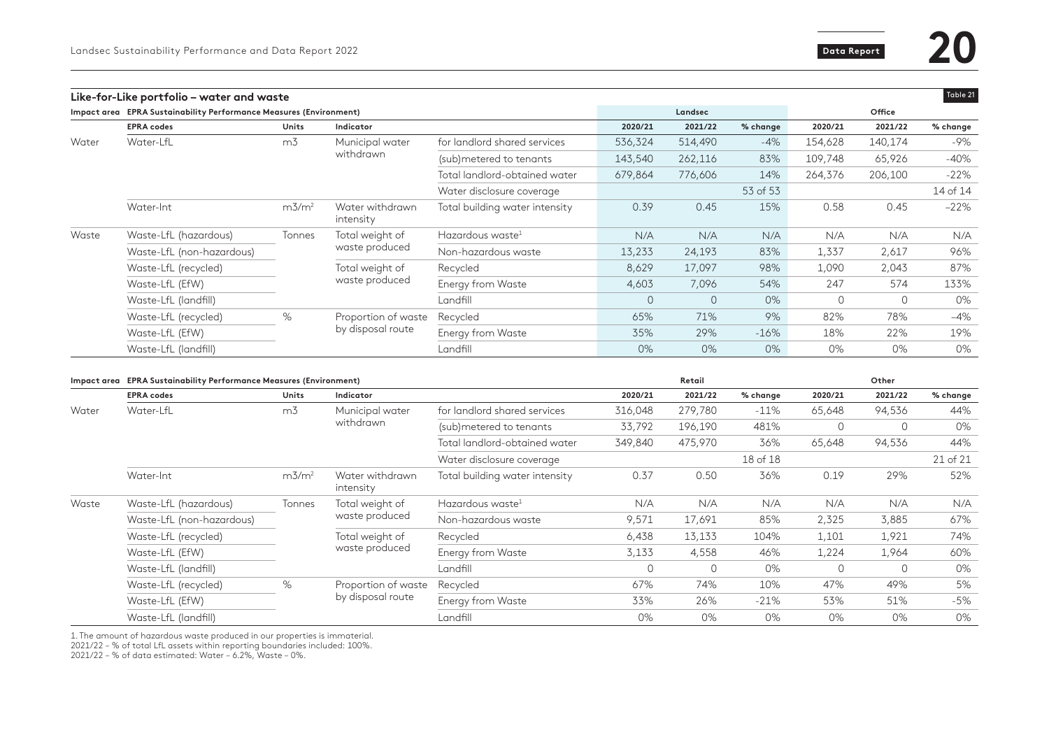## Like-for-Like portfolio – water and waste

Table 21

| Impact area | EPRA Sustainability Performance Measures (Environment) | | | | Landsec | | | Office | | |
|---|---|---|---|---|---|---|---|---|---|---|
| | EPRA codes | Units | Indicator | | 2020/21 | 2021/22 | % change | 2020/21 | 2021/22 | % change |
| Water | Water-LfL | m3 | Municipal water withdrawn | for landlord shared services | 536,324 | 514,490 | -4% | 154,628 | 140,174 | -9% |
| | | | | (sub)metered to tenants | 143,540 | 262,116 | 83% | 109,748 | 65,926 | -40% |
| | | | | Total landlord-obtained water | 679,864 | 776,606 | 14% | 264,376 | 206,100 | -22% |
| | | | | Water disclosure coverage | | | 53 of 53 | | | 14 of 14 |
| | Water-Int | m3/m² | Water withdrawn intensity | Total building water intensity | 0.39 | 0.45 | 15% | 0.58 | 0.45 | –22% |
| Waste | Waste-LfL (hazardous) | Tonnes | Total weight of waste produced | Hazardous waste[1] | N/A | N/A | N/A | N/A | N/A | N/A |
| | Waste-LfL (non-hazardous) | | | Non-hazardous waste | 13,233 | 24,193 | 83% | 1,337 | 2,617 | 96% |
| | Waste-LfL (recycled) | | Total weight of waste produced | Recycled | 8,629 | 17,097 | 98% | 1,090 | 2,043 | 87% |
| | Waste-LfL (EfW) | | | Energy from Waste | 4,603 | 7,096 | 54% | 247 | 574 | 133% |
| | Waste-LfL (landfill) | | | Landfill | 0 | 0 | 0% | 0 | 0 | 0% |
| | Waste-LfL (recycled) | % | Proportion of waste by disposal route | Recycled | 65% | 71% | 9% | 82% | 78% | –4% |
| | Waste-LfL (EfW) | | | Energy from Waste | 35% | 29% | -16% | 18% | 22% | 19% |
| | Waste-LfL (landfill) | | | Landfill | 0% | 0% | 0% | 0% | 0% | 0% |

| Impact area | EPRA Sustainability Performance Measures (Environment) | | | | Retail | | | Other | | |
|---|---|---|---|---|---|---|---|---|---|---|
| | EPRA codes | Units | Indicator | | 2020/21 | 2021/22 | % change | 2020/21 | 2021/22 | % change |
| Water | Water-LfL | m3 | Municipal water withdrawn | for landlord shared services | 316,048 | 279,780 | -11% | 65,648 | 94,536 | 44% |
| | | | | (sub)metered to tenants | 33,792 | 196,190 | 481% | 0 | 0 | 0% |
| | | | | Total landlord-obtained water | 349,840 | 475,970 | 36% | 65,648 | 94,536 | 44% |
| | | | | Water disclosure coverage | | | 18 of 18 | | | 21 of 21 |
| | Water-Int | m3/m² | Water withdrawn intensity | Total building water intensity | 0.37 | 0.50 | 36% | 0.19 | 29% | 52% |
| Waste | Waste-LfL (hazardous) | Tonnes | Total weight of waste produced | Hazardous waste[1] | N/A | N/A | N/A | N/A | N/A | N/A |
| | Waste-LfL (non-hazardous) | | | Non-hazardous waste | 9,571 | 17,691 | 85% | 2,325 | 3,885 | 67% |
| | Waste-LfL (recycled) | | Total weight of waste produced | Recycled | 6,438 | 13,133 | 104% | 1,101 | 1,921 | 74% |
| | Waste-LfL (EfW) | | | Energy from Waste | 3,133 | 4,558 | 46% | 1,224 | 1,964 | 60% |
| | Waste-LfL (landfill) | | | Landfill | 0 | 0 | 0% | 0 | 0 | 0% |
| | Waste-LfL (recycled) | % | Proportion of waste by disposal route | Recycled | 67% | 74% | 10% | 47% | 49% | 5% |
| | Waste-LfL (EfW) | | | Energy from Waste | 33% | 26% | -21% | 53% | 51% | -5% |
| | Waste-LfL (landfill) | | | Landfill | 0% | 0% | 0% | 0% | 0% | 0% |

1. The amount of hazardous waste produced in our properties is immaterial.
2021/22 – % of total LfL assets within reporting boundaries included: 100%.
2021/22 – % of data estimated: Water – 6.2%, Waste – 0%.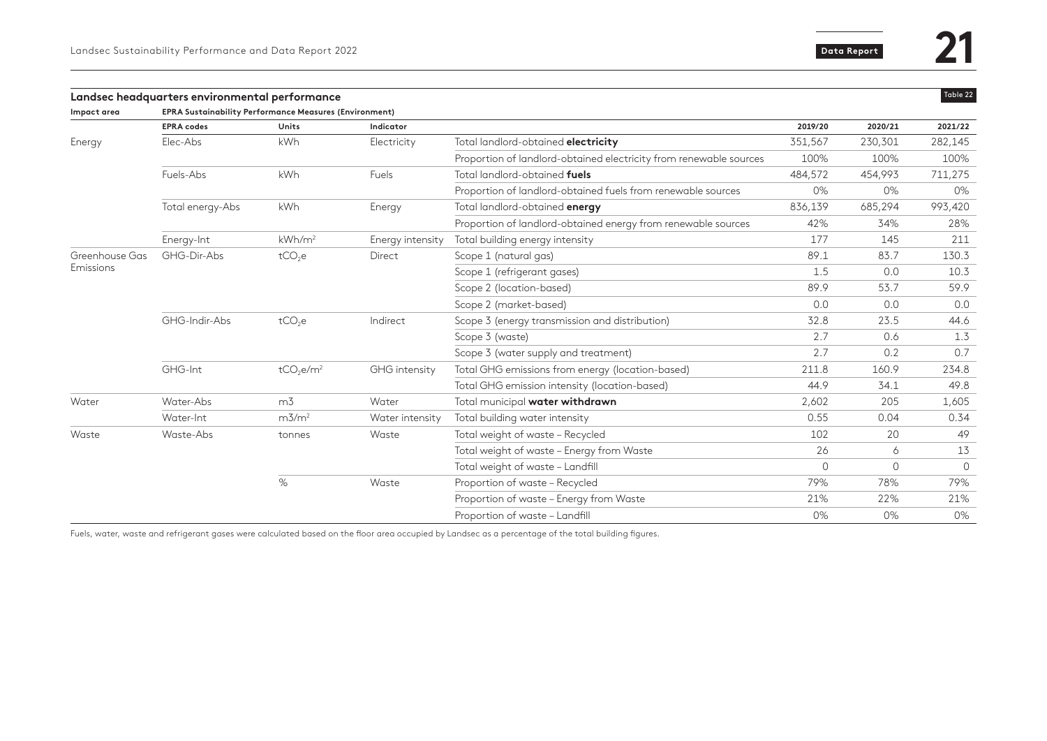## Landsec headquarters environmental performance

Table 22

| Impact area | EPRA Sustainability Performance Measures (Environment) | | | | | | |
|---|---|---|---|---|---|---|---|
| | **EPRA codes** | **Units** | **Indicator** | | **2019/20** | **2020/21** | **2021/22** |
| Energy | Elec-Abs | kWh | Electricity | Total landlord-obtained **electricity** | 351,567 | 230,301 | 282,145 |
| | | | | Proportion of landlord-obtained electricity from renewable sources | 100% | 100% | 100% |
| | Fuels-Abs | kWh | Fuels | Total landlord-obtained **fuels** | 484,572 | 454,993 | 711,275 |
| | | | | Proportion of landlord-obtained fuels from renewable sources | 0% | 0% | 0% |
| | Total energy-Abs | kWh | Energy | Total landlord-obtained **energy** | 836,139 | 685,294 | 993,420 |
| | | | | Proportion of landlord-obtained energy from renewable sources | 42% | 34% | 28% |
| | Energy-Int | kWh/m$^2$ | Energy intensity | Total building energy intensity | 177 | 145 | 211 |
| Greenhouse Gas Emissions | GHG-Dir-Abs | $tCO_2e$ | Direct | Scope 1 (natural gas) | 89.1 | 83.7 | 130.3 |
| | | | | Scope 1 (refrigerant gases) | 1.5 | 0.0 | 10.3 |
| | | | | Scope 2 (location-based) | 89.9 | 53.7 | 59.9 |
| | | | | Scope 2 (market-based) | 0.0 | 0.0 | 0.0 |
| | GHG-Indir-Abs | $tCO_2e$ | Indirect | Scope 3 (energy transmission and distribution) | 32.8 | 23.5 | 44.6 |
| | | | | Scope 3 (waste) | 2.7 | 0.6 | 1.3 |
| | | | | Scope 3 (water supply and treatment) | 2.7 | 0.2 | 0.7 |
| | GHG-Int | $tCO_2e/m^2$ | GHG intensity | Total GHG emissions from energy (location-based) | 211.8 | 160.9 | 234.8 |
| | | | | Total GHG emission intensity (location-based) | 44.9 | 34.1 | 49.8 |
| Water | Water-Abs | m3 | Water | Total municipal **water withdrawn** | 2,602 | 205 | 1,605 |
| | Water-Int | m3/m$^2$ | Water intensity | Total building water intensity | 0.55 | 0.04 | 0.34 |
| Waste | Waste-Abs | tonnes | Waste | Total weight of waste – Recycled | 102 | 20 | 49 |
| | | | | Total weight of waste – Energy from Waste | 26 | 6 | 13 |
| | | | | Total weight of waste – Landfill | 0 | 0 | 0 |
| | | % | Waste | Proportion of waste – Recycled | 79% | 78% | 79% |
| | | | | Proportion of waste – Energy from Waste | 21% | 22% | 21% |
| | | | | Proportion of waste – Landfill | 0% | 0% | 0% |

Fuels, water, waste and refrigerant gases were calculated based on the floor area occupied by Landsec as a percentage of the total building figures.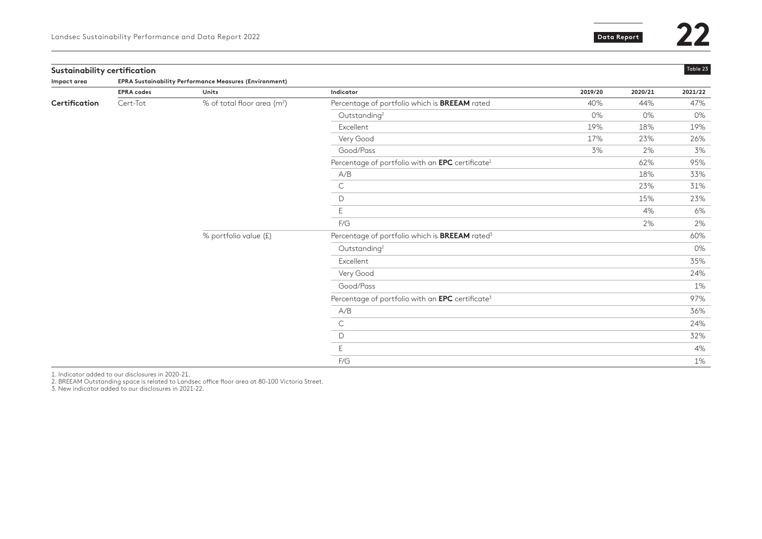## Sustainability certification

Table 23

| Impact area | EPRA Sustainability Performance Measures (Environment) | | | | | |
|---|---|---|---|---|---|---|
| | EPRA codes | Units | Indicator | 2019/20 | 2020/21 | 2021/22 |
| **Certification** | Cert-Tot | % of total floor area (m²) | Percentage of portfolio which is **BREEAM** rated | 40% | 44% | 47% |
| | | | Outstanding[2] | 0% | 0% | 0% |
| | | | Excellent | 19% | 18% | 19% |
| | | | Very Good | 17% | 23% | 26% |
| | | | Good/Pass | 3% | 2% | 3% |
| | | | Percentage of portfolio with an **EPC** certificate[1] | | 62% | 95% |
| | | | A/B | | 18% | 33% |
| | | | C | | 23% | 31% |
| | | | D | | 15% | 23% |
| | | | E | | 4% | 6% |
| | | | F/G | | 2% | 2% |
| | | % portfolio value (£) | Percentage of portfolio which is **BREEAM** rated[3] | | | 60% |
| | | | Outstanding[2] | | | 0% |
| | | | Excellent | | | 35% |
| | | | Very Good | | | 24% |
| | | | Good/Pass | | | 1% |
| | | | Percentage of portfolio with an **EPC** certificate[3] | | | 97% |
| | | | A/B | | | 36% |
| | | | C | | | 24% |
| | | | D | | | 32% |
| | | | E | | | 4% |
| | | | F/G | | | 1% |

1. Indicator added to our disclosures in 2020-21.
2. BREEAM Outstanding space is related to Landsec office floor area at 80-100 Victoria Street.
3. New indicator added to our disclosures in 2021-22.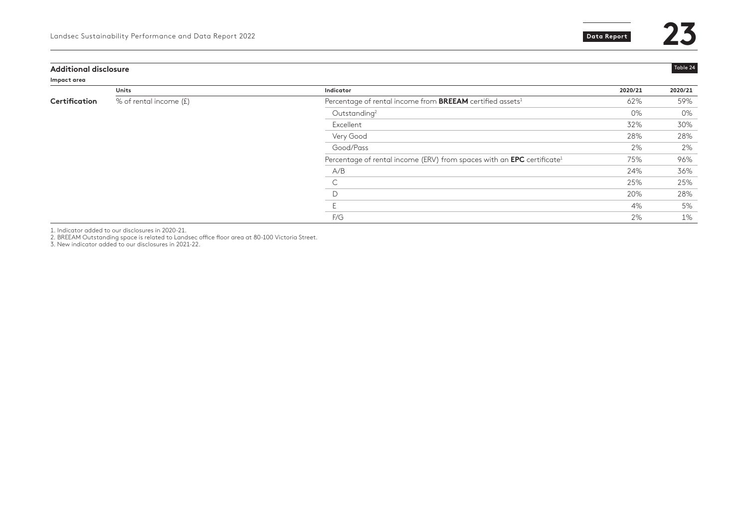## Additional disclosure

Table 24

| Impact area | Units | Indicator | 2020/21 | 2020/21 |
|---|---|---|---|---|
| **Certification** | % of rental income (£) | Percentage of rental income from **BREEAM** certified assets[1] | 62% | 59% |
| | | Outstanding[2] | 0% | 0% |
| | | Excellent | 32% | 30% |
| | | Very Good | 28% | 28% |
| | | Good/Pass | 2% | 2% |
| | | Percentage of rental income (ERV) from spaces with an **EPC** certificate[1] | 75% | 96% |
| | | A/B | 24% | 36% |
| | | C | 25% | 25% |
| | | D | 20% | 28% |
| | | E | 4% | 5% |
| | | F/G | 2% | 1% |

1. Indicator added to our disclosures in 2020-21.
2. BREEAM Outstanding space is related to Landsec office floor area at 80-100 Victoria Street.
3. New indicator added to our disclosures in 2021-22.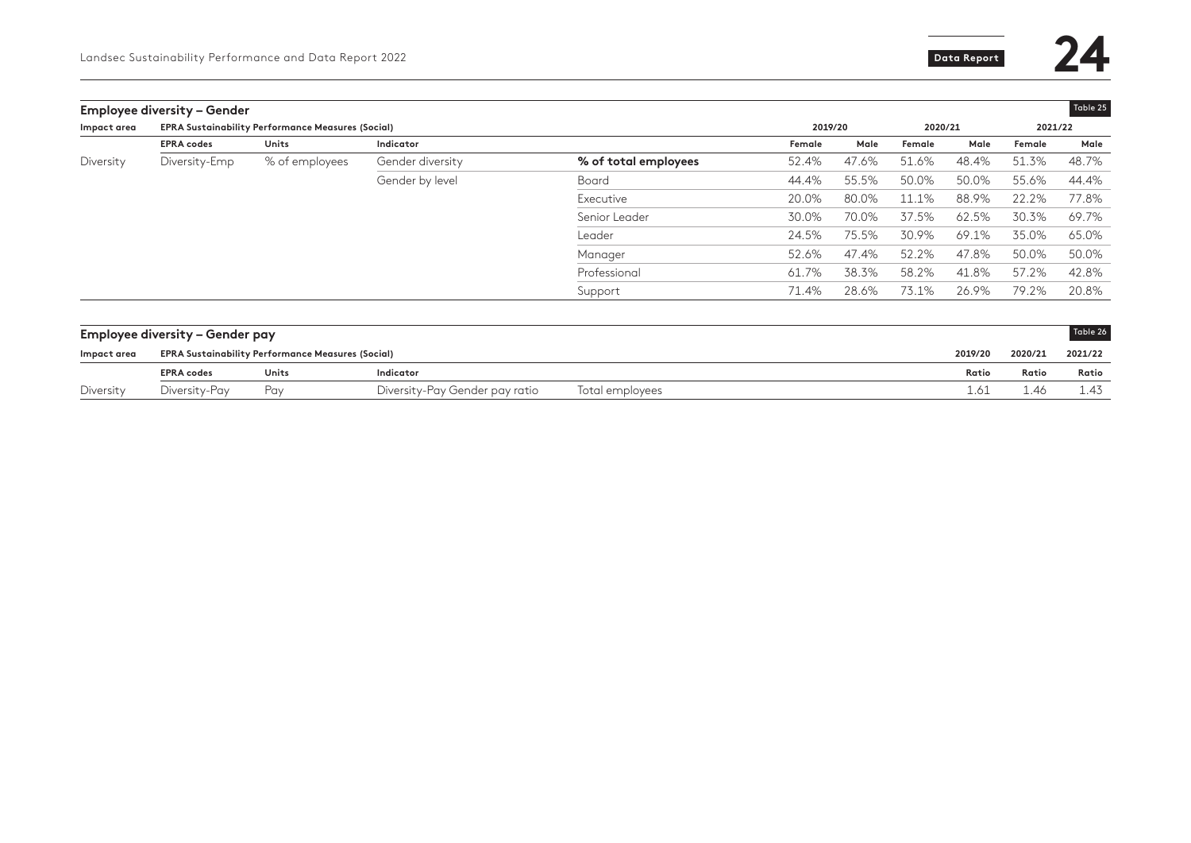## Employee diversity – Gender

Table 25

| Impact area | EPRA Sustainability Performance Measures (Social) | | | | 2019/20 | | 2020/21 | | 2021/22 | |
|---|---|---|---|---|---|---|---|---|---|---|
| | EPRA codes | Units | Indicator | | Female | Male | Female | Male | Female | Male |
| Diversity | Diversity-Emp | % of employees | Gender diversity | **% of total employees** | 52.4% | 47.6% | 51.6% | 48.4% | 51.3% | 48.7% |
| | | | Gender by level | Board | 44.4% | 55.5% | 50.0% | 50.0% | 55.6% | 44.4% |
| | | | | Executive | 20.0% | 80.0% | 11.1% | 88.9% | 22.2% | 77.8% |
| | | | | Senior Leader | 30.0% | 70.0% | 37.5% | 62.5% | 30.3% | 69.7% |
| | | | | Leader | 24.5% | 75.5% | 30.9% | 69.1% | 35.0% | 65.0% |
| | | | | Manager | 52.6% | 47.4% | 52.2% | 47.8% | 50.0% | 50.0% |
| | | | | Professional | 61.7% | 38.3% | 58.2% | 41.8% | 57.2% | 42.8% |
| | | | | Support | 71.4% | 28.6% | 73.1% | 26.9% | 79.2% | 20.8% |

## Employee diversity – Gender pay

Table 26

| Impact area | EPRA Sustainability Performance Measures (Social) | | | | 2019/20 | 2020/21 | 2021/22 |
|---|---|---|---|---|---|---|---|
| | EPRA codes | Units | Indicator | | Ratio | Ratio | Ratio |
| Diversity | Diversity-Pay | Pay | Diversity-Pay Gender pay ratio | Total employees | 1.61 | 1.46 | 1.43 |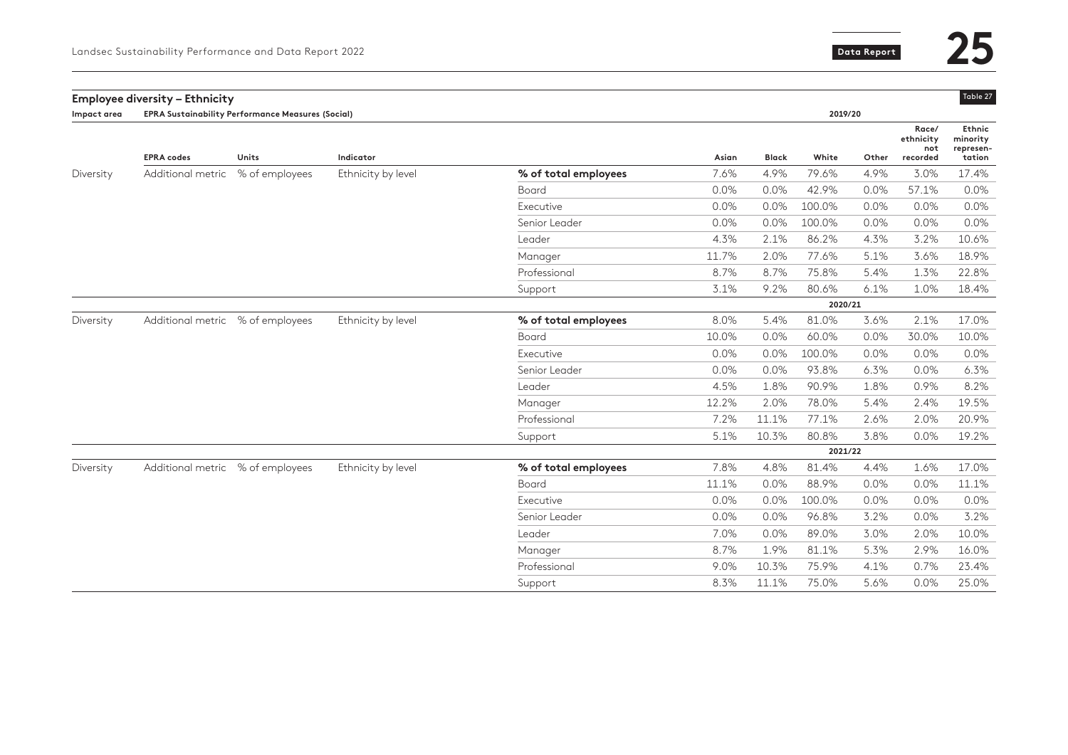## Employee diversity – Ethnicity

Table 27

| Impact area | EPRA Sustainability Performance Measures (Social) | | | | 2019/20 | | | | | |
|---|---|---|---|---|---|---|---|---|---|---|
| | EPRA codes | Units | Indicator | | Asian | Black | White | Other | Race/ ethnicity not recorded | Ethnic minority represen-tation |
| Diversity | Additional metric | % of employees | Ethnicity by level | **% of total employees** | 7.6% | 4.9% | 79.6% | 4.9% | 3.0% | 17.4% |
| | | | | Board | 0.0% | 0.0% | 42.9% | 0.0% | 57.1% | 0.0% |
| | | | | Executive | 0.0% | 0.0% | 100.0% | 0.0% | 0.0% | 0.0% |
| | | | | Senior Leader | 0.0% | 0.0% | 100.0% | 0.0% | 0.0% | 0.0% |
| | | | | Leader | 4.3% | 2.1% | 86.2% | 4.3% | 3.2% | 10.6% |
| | | | | Manager | 11.7% | 2.0% | 77.6% | 5.1% | 3.6% | 18.9% |
| | | | | Professional | 8.7% | 8.7% | 75.8% | 5.4% | 1.3% | 22.8% |
| | | | | Support | 3.1% | 9.2% | 80.6% | 6.1% | 1.0% | 18.4% |
| | | | | | **2020/21** | | | | | |
| Diversity | Additional metric | % of employees | Ethnicity by level | **% of total employees** | 8.0% | 5.4% | 81.0% | 3.6% | 2.1% | 17.0% |
| | | | | Board | 10.0% | 0.0% | 60.0% | 0.0% | 30.0% | 10.0% |
| | | | | Executive | 0.0% | 0.0% | 100.0% | 0.0% | 0.0% | 0.0% |
| | | | | Senior Leader | 0.0% | 0.0% | 93.8% | 6.3% | 0.0% | 6.3% |
| | | | | Leader | 4.5% | 1.8% | 90.9% | 1.8% | 0.9% | 8.2% |
| | | | | Manager | 12.2% | 2.0% | 78.0% | 5.4% | 2.4% | 19.5% |
| | | | | Professional | 7.2% | 11.1% | 77.1% | 2.6% | 2.0% | 20.9% |
| | | | | Support | 5.1% | 10.3% | 80.8% | 3.8% | 0.0% | 19.2% |
| | | | | | **2021/22** | | | | | |
| Diversity | Additional metric | % of employees | Ethnicity by level | **% of total employees** | 7.8% | 4.8% | 81.4% | 4.4% | 1.6% | 17.0% |
| | | | | Board | 11.1% | 0.0% | 88.9% | 0.0% | 0.0% | 11.1% |
| | | | | Executive | 0.0% | 0.0% | 100.0% | 0.0% | 0.0% | 0.0% |
| | | | | Senior Leader | 0.0% | 0.0% | 96.8% | 3.2% | 0.0% | 3.2% |
| | | | | Leader | 7.0% | 0.0% | 89.0% | 3.0% | 2.0% | 10.0% |
| | | | | Manager | 8.7% | 1.9% | 81.1% | 5.3% | 2.9% | 16.0% |
| | | | | Professional | 9.0% | 10.3% | 75.9% | 4.1% | 0.7% | 23.4% |
| | | | | Support | 8.3% | 11.1% | 75.0% | 5.6% | 0.0% | 25.0% |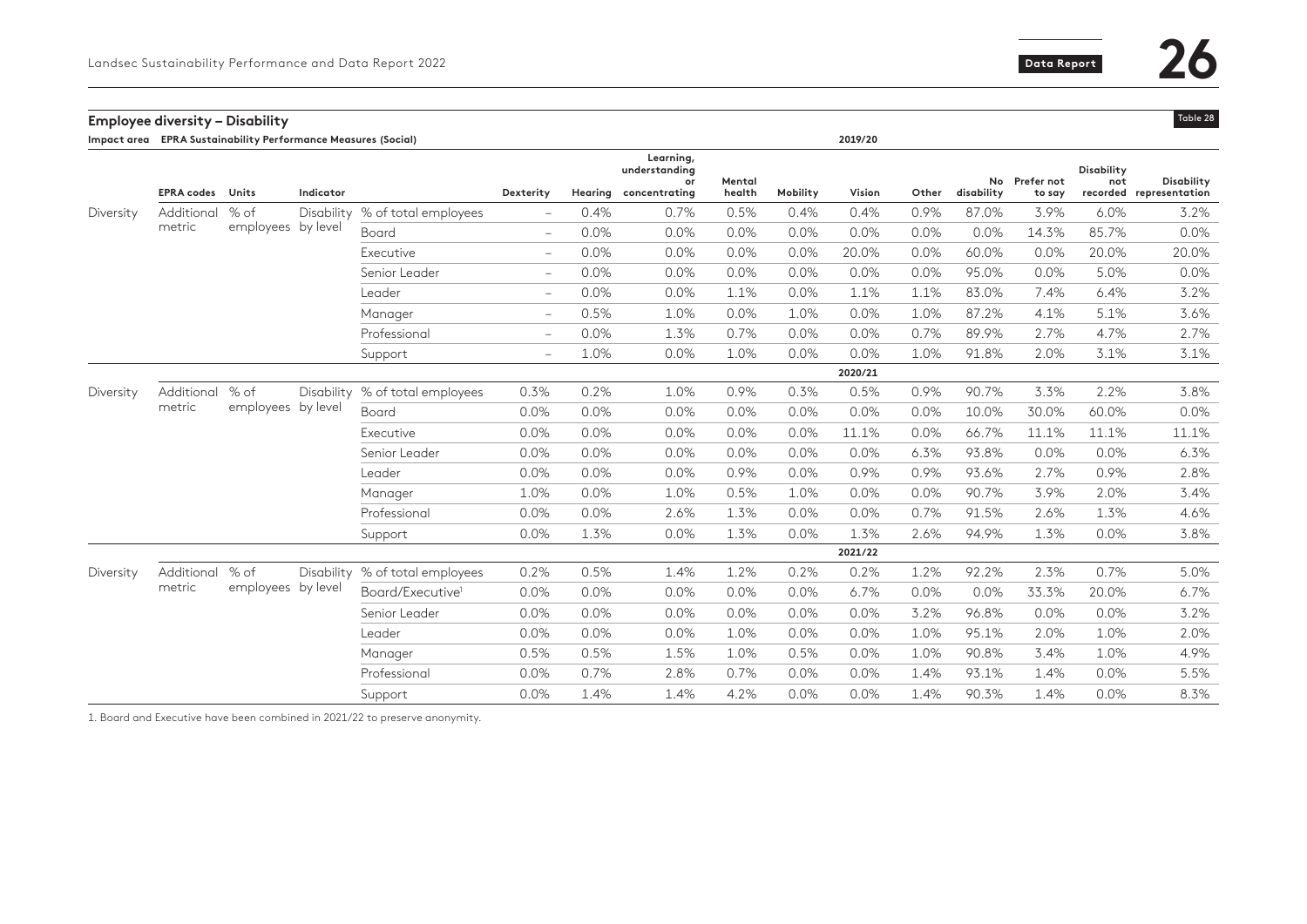## Employee diversity – Disability

Table 28

| Impact area | EPRA Sustainability Performance Measures (Social) | | | | | | | | | | | | | | | |
|---|---|---|---|---|---|---|---|---|---|---|---|---|---|---|---|---|
| | | | | | 2019/20 | | | | | | | | | | | |
| | EPRA codes | Units | Indicator | | Dexterity | Hearing | Learning, understanding or concentrating | Mental health | Mobility | Vision | Other | No disability | Prefer not to say | Disability not recorded | Disability representation |
| Diversity | Additional metric | % of employees | Disability by level | % of total employees | – | 0.4% | 0.7% | 0.5% | 0.4% | 0.4% | 0.9% | 87.0% | 3.9% | 6.0% | 3.2% |
| | | | | Board | – | 0.0% | 0.0% | 0.0% | 0.0% | 0.0% | 0.0% | 0.0% | 14.3% | 85.7% | 0.0% |
| | | | | Executive | – | 0.0% | 0.0% | 0.0% | 0.0% | 20.0% | 0.0% | 60.0% | 0.0% | 20.0% | 20.0% |
| | | | | Senior Leader | – | 0.0% | 0.0% | 0.0% | 0.0% | 0.0% | 0.0% | 95.0% | 0.0% | 5.0% | 0.0% |
| | | | | Leader | – | 0.0% | 0.0% | 1.1% | 0.0% | 1.1% | 1.1% | 83.0% | 7.4% | 6.4% | 3.2% |
| | | | | Manager | – | 0.5% | 1.0% | 0.0% | 1.0% | 0.0% | 1.0% | 87.2% | 4.1% | 5.1% | 3.6% |
| | | | | Professional | – | 0.0% | 1.3% | 0.7% | 0.0% | 0.0% | 0.7% | 89.9% | 2.7% | 4.7% | 2.7% |
| | | | | Support | – | 1.0% | 0.0% | 1.0% | 0.0% | 0.0% | 1.0% | 91.8% | 2.0% | 3.1% | 3.1% |
| | | | | | | | | | | 2020/21 | | | | | |
| Diversity | Additional metric | % of employees | Disability by level | % of total employees | 0.3% | 0.2% | 1.0% | 0.9% | 0.3% | 0.5% | 0.9% | 90.7% | 3.3% | 2.2% | 3.8% |
| | | | | Board | 0.0% | 0.0% | 0.0% | 0.0% | 0.0% | 0.0% | 0.0% | 10.0% | 30.0% | 60.0% | 0.0% |
| | | | | Executive | 0.0% | 0.0% | 0.0% | 0.0% | 0.0% | 11.1% | 0.0% | 66.7% | 11.1% | 11.1% | 11.1% |
| | | | | Senior Leader | 0.0% | 0.0% | 0.0% | 0.0% | 0.0% | 0.0% | 6.3% | 93.8% | 0.0% | 0.0% | 6.3% |
| | | | | Leader | 0.0% | 0.0% | 0.0% | 0.9% | 0.0% | 0.9% | 0.9% | 93.6% | 2.7% | 0.9% | 2.8% |
| | | | | Manager | 1.0% | 0.0% | 1.0% | 0.5% | 1.0% | 0.0% | 0.0% | 90.7% | 3.9% | 2.0% | 3.4% |
| | | | | Professional | 0.0% | 0.0% | 2.6% | 1.3% | 0.0% | 0.0% | 0.7% | 91.5% | 2.6% | 1.3% | 4.6% |
| | | | | Support | 0.0% | 1.3% | 0.0% | 1.3% | 0.0% | 1.3% | 2.6% | 94.9% | 1.3% | 0.0% | 3.8% |
| | | | | | | | | | | 2021/22 | | | | | |
| Diversity | Additional metric | % of employees | Disability by level | % of total employees | 0.2% | 0.5% | 1.4% | 1.2% | 0.2% | 0.2% | 1.2% | 92.2% | 2.3% | 0.7% | 5.0% |
| | | | | Board/Executive[1] | 0.0% | 0.0% | 0.0% | 0.0% | 0.0% | 6.7% | 0.0% | 0.0% | 33.3% | 20.0% | 6.7% |
| | | | | Senior Leader | 0.0% | 0.0% | 0.0% | 0.0% | 0.0% | 0.0% | 3.2% | 96.8% | 0.0% | 0.0% | 3.2% |
| | | | | Leader | 0.0% | 0.0% | 0.0% | 1.0% | 0.0% | 0.0% | 1.0% | 95.1% | 2.0% | 1.0% | 2.0% |
| | | | | Manager | 0.5% | 0.5% | 1.5% | 1.0% | 0.5% | 0.0% | 1.0% | 90.8% | 3.4% | 1.0% | 4.9% |
| | | | | Professional | 0.0% | 0.7% | 2.8% | 0.7% | 0.0% | 0.0% | 1.4% | 93.1% | 1.4% | 0.0% | 5.5% |
| | | | | Support | 0.0% | 1.4% | 1.4% | 4.2% | 0.0% | 0.0% | 1.4% | 90.3% | 1.4% | 0.0% | 8.3% |

1. Board and Executive have been combined in 2021/22 to preserve anonymity.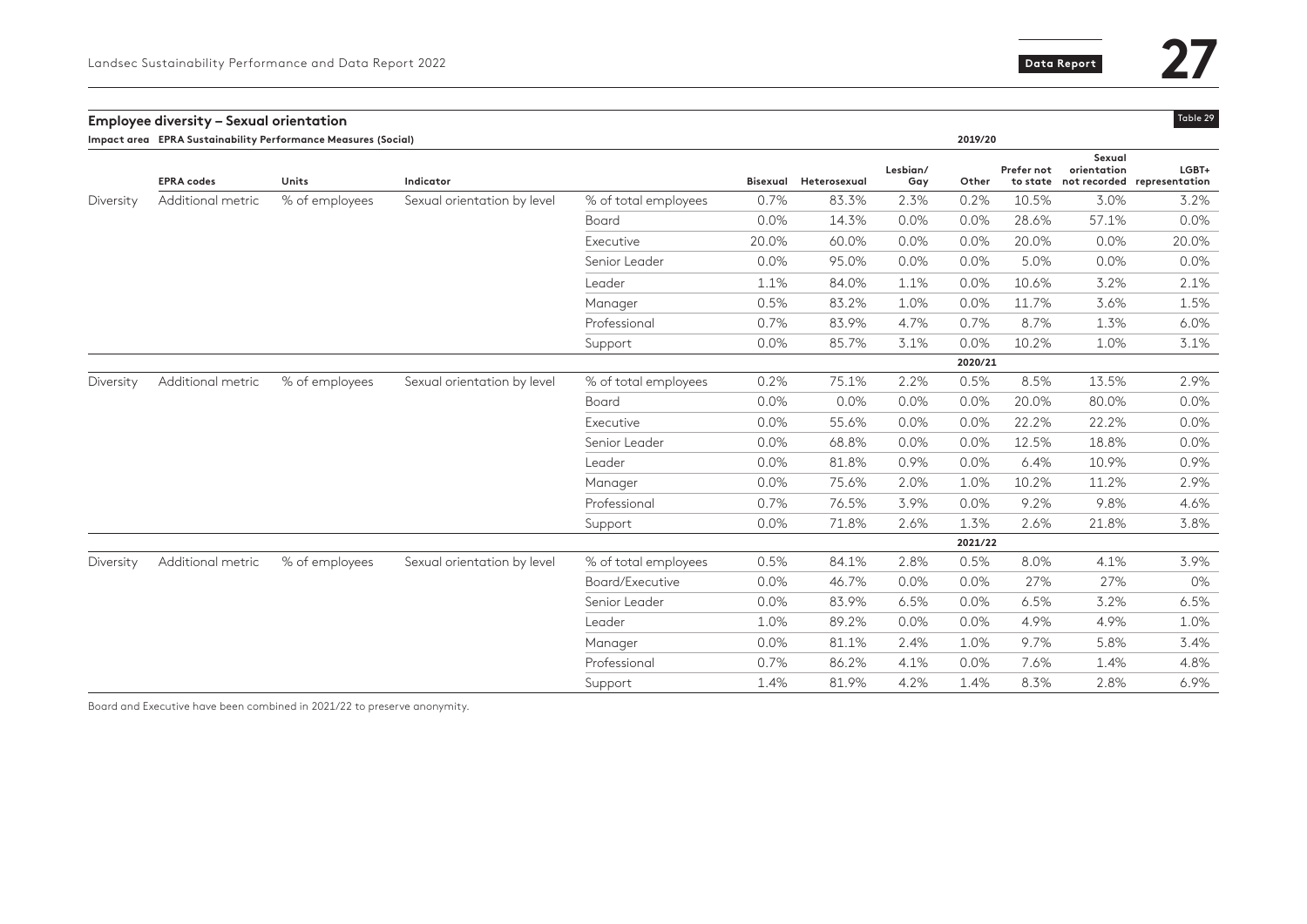## Employee diversity – Sexual orientation

Table 29

| Impact area | EPRA Sustainability Performance Measures (Social) | | | | | | | | | | |
|---|---|---|---|---|---|---|---|---|---|---|---|
| | EPRA codes | Units | Indicator | | Bisexual | Heterosexual | Lesbian/Gay | Other | Prefer not to state | Sexual orientation not recorded | LGBT+ representation |
| | | | | | | | | 2019/20 | | | |
| Diversity | Additional metric | % of employees | Sexual orientation by level | % of total employees | 0.7% | 83.3% | 2.3% | 0.2% | 10.5% | 3.0% | 3.2% |
| | | | | Board | 0.0% | 14.3% | 0.0% | 0.0% | 28.6% | 57.1% | 0.0% |
| | | | | Executive | 20.0% | 60.0% | 0.0% | 0.0% | 20.0% | 0.0% | 20.0% |
| | | | | Senior Leader | 0.0% | 95.0% | 0.0% | 0.0% | 5.0% | 0.0% | 0.0% |
| | | | | Leader | 1.1% | 84.0% | 1.1% | 0.0% | 10.6% | 3.2% | 2.1% |
| | | | | Manager | 0.5% | 83.2% | 1.0% | 0.0% | 11.7% | 3.6% | 1.5% |
| | | | | Professional | 0.7% | 83.9% | 4.7% | 0.7% | 8.7% | 1.3% | 6.0% |
| | | | | Support | 0.0% | 85.7% | 3.1% | 0.0% | 10.2% | 1.0% | 3.1% |
| | | | | | | | | 2020/21 | | | |
| Diversity | Additional metric | % of employees | Sexual orientation by level | % of total employees | 0.2% | 75.1% | 2.2% | 0.5% | 8.5% | 13.5% | 2.9% |
| | | | | Board | 0.0% | 0.0% | 0.0% | 0.0% | 20.0% | 80.0% | 0.0% |
| | | | | Executive | 0.0% | 55.6% | 0.0% | 0.0% | 22.2% | 22.2% | 0.0% |
| | | | | Senior Leader | 0.0% | 68.8% | 0.0% | 0.0% | 12.5% | 18.8% | 0.0% |
| | | | | Leader | 0.0% | 81.8% | 0.9% | 0.0% | 6.4% | 10.9% | 0.9% |
| | | | | Manager | 0.0% | 75.6% | 2.0% | 1.0% | 10.2% | 11.2% | 2.9% |
| | | | | Professional | 0.7% | 76.5% | 3.9% | 0.0% | 9.2% | 9.8% | 4.6% |
| | | | | Support | 0.0% | 71.8% | 2.6% | 1.3% | 2.6% | 21.8% | 3.8% |
| | | | | | | | | 2021/22 | | | |
| Diversity | Additional metric | % of employees | Sexual orientation by level | % of total employees | 0.5% | 84.1% | 2.8% | 0.5% | 8.0% | 4.1% | 3.9% |
| | | | | Board/Executive | 0.0% | 46.7% | 0.0% | 0.0% | 27% | 27% | 0% |
| | | | | Senior Leader | 0.0% | 83.9% | 6.5% | 0.0% | 6.5% | 3.2% | 6.5% |
| | | | | Leader | 1.0% | 89.2% | 0.0% | 0.0% | 4.9% | 4.9% | 1.0% |
| | | | | Manager | 0.0% | 81.1% | 2.4% | 1.0% | 9.7% | 5.8% | 3.4% |
| | | | | Professional | 0.7% | 86.2% | 4.1% | 0.0% | 7.6% | 1.4% | 4.8% |
| | | | | Support | 1.4% | 81.9% | 4.2% | 1.4% | 8.3% | 2.8% | 6.9% |

Board and Executive have been combined in 2021/22 to preserve anonymity.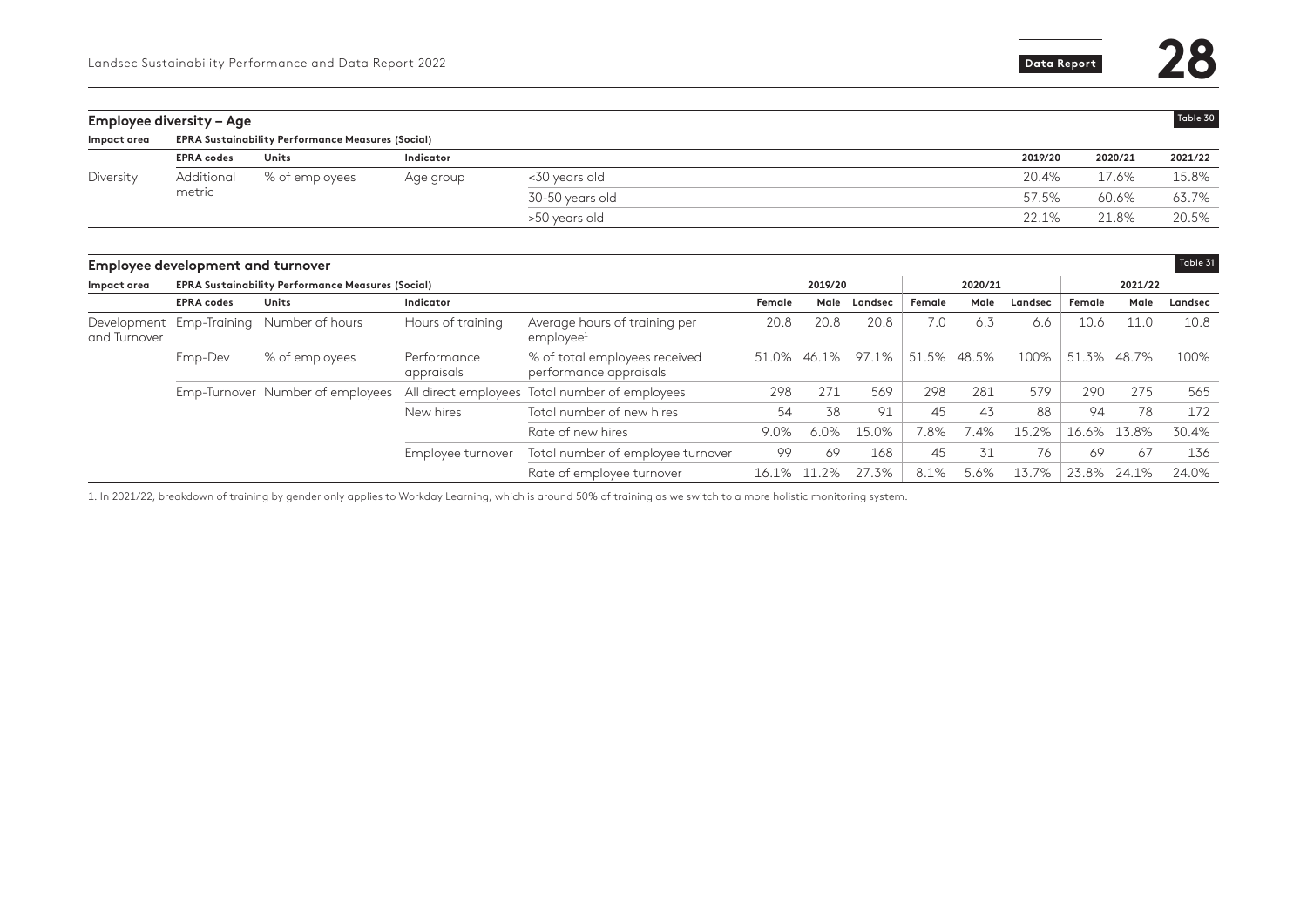## Employee diversity – Age

Table 30

| Impact area | EPRA Sustainability Performance Measures (Social) | | | | | | |
|---|---|---|---|---|---|---|---|
| | EPRA codes | Units | Indicator | | 2019/20 | 2020/21 | 2021/22 |
| Diversity | Additional metric | % of employees | Age group | <30 years old | 20.4% | 17.6% | 15.8% |
| | | | | 30-50 years old | 57.5% | 60.6% | 63.7% |
| | | | | >50 years old | 22.1% | 21.8% | 20.5% |

## Employee development and turnover

Table 31

| Impact area | EPRA Sustainability Performance Measures (Social) | | | | 2019/20 | | | 2020/21 | | | 2021/22 | | |
|---|---|---|---|---|---|---|---|---|---|---|---|---|---|
| | EPRA codes | Units | Indicator | | Female | Male | Landsec | Female | Male | Landsec | Female | Male | Landsec |
| Development and Turnover | Emp-Training | Number of hours | Hours of training | Average hours of training per employee[1] | 20.8 | 20.8 | 20.8 | 7.0 | 6.3 | 6.6 | 10.6 | 11.0 | 10.8 |
| | Emp-Dev | % of employees | Performance appraisals | % of total employees received performance appraisals | 51.0% | 46.1% | 97.1% | 51.5% | 48.5% | 100% | 51.3% | 48.7% | 100% |
| | Emp-Turnover | Number of employees | All direct employees | Total number of employees | 298 | 271 | 569 | 298 | 281 | 579 | 290 | 275 | 565 |
| | | | New hires | Total number of new hires | 54 | 38 | 91 | 45 | 43 | 88 | 94 | 78 | 172 |
| | | | | Rate of new hires | 9.0% | 6.0% | 15.0% | 7.8% | 7.4% | 15.2% | 16.6% | 13.8% | 30.4% |
| | | | Employee turnover | Total number of employee turnover | 99 | 69 | 168 | 45 | 31 | 76 | 69 | 67 | 136 |
| | | | | Rate of employee turnover | 16.1% | 11.2% | 27.3% | 8.1% | 5.6% | 13.7% | 23.8% | 24.1% | 24.0% |

1. In 2021/22, breakdown of training by gender only applies to Workday Learning, which is around 50% of training as we switch to a more holistic monitoring system.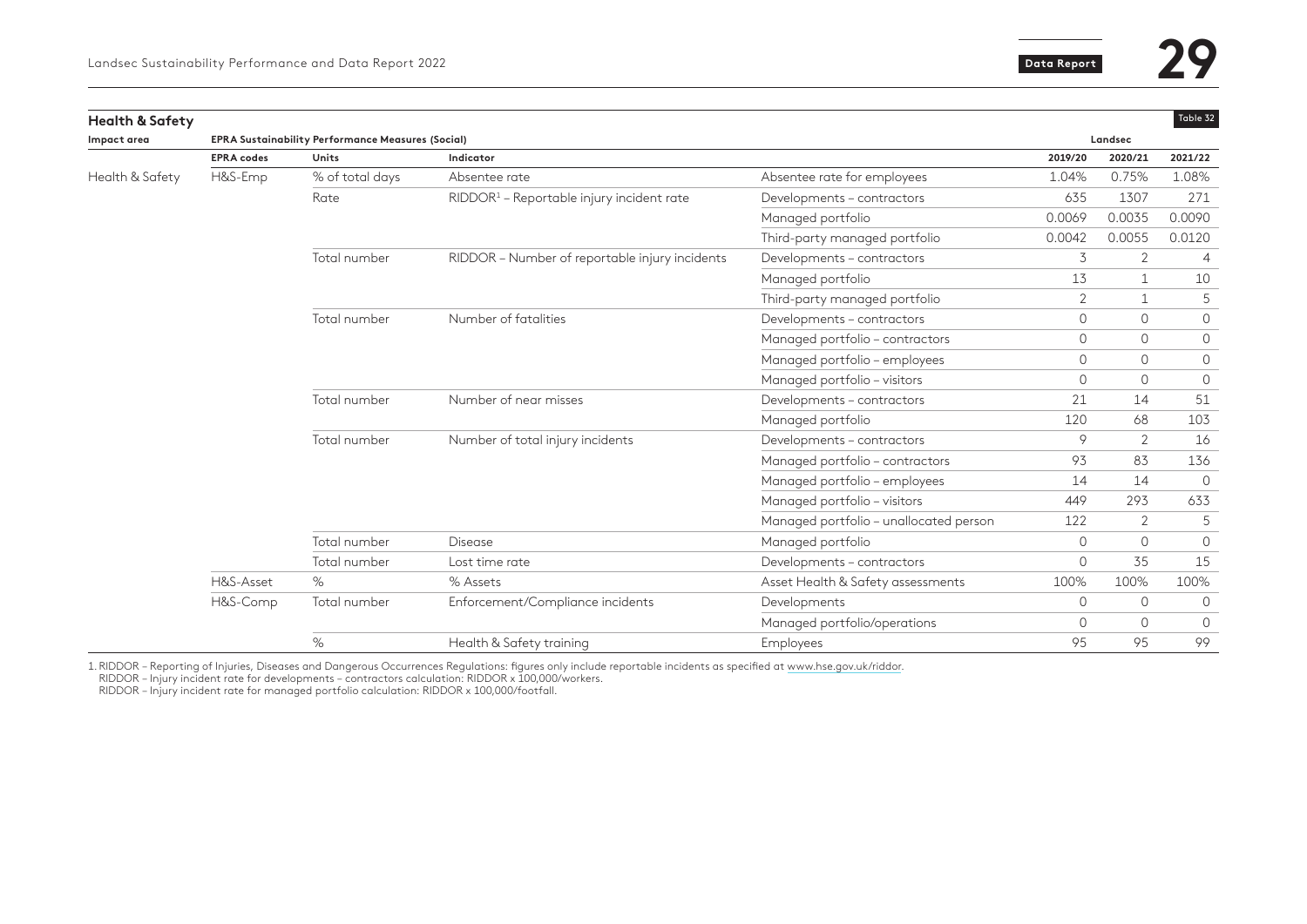## Health & Safety

Table 32

| Impact area | EPRA Sustainability Performance Measures (Social) | | | | Landsec | | |
|---|---|---|---|---|---|---|---|
| | EPRA codes | Units | Indicator | | 2019/20 | 2020/21 | 2021/22 |
| Health & Safety | H&S-Emp | % of total days | Absentee rate | Absentee rate for employees | 1.04% | 0.75% | 1.08% |
| | | Rate | RIDDOR[1] – Reportable injury incident rate | Developments – contractors | 635 | 1307 | 271 |
| | | | | Managed portfolio | 0.0069 | 0.0035 | 0.0090 |
| | | | | Third-party managed portfolio | 0.0042 | 0.0055 | 0.0120 |
| | | Total number | RIDDOR – Number of reportable injury incidents | Developments – contractors | 3 | 2 | 4 |
| | | | | Managed portfolio | 13 | 1 | 10 |
| | | | | Third-party managed portfolio | 2 | 1 | 5 |
| | | Total number | Number of fatalities | Developments – contractors | 0 | 0 | 0 |
| | | | | Managed portfolio – contractors | 0 | 0 | 0 |
| | | | | Managed portfolio – employees | 0 | 0 | 0 |
| | | | | Managed portfolio – visitors | 0 | 0 | 0 |
| | | Total number | Number of near misses | Developments – contractors | 21 | 14 | 51 |
| | | | | Managed portfolio | 120 | 68 | 103 |
| | | Total number | Number of total injury incidents | Developments – contractors | 9 | 2 | 16 |
| | | | | Managed portfolio – contractors | 93 | 83 | 136 |
| | | | | Managed portfolio – employees | 14 | 14 | 0 |
| | | | | Managed portfolio – visitors | 449 | 293 | 633 |
| | | | | Managed portfolio – unallocated person | 122 | 2 | 5 |
| | | Total number | Disease | Managed portfolio | 0 | 0 | 0 |
| | | Total number | Lost time rate | Developments – contractors | 0 | 35 | 15 |
| | H&S-Asset | % | % Assets | Asset Health & Safety assessments | 100% | 100% | 100% |
| | H&S-Comp | Total number | Enforcement/Compliance incidents | Developments | 0 | 0 | 0 |
| | | | | Managed portfolio/operations | 0 | 0 | 0 |
| | | % | Health & Safety training | Employees | 95 | 95 | 99 |

1. RIDDOR – Reporting of Injuries, Diseases and Dangerous Occurrences Regulations: figures only include reportable incidents as specified at www.hse.gov.uk/riddor.
RIDDOR – Injury incident rate for developments – contractors calculation: RIDDOR x 100,000/workers.
RIDDOR – Injury incident rate for managed portfolio calculation: RIDDOR x 100,000/footfall.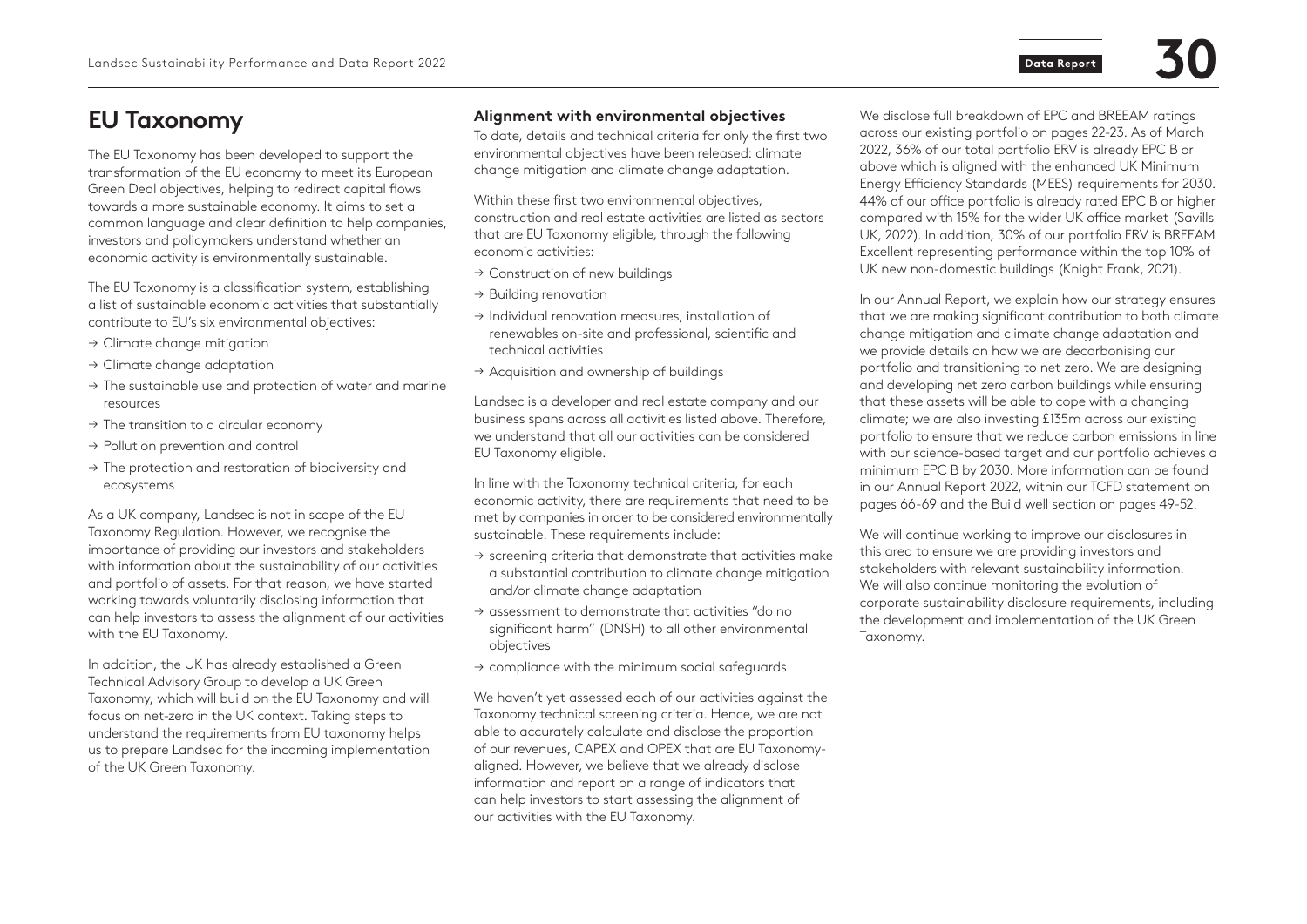# EU Taxonomy

The EU Taxonomy has been developed to support the transformation of the EU economy to meet its European Green Deal objectives, helping to redirect capital flows towards a more sustainable economy. It aims to set a common language and clear definition to help companies, investors and policymakers understand whether an economic activity is environmentally sustainable.

The EU Taxonomy is a classification system, establishing a list of sustainable economic activities that substantially contribute to EU's six environmental objectives:

- → Climate change mitigation
- → Climate change adaptation
- → The sustainable use and protection of water and marine resources
- → The transition to a circular economy
- → Pollution prevention and control
- → The protection and restoration of biodiversity and ecosystems

As a UK company, Landsec is not in scope of the EU Taxonomy Regulation. However, we recognise the importance of providing our investors and stakeholders with information about the sustainability of our activities and portfolio of assets. For that reason, we have started working towards voluntarily disclosing information that can help investors to assess the alignment of our activities with the EU Taxonomy.

In addition, the UK has already established a Green Technical Advisory Group to develop a UK Green Taxonomy, which will build on the EU Taxonomy and will focus on net-zero in the UK context. Taking steps to understand the requirements from EU taxonomy helps us to prepare Landsec for the incoming implementation of the UK Green Taxonomy.

### Alignment with environmental objectives

To date, details and technical criteria for only the first two environmental objectives have been released: climate change mitigation and climate change adaptation.

Within these first two environmental objectives, construction and real estate activities are listed as sectors that are EU Taxonomy eligible, through the following economic activities:

- → Construction of new buildings
- → Building renovation
- → Individual renovation measures, installation of renewables on-site and professional, scientific and technical activities
- → Acquisition and ownership of buildings

Landsec is a developer and real estate company and our business spans across all activities listed above. Therefore, we understand that all our activities can be considered EU Taxonomy eligible.

In line with the Taxonomy technical criteria, for each economic activity, there are requirements that need to be met by companies in order to be considered environmentally sustainable. These requirements include:

- → screening criteria that demonstrate that activities make a substantial contribution to climate change mitigation and/or climate change adaptation
- → assessment to demonstrate that activities "do no significant harm" (DNSH) to all other environmental objectives
- → compliance with the minimum social safeguards

We haven't yet assessed each of our activities against the Taxonomy technical screening criteria. Hence, we are not able to accurately calculate and disclose the proportion of our revenues, CAPEX and OPEX that are EU Taxonomy-aligned. However, we believe that we already disclose information and report on a range of indicators that can help investors to start assessing the alignment of our activities with the EU Taxonomy.

We disclose full breakdown of EPC and BREEAM ratings across our existing portfolio on pages 22-23. As of March 2022, 36% of our total portfolio ERV is already EPC B or above which is aligned with the enhanced UK Minimum Energy Efficiency Standards (MEES) requirements for 2030. 44% of our office portfolio is already rated EPC B or higher compared with 15% for the wider UK office market (Savills UK, 2022). In addition, 30% of our portfolio ERV is BREEAM Excellent representing performance within the top 10% of UK new non-domestic buildings (Knight Frank, 2021).

In our Annual Report, we explain how our strategy ensures that we are making significant contribution to both climate change mitigation and climate change adaptation and we provide details on how we are decarbonising our portfolio and transitioning to net zero. We are designing and developing net zero carbon buildings while ensuring that these assets will be able to cope with a changing climate; we are also investing £135m across our existing portfolio to ensure that we reduce carbon emissions in line with our science-based target and our portfolio achieves a minimum EPC B by 2030. More information can be found in our Annual Report 2022, within our TCFD statement on pages 66-69 and the Build well section on pages 49-52.

We will continue working to improve our disclosures in this area to ensure we are providing investors and stakeholders with relevant sustainability information. We will also continue monitoring the evolution of corporate sustainability disclosure requirements, including the development and implementation of the UK Green Taxonomy.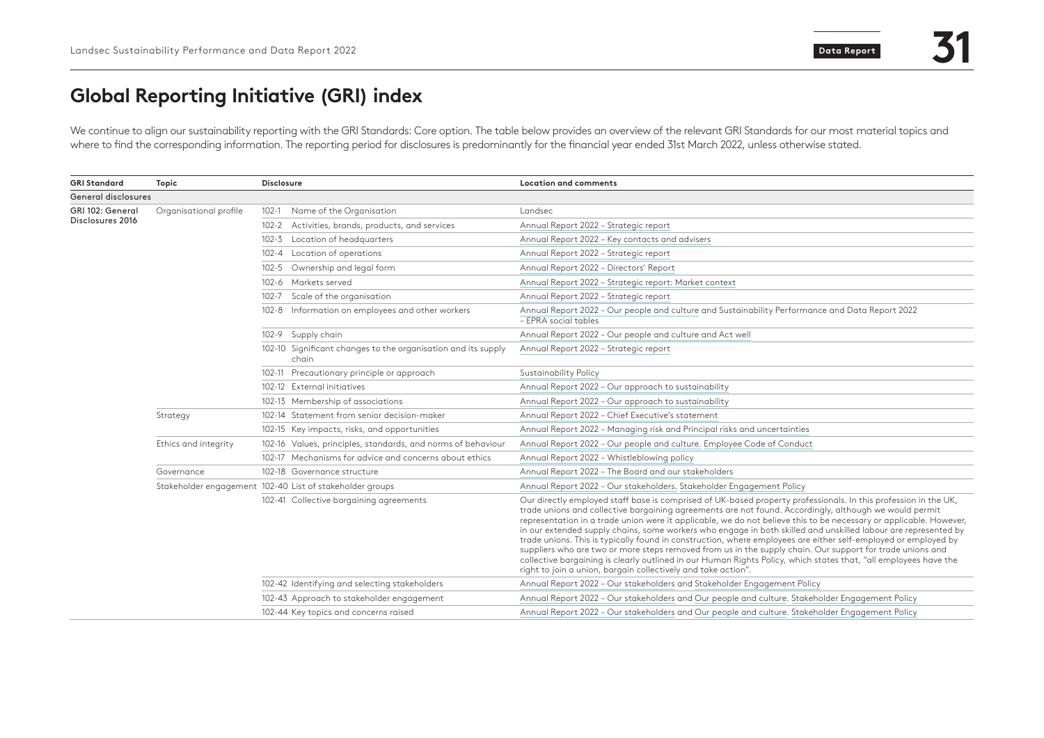# Global Reporting Initiative (GRI) index

We continue to align our sustainability reporting with the GRI Standards: Core option. The table below provides an overview of the relevant GRI Standards for our most material topics and where to find the corresponding information. The reporting period for disclosures is predominantly for the financial year ended 31st March 2022, unless otherwise stated.

| GRI Standard | Topic | Disclosure | | Location and comments |
|---|---|---|---|---|
| **General disclosures** | | | | |
| GRI 102: General Disclosures 2016 | Organisational profile | 102-1 | Name of the Organisation | Landsec |
| | | 102-2 | Activities, brands, products, and services | Annual Report 2022 – Strategic report |
| | | 102-3 | Location of headquarters | Annual Report 2022 – Key contacts and advisers |
| | | 102-4 | Location of operations | Annual Report 2022 – Strategic report |
| | | 102-5 | Ownership and legal form | Annual Report 2022 – Directors' Report |
| | | 102-6 | Markets served | Annual Report 2022 – Strategic report: Market context |
| | | 102-7 | Scale of the organisation | Annual Report 2022 – Strategic report |
| | | 102-8 | Information on employees and other workers | Annual Report 2022 – Our people and culture and Sustainability Performance and Data Report 2022 – EPRA social tables |
| | | 102-9 | Supply chain | Annual Report 2022 – Our people and culture and Act well |
| | | 102-10 | Significant changes to the organisation and its supply chain | Annual Report 2022 – Strategic report |
| | | 102-11 | Precautionary principle or approach | Sustainability Policy |
| | | 102-12 | External initiatives | Annual Report 2022 – Our approach to sustainability |
| | | 102-13 | Membership of associations | Annual Report 2022 – Our approach to sustainability |
| | Strategy | 102-14 | Statement from senior decision-maker | Annual Report 2022 – Chief Executive's statement |
| | | 102-15 | Key impacts, risks, and opportunities | Annual Report 2022 – Managing risk and Principal risks and uncertainties |
| | Ethics and integrity | 102-16 | Values, principles, standards, and norms of behaviour | Annual Report 2022 – Our people and culture. Employee Code of Conduct |
| | | 102-17 | Mechanisms for advice and concerns about ethics | Annual Report 2022 – Whistleblowing policy |
| | Governance | 102-18 | Governance structure | Annual Report 2022 – The Board and our stakeholders |
| | Stakeholder engagement | 102-40 | List of stakeholder groups | Annual Report 2022 – Our stakeholders. Stakeholder Engagement Policy |
| | | 102-41 | Collective bargaining agreements | Our directly employed staff base is comprised of UK-based property professionals. In this profession in the UK, trade unions and collective bargaining agreements are not found. Accordingly, although we would permit representation in a trade union were it applicable, we do not believe this to be necessary or applicable. However, in our extended supply chains, some workers who engage in both skilled and unskilled labour are represented by trade unions. This is typically found in construction, where employees are either self-employed or employed by suppliers who are two or more steps removed from us in the supply chain. Our support for trade unions and collective bargaining is clearly outlined in our Human Rights Policy, which states that, "all employees have the right to join a union, bargain collectively and take action". |
| | | 102-42 | Identifying and selecting stakeholders | Annual Report 2022 – Our stakeholders and Stakeholder Engagement Policy |
| | | 102-43 | Approach to stakeholder engagement | Annual Report 2022 – Our stakeholders and Our people and culture. Stakeholder Engagement Policy |
| | | 102-44 | Key topics and concerns raised | Annual Report 2022 – Our stakeholders and Our people and culture. Stakeholder Engagement Policy |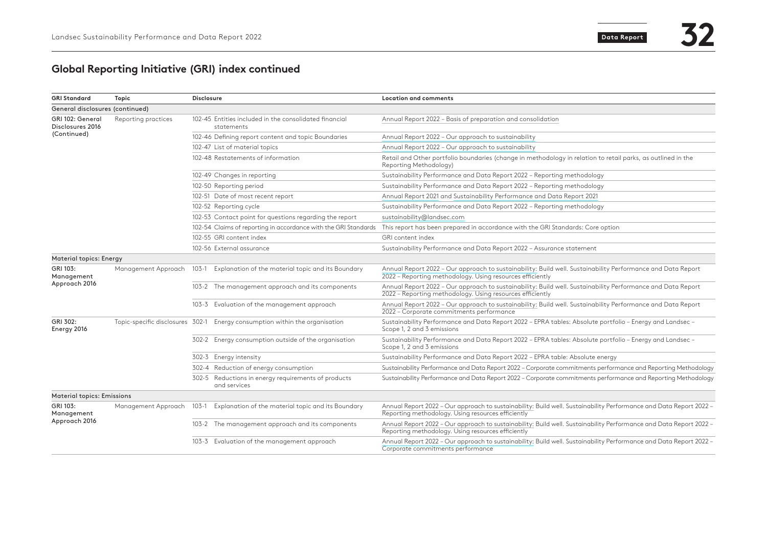## Global Reporting Initiative (GRI) index continued

| GRI Standard | Topic | Disclosure | Location and comments |
|---|---|---|---|
| **General disclosures (continued)** | | | |
| GRI 102: General Disclosures 2016 (Continued) | Reporting practices | 102-45 Entities included in the consolidated financial statements | Annual Report 2022 – Basis of preparation and consolidation |
| | | 102-46 Defining report content and topic Boundaries | Annual Report 2022 – Our approach to sustainability |
| | | 102-47 List of material topics | Annual Report 2022 – Our approach to sustainability |
| | | 102-48 Restatements of information | Retail and Other portfolio boundaries (change in methodology in relation to retail parks, as outlined in the Reporting Methodology) |
| | | 102-49 Changes in reporting | Sustainability Performance and Data Report 2022 – Reporting methodology |
| | | 102-50 Reporting period | Sustainability Performance and Data Report 2022 – Reporting methodology |
| | | 102-51 Date of most recent report | Annual Report 2021 and Sustainability Performance and Data Report 2021 |
| | | 102-52 Reporting cycle | Sustainability Performance and Data Report 2022 – Reporting methodology |
| | | 102-53 Contact point for questions regarding the report | sustainability@landsec.com |
| | | 102-54 Claims of reporting in accordance with the GRI Standards | This report has been prepared in accordance with the GRI Standards: Core option |
| | | 102-55 GRI content index | GRI content index |
| | | 102-56 External assurance | Sustainability Performance and Data Report 2022 – Assurance statement |
| **Material topics: Energy** | | | |
| GRI 103: Management Approach 2016 | Management Approach | 103-1 Explanation of the material topic and its Boundary | Annual Report 2022 – Our approach to sustainability: Build well. Sustainability Performance and Data Report 2022 – Reporting methodology. Using resources efficiently |
| | | 103-2 The management approach and its components | Annual Report 2022 – Our approach to sustainability: Build well. Sustainability Performance and Data Report 2022 – Reporting methodology. Using resources efficiently |
| | | 103-3 Evaluation of the management approach | Annual Report 2022 – Our approach to sustainability: Build well. Sustainability Performance and Data Report 2022 – Corporate commitments performance |
| GRI 302: Energy 2016 | Topic-specific disclosures | 302-1 Energy consumption within the organisation | Sustainability Performance and Data Report 2022 – EPRA tables: Absolute portfolio – Energy and Landsec – Scope 1, 2 and 3 emissions |
| | | 302-2 Energy consumption outside of the organisation | Sustainability Performance and Data Report 2022 – EPRA tables: Absolute portfolio – Energy and Landsec – Scope 1, 2 and 3 emissions |
| | | 302-3 Energy intensity | Sustainability Performance and Data Report 2022 – EPRA table: Absolute energy |
| | | 302-4 Reduction of energy consumption | Sustainability Performance and Data Report 2022 – Corporate commitments performance and Reporting Methodology |
| | | 302-5 Reductions in energy requirements of products and services | Sustainability Performance and Data Report 2022 – Corporate commitments performance and Reporting Methodology |
| **Material topics: Emissions** | | | |
| GRI 103: Management Approach 2016 | Management Approach | 103-1 Explanation of the material topic and its Boundary | Annual Report 2022 – Our approach to sustainability: Build well. Sustainability Performance and Data Report 2022 – Reporting methodology. Using resources efficiently |
| | | 103-2 The management approach and its components | Annual Report 2022 – Our approach to sustainability: Build well. Sustainability Performance and Data Report 2022 – Reporting methodology. Using resources efficiently |
| | | 103-3 Evaluation of the management approach | Annual Report 2022 – Our approach to sustainability: Build well. Sustainability Performance and Data Report 2022 – Corporate commitments performance |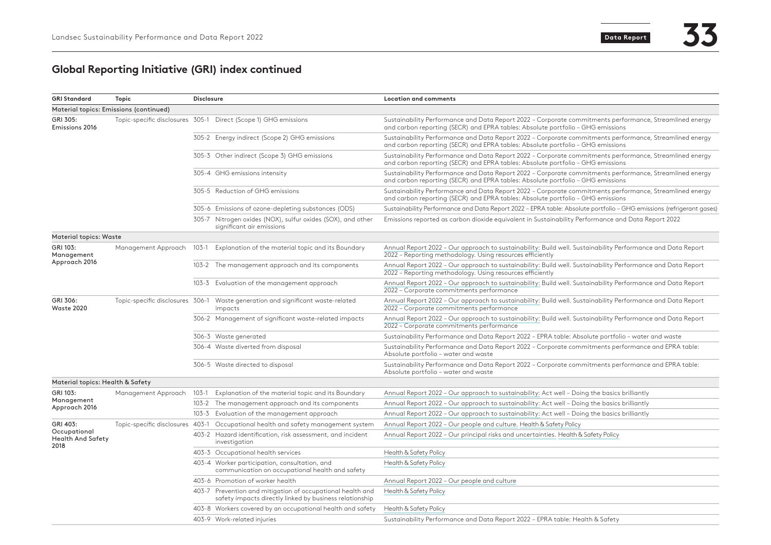## Global Reporting Initiative (GRI) index continued

| GRI Standard | Topic | Disclosure | Location and comments |
|---|---|---|---|
| **Material topics: Emissions (continued)** | | | |
| GRI 305: Emissions 2016 | Topic-specific disclosures | 305-1 Direct (Scope 1) GHG emissions | Sustainability Performance and Data Report 2022 – Corporate commitments performance, Streamlined energy and carbon reporting (SECR) and EPRA tables: Absolute portfolio – GHG emissions |
| | | 305-2 Energy indirect (Scope 2) GHG emissions | Sustainability Performance and Data Report 2022 – Corporate commitments performance, Streamlined energy and carbon reporting (SECR) and EPRA tables: Absolute portfolio – GHG emissions |
| | | 305-3 Other indirect (Scope 3) GHG emissions | Sustainability Performance and Data Report 2022 – Corporate commitments performance, Streamlined energy and carbon reporting (SECR) and EPRA tables: Absolute portfolio – GHG emissions |
| | | 305-4 GHG emissions intensity | Sustainability Performance and Data Report 2022 – Corporate commitments performance, Streamlined energy and carbon reporting (SECR) and EPRA tables: Absolute portfolio – GHG emissions |
| | | 305-5 Reduction of GHG emissions | Sustainability Performance and Data Report 2022 – Corporate commitments performance, Streamlined energy and carbon reporting (SECR) and EPRA tables: Absolute portfolio – GHG emissions |
| | | 305-6 Emissions of ozone-depleting substances (ODS) | Sustainability Performance and Data Report 2022 – EPRA table: Absolute portfolio – GHG emissions (refrigerant gases) |
| | | 305-7 Nitrogen oxides (NOX), sulfur oxides (SOX), and other significant air emissions | Emissions reported as carbon dioxide equivalent in Sustainability Performance and Data Report 2022 |
| **Material topics: Waste** | | | |
| GRI 103: Management Approach 2016 | Management Approach | 103-1 Explanation of the material topic and its Boundary | Annual Report 2022 – Our approach to sustainability: Build well. Sustainability Performance and Data Report 2022 – Reporting methodology. Using resources efficiently |
| | | 103-2 The management approach and its components | Annual Report 2022 – Our approach to sustainability: Build well. Sustainability Performance and Data Report 2022 – Reporting methodology. Using resources efficiently |
| | | 103-3 Evaluation of the management approach | Annual Report 2022 – Our approach to sustainability: Build well. Sustainability Performance and Data Report 2022 – Corporate commitments performance |
| GRI 306: Waste 2020 | Topic-specific disclosures | 306-1 Waste generation and significant waste-related impacts | Annual Report 2022 – Our approach to sustainability: Build well. Sustainability Performance and Data Report 2022 – Corporate commitments performance |
| | | 306-2 Management of significant waste-related impacts | Annual Report 2022 – Our approach to sustainability: Build well. Sustainability Performance and Data Report 2022 – Corporate commitments performance |
| | | 306-3 Waste generated | Sustainability Performance and Data Report 2022 – EPRA table: Absolute portfolio – water and waste |
| | | 306-4 Waste diverted from disposal | Sustainability Performance and Data Report 2022 – Corporate commitments performance and EPRA table: Absolute portfolio – water and waste |
| | | 306-5 Waste directed to disposal | Sustainability Performance and Data Report 2022 – Corporate commitments performance and EPRA table: Absolute portfolio – water and waste |
| **Material topics: Health & Safety** | | | |
| GRI 103: Management Approach 2016 | Management Approach | 103-1 Explanation of the material topic and its Boundary | Annual Report 2022 – Our approach to sustainability: Act well – Doing the basics brilliantly |
| | | 103-2 The management approach and its components | Annual Report 2022 – Our approach to sustainability: Act well – Doing the basics brilliantly |
| | | 103-3 Evaluation of the management approach | Annual Report 2022 – Our approach to sustainability: Act well – Doing the basics brilliantly |
| GRI 403: Occupational Health And Safety 2018 | Topic-specific disclosures | 403-1 Occupational health and safety management system | Annual Report 2022 – Our people and culture. Health & Safety Policy |
| | | 403-2 Hazard identification, risk assessment, and incident investigation | Annual Report 2022 – Our principal risks and uncertainties. Health & Safety Policy |
| | | 403-3 Occupational health services | Health & Safety Policy |
| | | 403-4 Worker participation, consultation, and communication on occupational health and safety | Health & Safety Policy |
| | | 403-6 Promotion of worker health | Annual Report 2022 – Our people and culture |
| | | 403-7 Prevention and mitigation of occupational health and safety impacts directly linked by business relationship | Health & Safety Policy |
| | | 403-8 Workers covered by an occupational health and safety | Health & Safety Policy |
| | | 403-9 Work-related injuries | Sustainability Performance and Data Report 2022 – EPRA table: Health & Safety |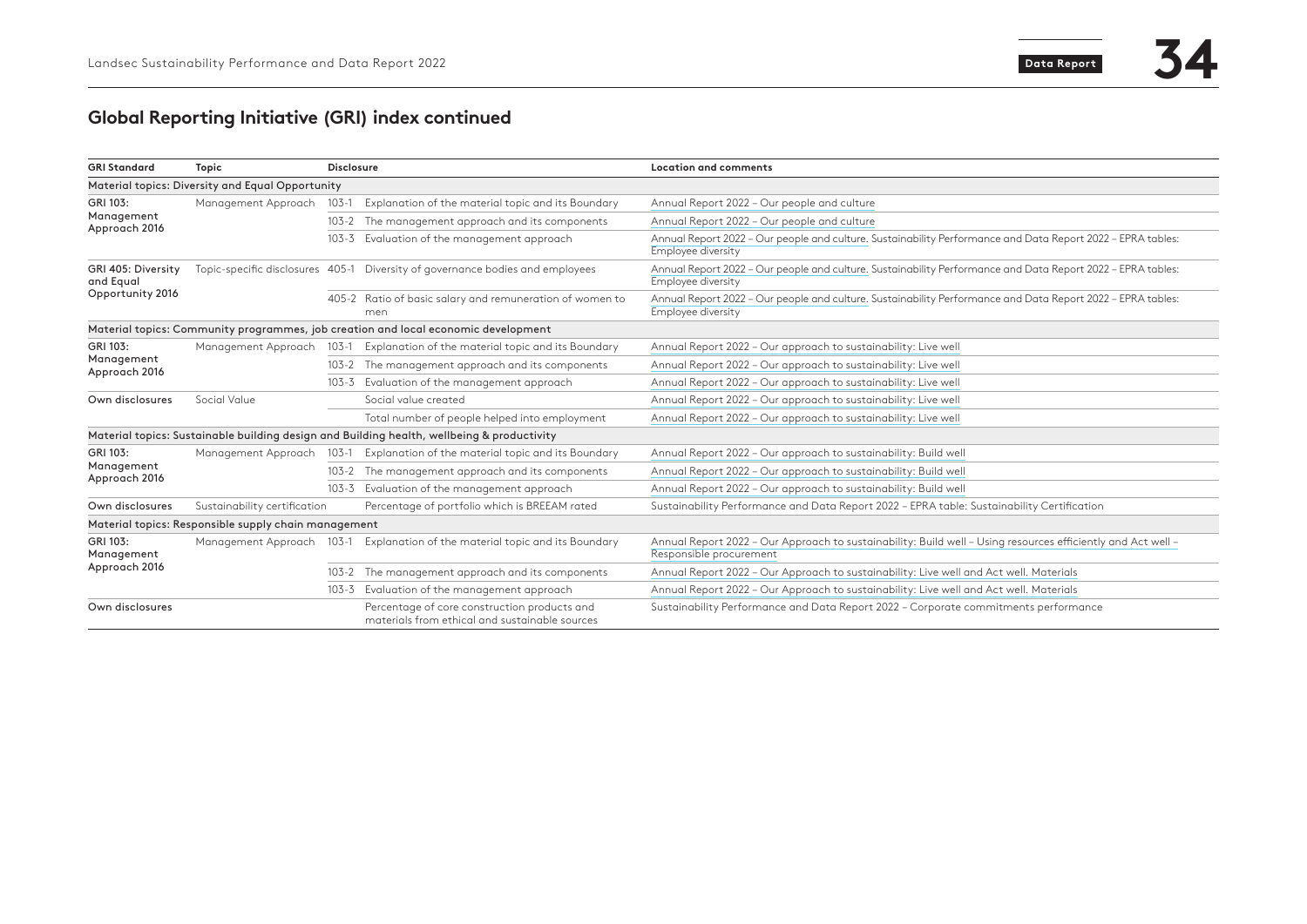## Global Reporting Initiative (GRI) index continued

| GRI Standard | Topic | Disclosure | | Location and comments |
|---|---|---|---|---|
| **Material topics: Diversity and Equal Opportunity** | | | | |
| GRI 103: Management Approach 2016 | Management Approach | 103-1 | Explanation of the material topic and its Boundary | Annual Report 2022 – Our people and culture |
| | | 103-2 | The management approach and its components | Annual Report 2022 – Our people and culture |
| | | 103-3 | Evaluation of the management approach | Annual Report 2022 – Our people and culture. Sustainability Performance and Data Report 2022 – EPRA tables: Employee diversity |
| GRI 405: Diversity and Equal Opportunity 2016 | Topic-specific disclosures | 405-1 | Diversity of governance bodies and employees | Annual Report 2022 – Our people and culture. Sustainability Performance and Data Report 2022 – EPRA tables: Employee diversity |
| | | 405-2 | Ratio of basic salary and remuneration of women to men | Annual Report 2022 – Our people and culture. Sustainability Performance and Data Report 2022 – EPRA tables: Employee diversity |
| **Material topics: Community programmes, job creation and local economic development** | | | | |
| GRI 103: Management Approach 2016 | Management Approach | 103-1 | Explanation of the material topic and its Boundary | Annual Report 2022 – Our approach to sustainability: Live well |
| | | 103-2 | The management approach and its components | Annual Report 2022 – Our approach to sustainability: Live well |
| | | 103-3 | Evaluation of the management approach | Annual Report 2022 – Our approach to sustainability: Live well |
| Own disclosures | Social Value | | Social value created | Annual Report 2022 – Our approach to sustainability: Live well |
| | | | Total number of people helped into employment | Annual Report 2022 – Our approach to sustainability: Live well |
| **Material topics: Sustainable building design and Building health, wellbeing & productivity** | | | | |
| GRI 103: Management Approach 2016 | Management Approach | 103-1 | Explanation of the material topic and its Boundary | Annual Report 2022 – Our approach to sustainability: Build well |
| | | 103-2 | The management approach and its components | Annual Report 2022 – Our approach to sustainability: Build well |
| | | 103-3 | Evaluation of the management approach | Annual Report 2022 – Our approach to sustainability: Build well |
| Own disclosures | Sustainability certification | | Percentage of portfolio which is BREEAM rated | Sustainability Performance and Data Report 2022 – EPRA table: Sustainability Certification |
| **Material topics: Responsible supply chain management** | | | | |
| GRI 103: Management Approach 2016 | Management Approach | 103-1 | Explanation of the material topic and its Boundary | Annual Report 2022 – Our Approach to sustainability: Build well – Using resources efficiently and Act well – Responsible procurement |
| | | 103-2 | The management approach and its components | Annual Report 2022 – Our Approach to sustainability: Live well and Act well. Materials |
| | | 103-3 | Evaluation of the management approach | Annual Report 2022 – Our Approach to sustainability: Live well and Act well. Materials |
| Own disclosures | | | Percentage of core construction products and materials from ethical and sustainable sources | Sustainability Performance and Data Report 2022 – Corporate commitments performance |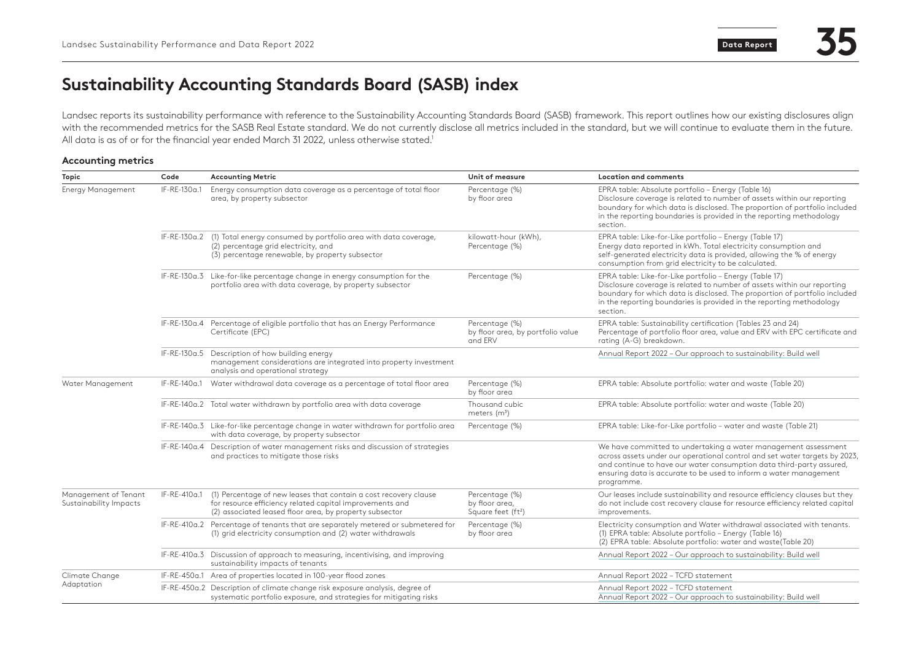# Sustainability Accounting Standards Board (SASB) index

Landsec reports its sustainability performance with reference to the Sustainability Accounting Standards Board (SASB) framework. This report outlines how our existing disclosures align with the recommended metrics for the SASB Real Estate standard. We do not currently disclose all metrics included in the standard, but we will continue to evaluate them in the future. All data is as of or for the financial year ended March 31 2022, unless otherwise stated.[1]

### Accounting metrics

| Topic | Code | Accounting Metric | Unit of measure | Location and comments |
|---|---|---|---|---|
| Energy Management | IF-RE-130a.1 | Energy consumption data coverage as a percentage of total floor area, by property subsector | Percentage (%) by floor area | EPRA table: Absolute portfolio – Energy (Table 16) Disclosure coverage is related to number of assets within our reporting boundary for which data is disclosed. The proportion of portfolio included in the reporting boundaries is provided in the reporting methodology section. |
| | IF-RE-130a.2 | (1) Total energy consumed by portfolio area with data coverage, (2) percentage grid electricity, and (3) percentage renewable, by property subsector | kilowatt-hour (kWh), Percentage (%) | EPRA table: Like-for-Like portfolio – Energy (Table 17) Energy data reported in kWh. Total electricity consumption and self-generated electricity data is provided, allowing the % of energy consumption from grid electricity to be calculated. |
| | IF-RE-130a.3 | Like-for-like percentage change in energy consumption for the portfolio area with data coverage, by property subsector | Percentage (%) | EPRA table: Like-for-Like portfolio – Energy (Table 17) Disclosure coverage is related to number of assets within our reporting boundary for which data is disclosed. The proportion of portfolio included in the reporting boundaries is provided in the reporting methodology section. |
| | IF-RE-130a.4 | Percentage of eligible portfolio that has an Energy Performance Certificate (EPC) | Percentage (%) by floor area, by portfolio value and ERV | EPRA table: Sustainability certification (Tables 23 and 24) Percentage of portfolio floor area, value and ERV with EPC certificate and rating (A-G) breakdown. |
| | IF-RE-130a.5 | Description of how building energy management considerations are integrated into property investment analysis and operational strategy | | Annual Report 2022 – Our approach to sustainability: Build well |
| Water Management | IF-RE-140a.1 | Water withdrawal data coverage as a percentage of total floor area | Percentage (%) by floor area | EPRA table: Absolute portfolio: water and waste (Table 20) |
| | IF-RE-140a.2 | Total water withdrawn by portfolio area with data coverage | Thousand cubic meters ($m^3$) | EPRA table: Absolute portfolio: water and waste (Table 20) |
| | IF-RE-140a.3 | Like-for-like percentage change in water withdrawn for portfolio area with data coverage, by property subsector | Percentage (%) | EPRA table: Like-for-Like portfolio – water and waste (Table 21) |
| | IF-RE-140a.4 | Description of water management risks and discussion of strategies and practices to mitigate those risks | | We have committed to undertaking a water management assessment across assets under our operational control and set water targets by 2023, and continue to have our water consumption data third-party assured, ensuring data is accurate to be used to inform a water management programme. |
| Management of Tenant Sustainability Impacts | IF-RE-410a.1 | (1) Percentage of new leases that contain a cost recovery clause for resource efficiency related capital improvements and (2) associated leased floor area, by property subsector | Percentage (%) by floor area, Square feet ($ft^2$) | Our leases include sustainability and resource efficiency clauses but they do not include cost recovery clause for resource efficiency related capital improvements. |
| | IF-RE-410a.2 | Percentage of tenants that are separately metered or submetered for (1) grid electricity consumption and (2) water withdrawals | Percentage (%) by floor area | Electricity consumption and Water withdrawal associated with tenants. (1) EPRA table: Absolute portfolio – Energy (Table 16) (2) EPRA table: Absolute portfolio: water and waste(Table 20) |
| | IF-RE-410a.3 | Discussion of approach to measuring, incentivising, and improving sustainability impacts of tenants | | Annual Report 2022 – Our approach to sustainability: Build well |
| Climate Change Adaptation | IF-RE-450a.1 | Area of properties located in 100-year flood zones | | Annual Report 2022 – TCFD statement |
| | IF-RE-450a.2 | Description of climate change risk exposure analysis, degree of systematic portfolio exposure, and strategies for mitigating risks | | Annual Report 2022 – TCFD statement Annual Report 2022 – Our approach to sustainability: Build well |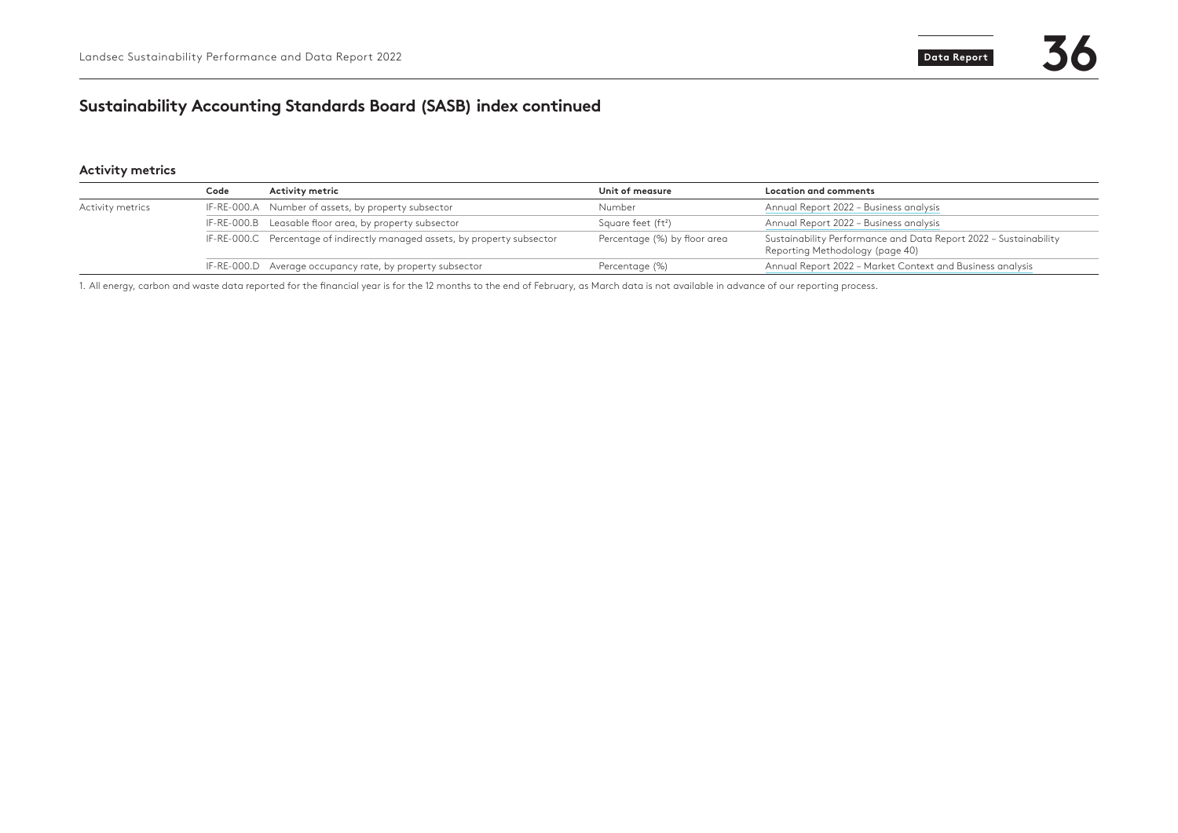## Sustainability Accounting Standards Board (SASB) index continued

### Activity metrics

| | Code | Activity metric | Unit of measure | Location and comments |
|---|---|---|---|---|
| Activity metrics | IF-RE-000.A | Number of assets, by property subsector | Number | Annual Report 2022 – Business analysis |
| | IF-RE-000.B | Leasable floor area, by property subsector | Square feet ($ft^2$) | Annual Report 2022 – Business analysis |
| | IF-RE-000.C | Percentage of indirectly managed assets, by property subsector | Percentage (%) by floor area | Sustainability Performance and Data Report 2022 – Sustainability Reporting Methodology (page 40) |
| | IF-RE-000.D | Average occupancy rate, by property subsector | Percentage (%) | Annual Report 2022 – Market Context and Business analysis |

1. All energy, carbon and waste data reported for the financial year is for the 12 months to the end of February, as March data is not available in advance of our reporting process.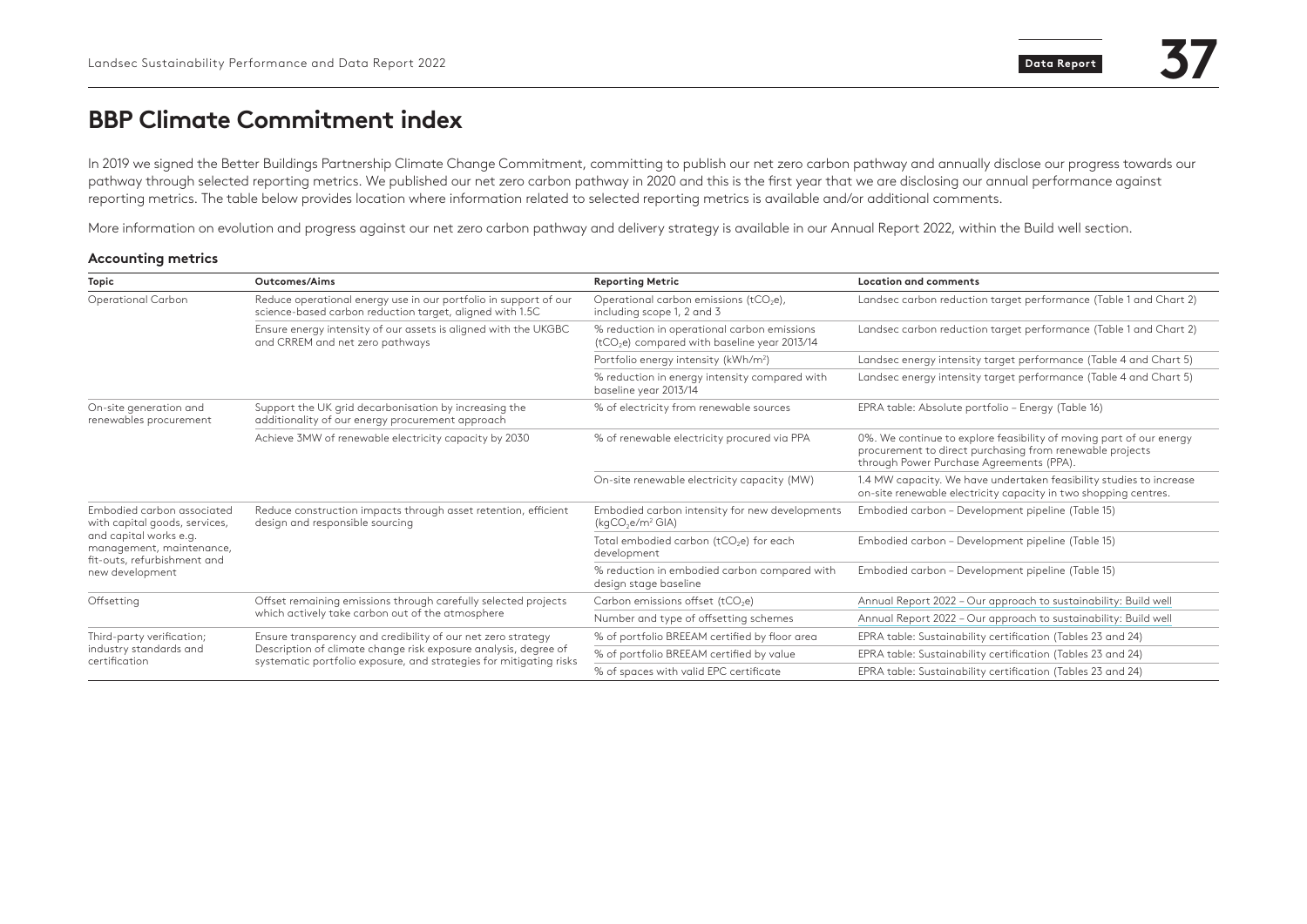# BBP Climate Commitment index

In 2019 we signed the Better Buildings Partnership Climate Change Commitment, committing to publish our net zero carbon pathway and annually disclose our progress towards our pathway through selected reporting metrics. We published our net zero carbon pathway in 2020 and this is the first year that we are disclosing our annual performance against reporting metrics. The table below provides location where information related to selected reporting metrics is available and/or additional comments.

More information on evolution and progress against our net zero carbon pathway and delivery strategy is available in our Annual Report 2022, within the Build well section.

### Accounting metrics

| Topic | Outcomes/Aims | Reporting Metric | Location and comments |
|---|---|---|---|
| Operational Carbon | Reduce operational energy use in our portfolio in support of our science-based carbon reduction target, aligned with 1.5C | Operational carbon emissions ($tCO_2e$), including scope 1, 2 and 3 | Landsec carbon reduction target performance (Table 1 and Chart 2) |
| | Ensure energy intensity of our assets is aligned with the UKGBC and CRREM and net zero pathways | % reduction in operational carbon emissions ($tCO_2e$) compared with baseline year 2013/14 | Landsec carbon reduction target performance (Table 1 and Chart 2) |
| | | Portfolio energy intensity ($kWh/m^2$) | Landsec energy intensity target performance (Table 4 and Chart 5) |
| | | % reduction in energy intensity compared with baseline year 2013/14 | Landsec energy intensity target performance (Table 4 and Chart 5) |
| On-site generation and renewables procurement | Support the UK grid decarbonisation by increasing the additionality of our energy procurement approach | % of electricity from renewable sources | EPRA table: Absolute portfolio – Energy (Table 16) |
| | Achieve 3MW of renewable electricity capacity by 2030 | % of renewable electricity procured via PPA | 0%. We continue to explore feasibility of moving part of our energy procurement to direct purchasing from renewable projects through Power Purchase Agreements (PPA). |
| | | On-site renewable electricity capacity (MW) | 1.4 MW capacity. We have undertaken feasibility studies to increase on-site renewable electricity capacity in two shopping centres. |
| Embodied carbon associated with capital goods, services, and capital works e.g. management, maintenance, fit-outs, refurbishment and new development | Reduce construction impacts through asset retention, efficient design and responsible sourcing | Embodied carbon intensity for new developments ($kgCO_2e/m^2$ GIA) | Embodied carbon – Development pipeline (Table 15) |
| | | Total embodied carbon ($tCO_2e$) for each development | Embodied carbon – Development pipeline (Table 15) |
| | | % reduction in embodied carbon compared with design stage baseline | Embodied carbon – Development pipeline (Table 15) |
| Offsetting | Offset remaining emissions through carefully selected projects which actively take carbon out of the atmosphere | Carbon emissions offset ($tCO_2e$) | Annual Report 2022 – Our approach to sustainability: Build well |
| | | Number and type of offsetting schemes | Annual Report 2022 – Our approach to sustainability: Build well |
| Third-party verification; industry standards and certification | Ensure transparency and credibility of our net zero strategy Description of climate change risk exposure analysis, degree of systematic portfolio exposure, and strategies for mitigating risks | % of portfolio BREEAM certified by floor area | EPRA table: Sustainability certification (Tables 23 and 24) |
| | | % of portfolio BREEAM certified by value | EPRA table: Sustainability certification (Tables 23 and 24) |
| | | % of spaces with valid EPC certificate | EPRA table: Sustainability certification (Tables 23 and 24) |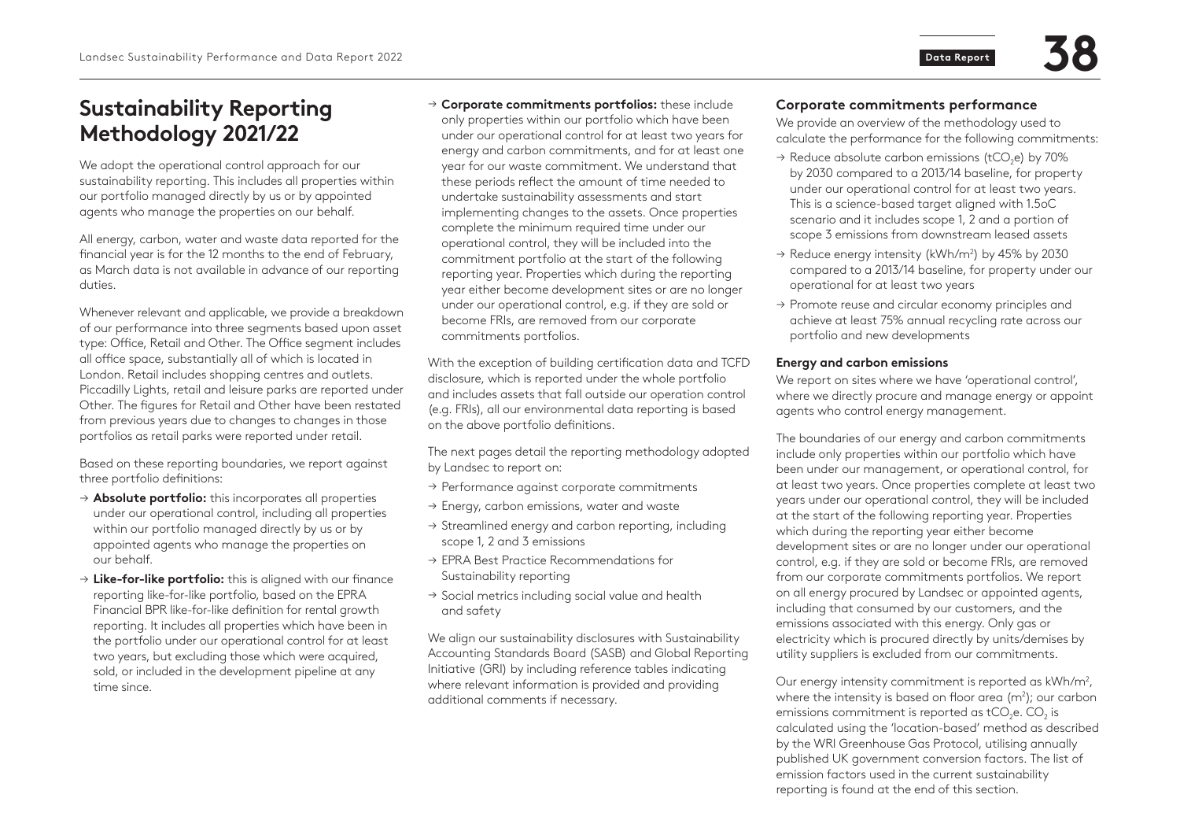# Sustainability Reporting Methodology 2021/22

We adopt the operational control approach for our sustainability reporting. This includes all properties within our portfolio managed directly by us or by appointed agents who manage the properties on our behalf.

All energy, carbon, water and waste data reported for the financial year is for the 12 months to the end of February, as March data is not available in advance of our reporting duties.

Whenever relevant and applicable, we provide a breakdown of our performance into three segments based upon asset type: Office, Retail and Other. The Office segment includes all office space, substantially all of which is located in London. Retail includes shopping centres and outlets. Piccadilly Lights, retail and leisure parks are reported under Other. The figures for Retail and Other have been restated from previous years due to changes to changes in those portfolios as retail parks were reported under retail.

Based on these reporting boundaries, we report against three portfolio definitions:

- → **Absolute portfolio:** this incorporates all properties under our operational control, including all properties within our portfolio managed directly by us or by appointed agents who manage the properties on our behalf.
- → **Like-for-like portfolio:** this is aligned with our finance reporting like-for-like portfolio, based on the EPRA Financial BPR like-for-like definition for rental growth reporting. It includes all properties which have been in the portfolio under our operational control for at least two years, but excluding those which were acquired, sold, or included in the development pipeline at any time since.
- → **Corporate commitments portfolios:** these include only properties within our portfolio which have been under our operational control for at least two years for energy and carbon commitments, and for at least one year for our waste commitment. We understand that these periods reflect the amount of time needed to undertake sustainability assessments and start implementing changes to the assets. Once properties complete the minimum required time under our operational control, they will be included into the commitment portfolio at the start of the following reporting year. Properties which during the reporting year either become development sites or are no longer under our operational control, e.g. if they are sold or become FRIs, are removed from our corporate commitments portfolios.

With the exception of building certification data and TCFD disclosure, which is reported under the whole portfolio and includes assets that fall outside our operation control (e.g. FRIs), all our environmental data reporting is based on the above portfolio definitions.

The next pages detail the reporting methodology adopted by Landsec to report on:

- → Performance against corporate commitments
- → Energy, carbon emissions, water and waste
- → Streamlined energy and carbon reporting, including scope 1, 2 and 3 emissions
- → EPRA Best Practice Recommendations for Sustainability reporting
- → Social metrics including social value and health and safety

We align our sustainability disclosures with Sustainability Accounting Standards Board (SASB) and Global Reporting Initiative (GRI) by including reference tables indicating where relevant information is provided and providing additional comments if necessary.

### Corporate commitments performance

We provide an overview of the methodology used to calculate the performance for the following commitments:

- → Reduce absolute carbon emissions ($tCO_2e$) by 70% by 2030 compared to a 2013/14 baseline, for property under our operational control for at least two years. This is a science-based target aligned with 1.5oC scenario and it includes scope 1, 2 and a portion of scope 3 emissions from downstream leased assets
- → Reduce energy intensity ($kWh/m^2$) by 45% by 2030 compared to a 2013/14 baseline, for property under our operational for at least two years
- → Promote reuse and circular economy principles and achieve at least 75% annual recycling rate across our portfolio and new developments

#### Energy and carbon emissions

We report on sites where we have 'operational control', where we directly procure and manage energy or appoint agents who control energy management.

The boundaries of our energy and carbon commitments include only properties within our portfolio which have been under our management, or operational control, for at least two years. Once properties complete at least two years under our operational control, they will be included at the start of the following reporting year. Properties which during the reporting year either become development sites or are no longer under our operational control, e.g. if they are sold or become FRIs, are removed from our corporate commitments portfolios. We report on all energy procured by Landsec or appointed agents, including that consumed by our customers, and the emissions associated with this energy. Only gas or electricity which is procured directly by units/demises by utility suppliers is excluded from our commitments.

Our energy intensity commitment is reported as $kWh/m^2$, where the intensity is based on floor area ($m^2$); our carbon emissions commitment is reported as $tCO_2e$. $CO_2$ is calculated using the 'location-based' method as described by the WRI Greenhouse Gas Protocol, utilising annually published UK government conversion factors. The list of emission factors used in the current sustainability reporting is found at the end of this section.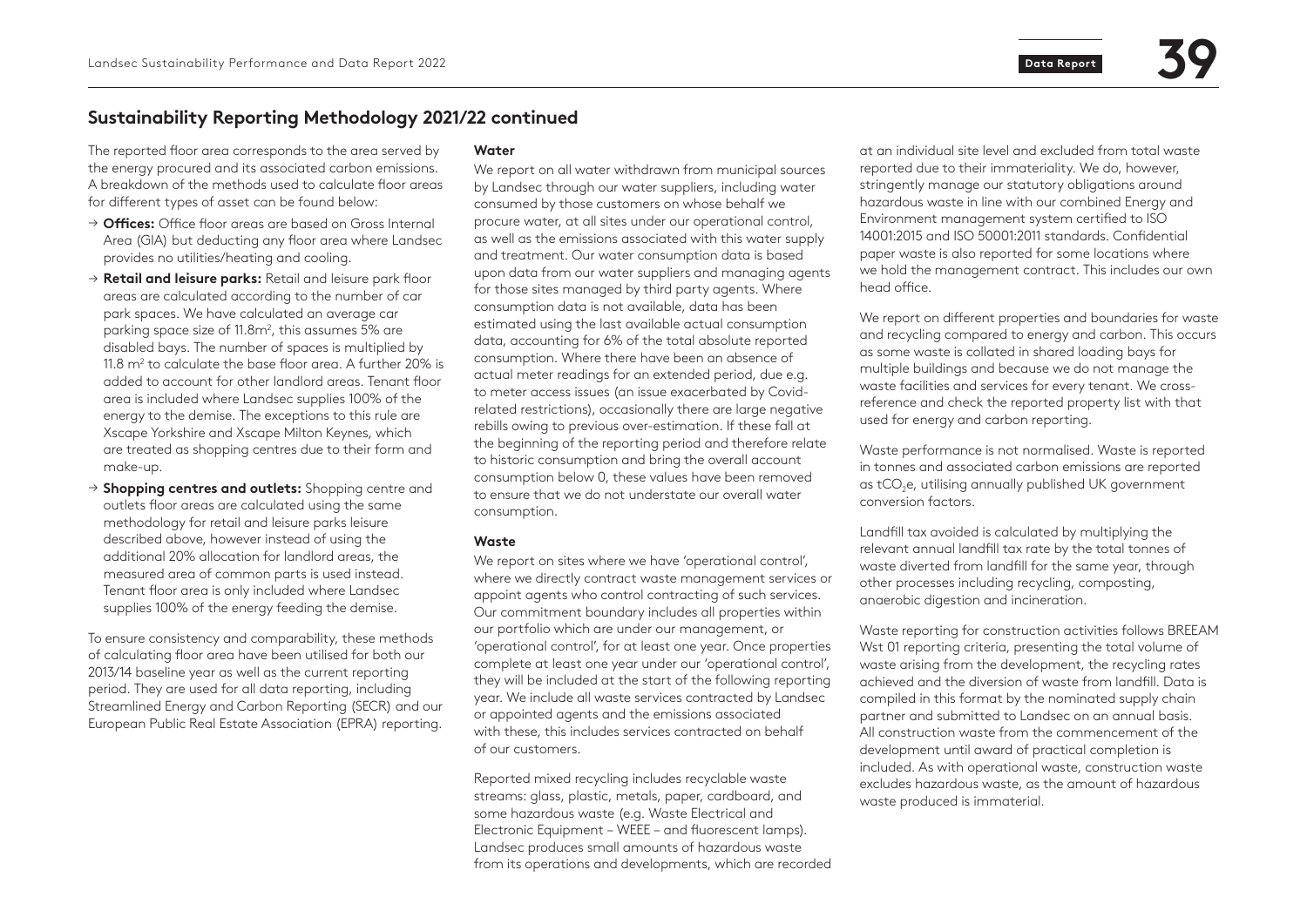## Sustainability Reporting Methodology 2021/22 continued

The reported floor area corresponds to the area served by the energy procured and its associated carbon emissions. A breakdown of the methods used to calculate floor areas for different types of asset can be found below:

- **Offices:** Office floor areas are based on Gross Internal Area (GIA) but deducting any floor area where Landsec provides no utilities/heating and cooling.
- **Retail and leisure parks:** Retail and leisure park floor areas are calculated according to the number of car park spaces. We have calculated an average car parking space size of 11.8m$^2$, this assumes 5% are disabled bays. The number of spaces is multiplied by 11.8 m$^2$ to calculate the base floor area. A further 20% is added to account for other landlord areas. Tenant floor area is included where Landsec supplies 100% of the energy to the demise. The exceptions to this rule are Xscape Yorkshire and Xscape Milton Keynes, which are treated as shopping centres due to their form and make-up.
- **Shopping centres and outlets:** Shopping centre and outlets floor areas are calculated using the same methodology for retail and leisure parks leisure described above, however instead of using the additional 20% allocation for landlord areas, the measured area of common parts is used instead. Tenant floor area is only included where Landsec supplies 100% of the energy feeding the demise.

To ensure consistency and comparability, these methods of calculating floor area have been utilised for both our 2013/14 baseline year as well as the current reporting period. They are used for all data reporting, including Streamlined Energy and Carbon Reporting (SECR) and our European Public Real Estate Association (EPRA) reporting.

### Water

We report on all water withdrawn from municipal sources by Landsec through our water suppliers, including water consumed by those customers on whose behalf we procure water, at all sites under our operational control, as well as the emissions associated with this water supply and treatment. Our water consumption data is based upon data from our water suppliers and managing agents for those sites managed by third party agents. Where consumption data is not available, data has been estimated using the last available actual consumption data, accounting for 6% of the total absolute reported consumption. Where there have been an absence of actual meter readings for an extended period, due e.g. to meter access issues (an issue exacerbated by Covid-related restrictions), occasionally there are large negative rebills owing to previous over-estimation. If these fall at the beginning of the reporting period and therefore relate to historic consumption and bring the overall account consumption below 0, these values have been removed to ensure that we do not understate our overall water consumption.

### Waste

We report on sites where we have 'operational control', where we directly contract waste management services or appoint agents who control contracting of such services. Our commitment boundary includes all properties within our portfolio which are under our management, or 'operational control', for at least one year. Once properties complete at least one year under our 'operational control', they will be included at the start of the following reporting year. We include all waste services contracted by Landsec or appointed agents and the emissions associated with these, this includes services contracted on behalf of our customers.

Reported mixed recycling includes recyclable waste streams: glass, plastic, metals, paper, cardboard, and some hazardous waste (e.g. Waste Electrical and Electronic Equipment – WEEE – and fluorescent lamps). Landsec produces small amounts of hazardous waste from its operations and developments, which are recorded at an individual site level and excluded from total waste reported due to their immateriality. We do, however, stringently manage our statutory obligations around hazardous waste in line with our combined Energy and Environment management system certified to ISO 14001:2015 and ISO 50001:2011 standards. Confidential paper waste is also reported for some locations where we hold the management contract. This includes our own head office.

We report on different properties and boundaries for waste and recycling compared to energy and carbon. This occurs as some waste is collated in shared loading bays for multiple buildings and because we do not manage the waste facilities and services for every tenant. We cross-reference and check the reported property list with that used for energy and carbon reporting.

Waste performance is not normalised. Waste is reported in tonnes and associated carbon emissions are reported as $tCO_2e$, utilising annually published UK government conversion factors.

Landfill tax avoided is calculated by multiplying the relevant annual landfill tax rate by the total tonnes of waste diverted from landfill for the same year, through other processes including recycling, composting, anaerobic digestion and incineration.

Waste reporting for construction activities follows BREEAM Wst 01 reporting criteria, presenting the total volume of waste arising from the development, the recycling rates achieved and the diversion of waste from landfill. Data is compiled in this format by the nominated supply chain partner and submitted to Landsec on an annual basis. All construction waste from the commencement of the development until award of practical completion is included. As with operational waste, construction waste excludes hazardous waste, as the amount of hazardous waste produced is immaterial.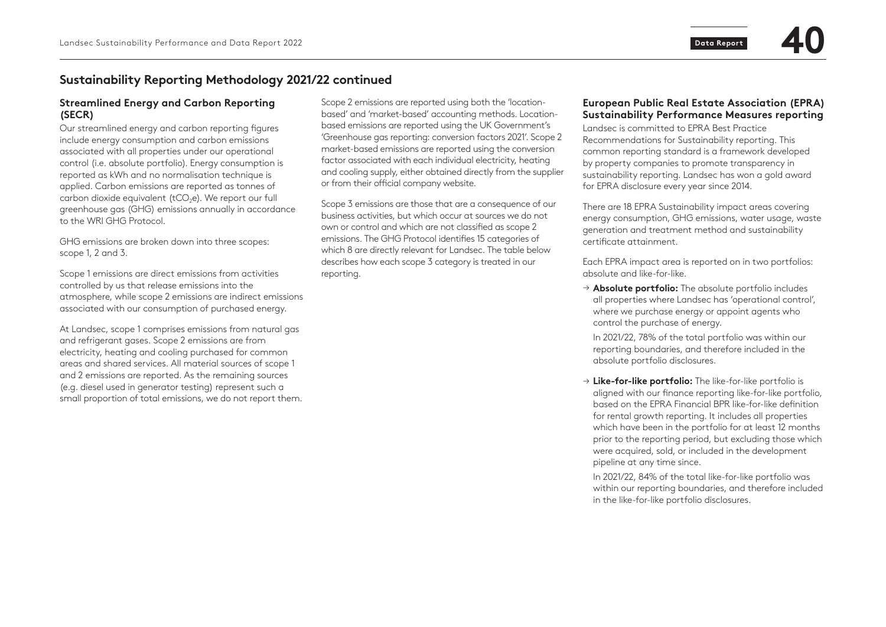## Sustainability Reporting Methodology 2021/22 continued

### Streamlined Energy and Carbon Reporting (SECR)

Our streamlined energy and carbon reporting figures include energy consumption and carbon emissions associated with all properties under our operational control (i.e. absolute portfolio). Energy consumption is reported as kWh and no normalisation technique is applied. Carbon emissions are reported as tonnes of carbon dioxide equivalent ($tCO_2e$). We report our full greenhouse gas (GHG) emissions annually in accordance to the WRI GHG Protocol.

GHG emissions are broken down into three scopes: scope 1, 2 and 3.

Scope 1 emissions are direct emissions from activities controlled by us that release emissions into the atmosphere, while scope 2 emissions are indirect emissions associated with our consumption of purchased energy.

At Landsec, scope 1 comprises emissions from natural gas and refrigerant gases. Scope 2 emissions are from electricity, heating and cooling purchased for common areas and shared services. All material sources of scope 1 and 2 emissions are reported. As the remaining sources (e.g. diesel used in generator testing) represent such a small proportion of total emissions, we do not report them.

Scope 2 emissions are reported using both the 'location-based' and 'market-based' accounting methods. Location-based emissions are reported using the UK Government's 'Greenhouse gas reporting: conversion factors 2021'. Scope 2 market-based emissions are reported using the conversion factor associated with each individual electricity, heating and cooling supply, either obtained directly from the supplier or from their official company website.

Scope 3 emissions are those that are a consequence of our business activities, but which occur at sources we do not own or control and which are not classified as scope 2 emissions. The GHG Protocol identifies 15 categories of which 8 are directly relevant for Landsec. The table below describes how each scope 3 category is treated in our reporting.

### European Public Real Estate Association (EPRA) Sustainability Performance Measures reporting

Landsec is committed to EPRA Best Practice Recommendations for Sustainability reporting. This common reporting standard is a framework developed by property companies to promote transparency in sustainability reporting. Landsec has won a gold award for EPRA disclosure every year since 2014.

There are 18 EPRA Sustainability impact areas covering energy consumption, GHG emissions, water usage, waste generation and treatment method and sustainability certificate attainment.

Each EPRA impact area is reported on in two portfolios: absolute and like-for-like.

- **Absolute portfolio:** The absolute portfolio includes all properties where Landsec has 'operational control', where we purchase energy or appoint agents who control the purchase of energy.

  In 2021/22, 78% of the total portfolio was within our reporting boundaries, and therefore included in the absolute portfolio disclosures.

- **Like-for-like portfolio:** The like-for-like portfolio is aligned with our finance reporting like-for-like portfolio, based on the EPRA Financial BPR like-for-like definition for rental growth reporting. It includes all properties which have been in the portfolio for at least 12 months prior to the reporting period, but excluding those which were acquired, sold, or included in the development pipeline at any time since.

  In 2021/22, 84% of the total like-for-like portfolio was within our reporting boundaries, and therefore included in the like-for-like portfolio disclosures.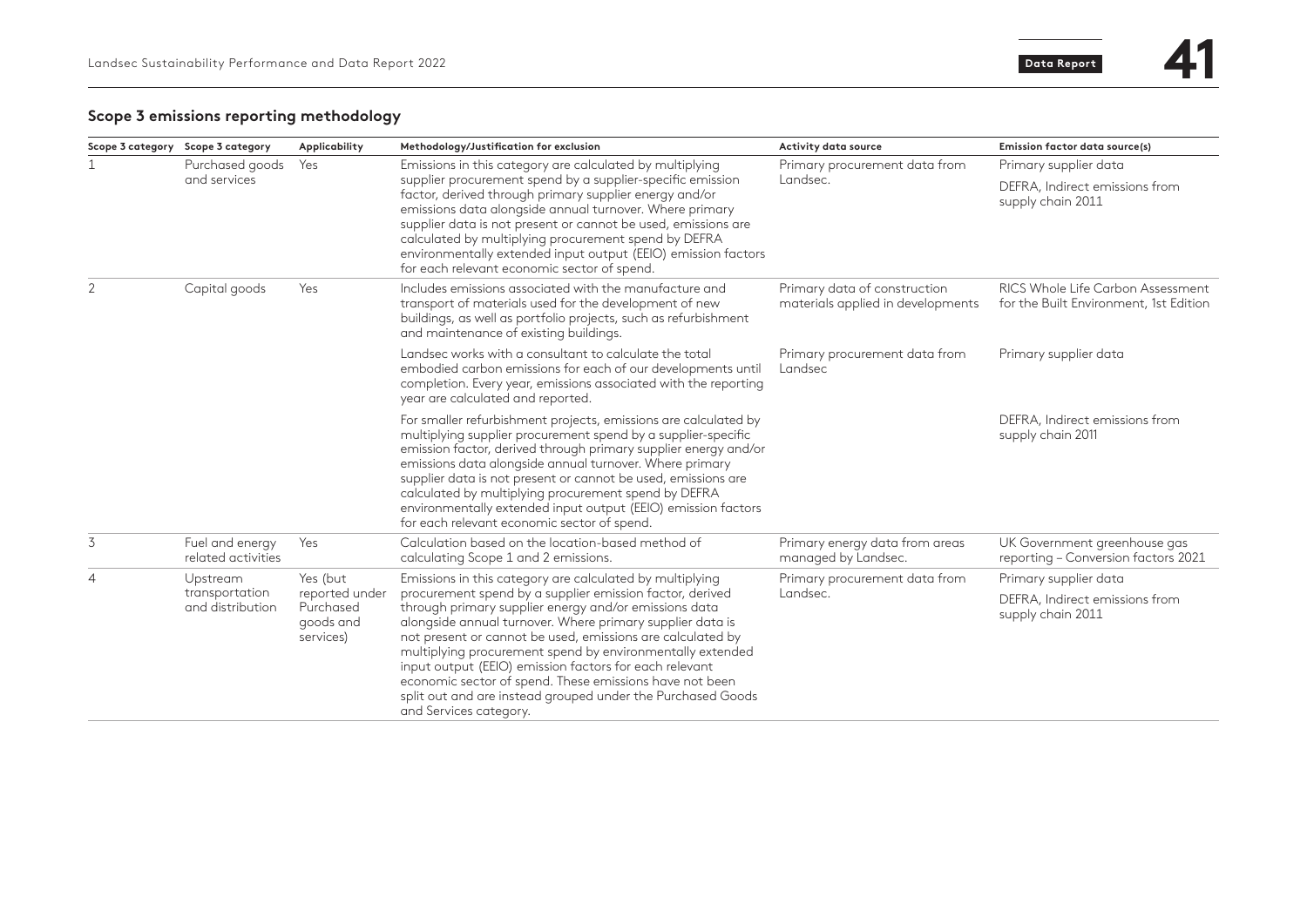## Scope 3 emissions reporting methodology

| Scope 3 category | Scope 3 category | Applicability | Methodology/Justification for exclusion | Activity data source | Emission factor data source(s) |
|---|---|---|---|---|---|
| 1 | Purchased goods and services | Yes | Emissions in this category are calculated by multiplying supplier procurement spend by a supplier-specific emission factor, derived through primary supplier energy and/or emissions data alongside annual turnover. Where primary supplier data is not present or cannot be used, emissions are calculated by multiplying procurement spend by DEFRA environmentally extended input output (EEIO) emission factors for each relevant economic sector of spend. | Primary procurement data from Landsec. | Primary supplier data<br>DEFRA, Indirect emissions from supply chain 2011 |
| 2 | Capital goods | Yes | Includes emissions associated with the manufacture and transport of materials used for the development of new buildings, as well as portfolio projects, such as refurbishment and maintenance of existing buildings. | Primary data of construction materials applied in developments | RICS Whole Life Carbon Assessment for the Built Environment, 1st Edition |
| | | | Landsec works with a consultant to calculate the total embodied carbon emissions for each of our developments until completion. Every year, emissions associated with the reporting year are calculated and reported. | Primary procurement data from Landsec | Primary supplier data |
| | | | For smaller refurbishment projects, emissions are calculated by multiplying supplier procurement spend by a supplier-specific emission factor, derived through primary supplier energy and/or emissions data alongside annual turnover. Where primary supplier data is not present or cannot be used, emissions are calculated by multiplying procurement spend by DEFRA environmentally extended input output (EEIO) emission factors for each relevant economic sector of spend. | | DEFRA, Indirect emissions from supply chain 2011 |
| 3 | Fuel and energy related activities | Yes | Calculation based on the location-based method of calculating Scope 1 and 2 emissions. | Primary energy data from areas managed by Landsec. | UK Government greenhouse gas reporting – Conversion factors 2021 |
| 4 | Upstream transportation and distribution | Yes (but reported under Purchased goods and services) | Emissions in this category are calculated by multiplying procurement spend by a supplier emission factor, derived through primary supplier energy and/or emissions data alongside annual turnover. Where primary supplier data is not present or cannot be used, emissions are calculated by multiplying procurement spend by environmentally extended input output (EEIO) emission factors for each relevant economic sector of spend. These emissions have not been split out and are instead grouped under the Purchased Goods and Services category. | Primary procurement data from Landsec. | Primary supplier data<br>DEFRA, Indirect emissions from supply chain 2011 |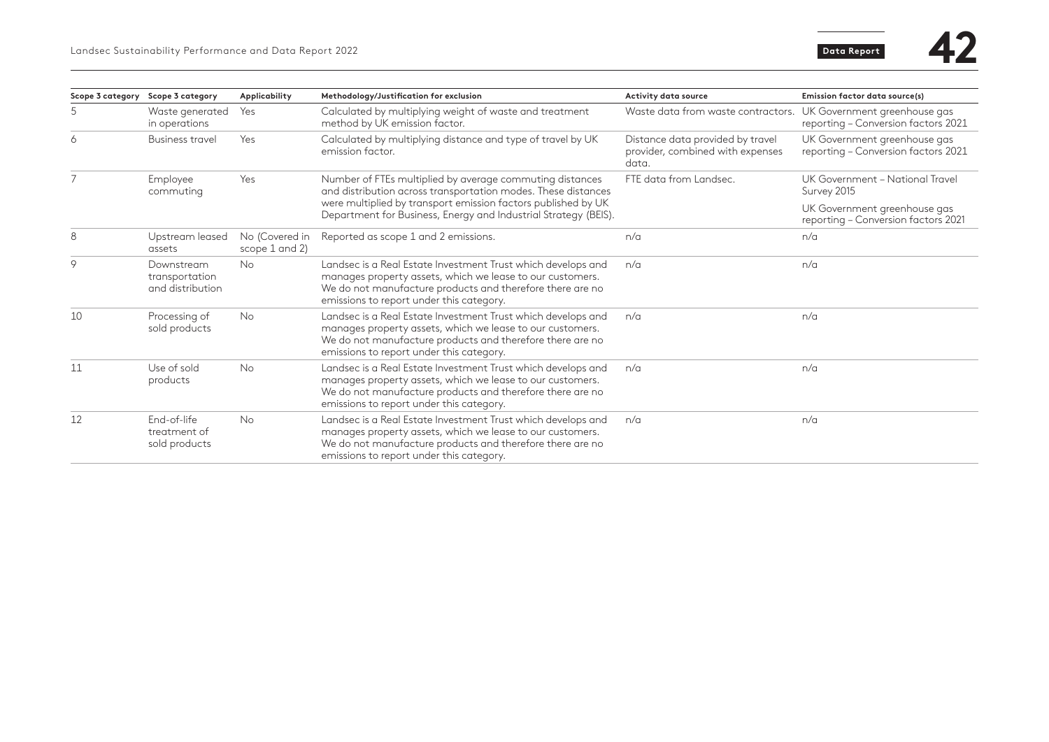| Scope 3 category | Scope 3 category | Applicability | Methodology/Justification for exclusion | Activity data source | Emission factor data source(s) |
|---|---|---|---|---|---|
| 5 | Waste generated in operations | Yes | Calculated by multiplying weight of waste and treatment method by UK emission factor. | Waste data from waste contractors. | UK Government greenhouse gas reporting – Conversion factors 2021 |
| 6 | Business travel | Yes | Calculated by multiplying distance and type of travel by UK emission factor. | Distance data provided by travel provider, combined with expenses data. | UK Government greenhouse gas reporting – Conversion factors 2021 |
| 7 | Employee commuting | Yes | Number of FTEs multiplied by average commuting distances and distribution across transportation modes. These distances were multiplied by transport emission factors published by UK Department for Business, Energy and Industrial Strategy (BEIS). | FTE data from Landsec. | UK Government – National Travel Survey 2015<br>UK Government greenhouse gas reporting – Conversion factors 2021 |
| 8 | Upstream leased assets | No (Covered in scope 1 and 2) | Reported as scope 1 and 2 emissions. | n/a | n/a |
| 9 | Downstream transportation and distribution | No | Landsec is a Real Estate Investment Trust which develops and manages property assets, which we lease to our customers. We do not manufacture products and therefore there are no emissions to report under this category. | n/a | n/a |
| 10 | Processing of sold products | No | Landsec is a Real Estate Investment Trust which develops and manages property assets, which we lease to our customers. We do not manufacture products and therefore there are no emissions to report under this category. | n/a | n/a |
| 11 | Use of sold products | No | Landsec is a Real Estate Investment Trust which develops and manages property assets, which we lease to our customers. We do not manufacture products and therefore there are no emissions to report under this category. | n/a | n/a |
| 12 | End-of-life treatment of sold products | No | Landsec is a Real Estate Investment Trust which develops and manages property assets, which we lease to our customers. We do not manufacture products and therefore there are no emissions to report under this category. | n/a | n/a |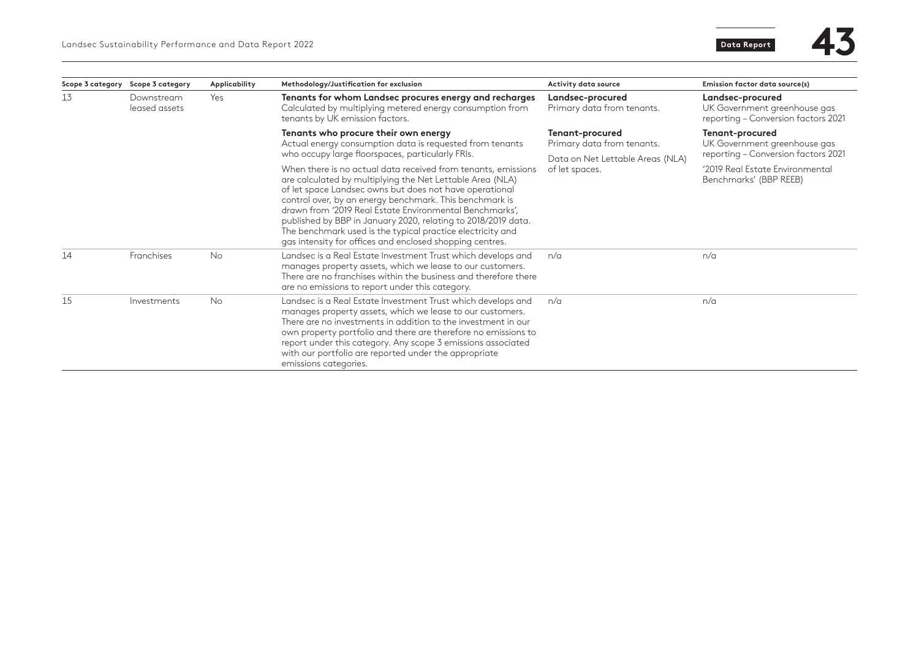| Scope 3 category | Scope 3 category | Applicability | Methodology/Justification for exclusion | Activity data source | Emission factor data source(s) |
|---|---|---|---|---|---|
| 13 | Downstream leased assets | Yes | **Tenants for whom Landsec procures energy and recharges** Calculated by multiplying metered energy consumption from tenants by UK emission factors. | **Landsec-procured** Primary data from tenants. | **Landsec-procured** UK Government greenhouse gas reporting – Conversion factors 2021 |
| | | | **Tenants who procure their own energy** Actual energy consumption data is requested from tenants who occupy large floorspaces, particularly FRIs.<br><br>When there is no actual data received from tenants, emissions are calculated by multiplying the Net Lettable Area (NLA) of let space Landsec owns but does not have operational control over, by an energy benchmark. This benchmark is drawn from '2019 Real Estate Environmental Benchmarks', published by BBP in January 2020, relating to 2018/2019 data. The benchmark used is the typical practice electricity and gas intensity for offices and enclosed shopping centres. | **Tenant-procured** Primary data from tenants.<br><br>Data on Net Lettable Areas (NLA) of let spaces. | **Tenant-procured** UK Government greenhouse gas reporting – Conversion factors 2021<br><br>'2019 Real Estate Environmental Benchmarks' (BBP REEB) |
| 14 | Franchises | No | Landsec is a Real Estate Investment Trust which develops and manages property assets, which we lease to our customers. There are no franchises within the business and therefore there are no emissions to report under this category. | n/a | n/a |
| 15 | Investments | No | Landsec is a Real Estate Investment Trust which develops and manages property assets, which we lease to our customers. There are no investments in addition to the investment in our own property portfolio and there are therefore no emissions to report under this category. Any scope 3 emissions associated with our portfolio are reported under the appropriate emissions categories. | n/a | n/a |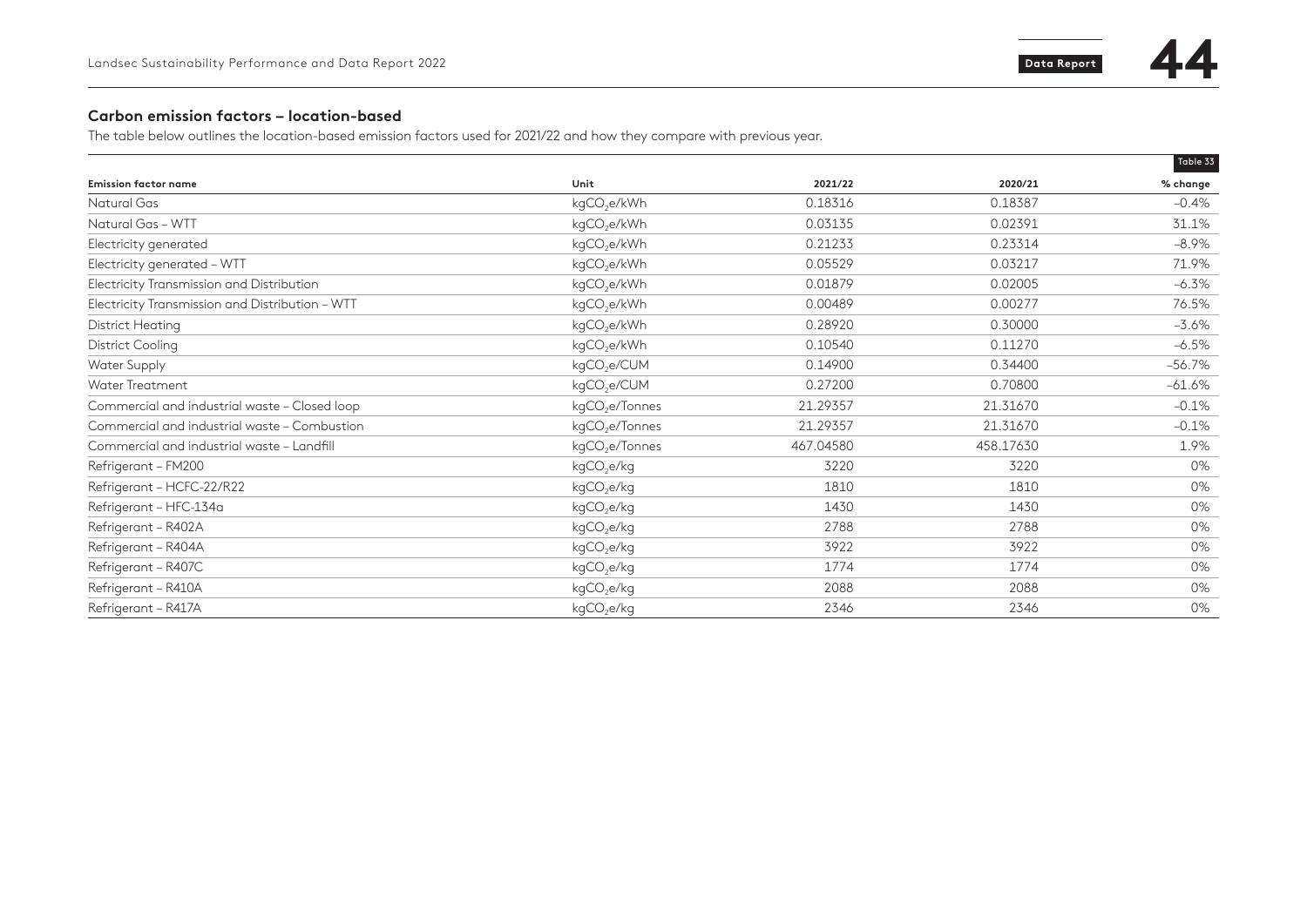## Carbon emission factors – location-based

The table below outlines the location-based emission factors used for 2021/22 and how they compare with previous year.

Table 33

| Emission factor name | Unit | 2021/22 | 2020/21 | % change |
|---|---|---|---|---|
| Natural Gas | $kgCO_2e/kWh$ | 0.18316 | 0.18387 | –0.4% |
| Natural Gas – WTT | $kgCO_2e/kWh$ | 0.03135 | 0.02391 | 31.1% |
| Electricity generated | $kgCO_2e/kWh$ | 0.21233 | 0.23314 | –8.9% |
| Electricity generated – WTT | $kgCO_2e/kWh$ | 0.05529 | 0.03217 | 71.9% |
| Electricity Transmission and Distribution | $kgCO_2e/kWh$ | 0.01879 | 0.02005 | –6.3% |
| Electricity Transmission and Distribution – WTT | $kgCO_2e/kWh$ | 0.00489 | 0.00277 | 76.5% |
| District Heating | $kgCO_2e/kWh$ | 0.28920 | 0.30000 | –3.6% |
| District Cooling | $kgCO_2e/kWh$ | 0.10540 | 0.11270 | –6.5% |
| Water Supply | $kgCO_2e/CUM$ | 0.14900 | 0.34400 | –56.7% |
| Water Treatment | $kgCO_2e/CUM$ | 0.27200 | 0.70800 | –61.6% |
| Commercial and industrial waste – Closed loop | $kgCO_2e/Tonnes$ | 21.29357 | 21.31670 | –0.1% |
| Commercial and industrial waste – Combustion | $kgCO_2e/Tonnes$ | 21.29357 | 21.31670 | –0.1% |
| Commercial and industrial waste – Landfill | $kgCO_2e/Tonnes$ | 467.04580 | 458.17630 | 1.9% |
| Refrigerant – FM200 | $kgCO_2e/kg$ | 3220 | 3220 | 0% |
| Refrigerant – HCFC-22/R22 | $kgCO_2e/kg$ | 1810 | 1810 | 0% |
| Refrigerant – HFC-134a | $kgCO_2e/kg$ | 1430 | 1430 | 0% |
| Refrigerant – R402A | $kgCO_2e/kg$ | 2788 | 2788 | 0% |
| Refrigerant – R404A | $kgCO_2e/kg$ | 3922 | 3922 | 0% |
| Refrigerant – R407C | $kgCO_2e/kg$ | 1774 | 1774 | 0% |
| Refrigerant – R410A | $kgCO_2e/kg$ | 2088 | 2088 | 0% |
| Refrigerant – R417A | $kgCO_2e/kg$ | 2346 | 2346 | 0% |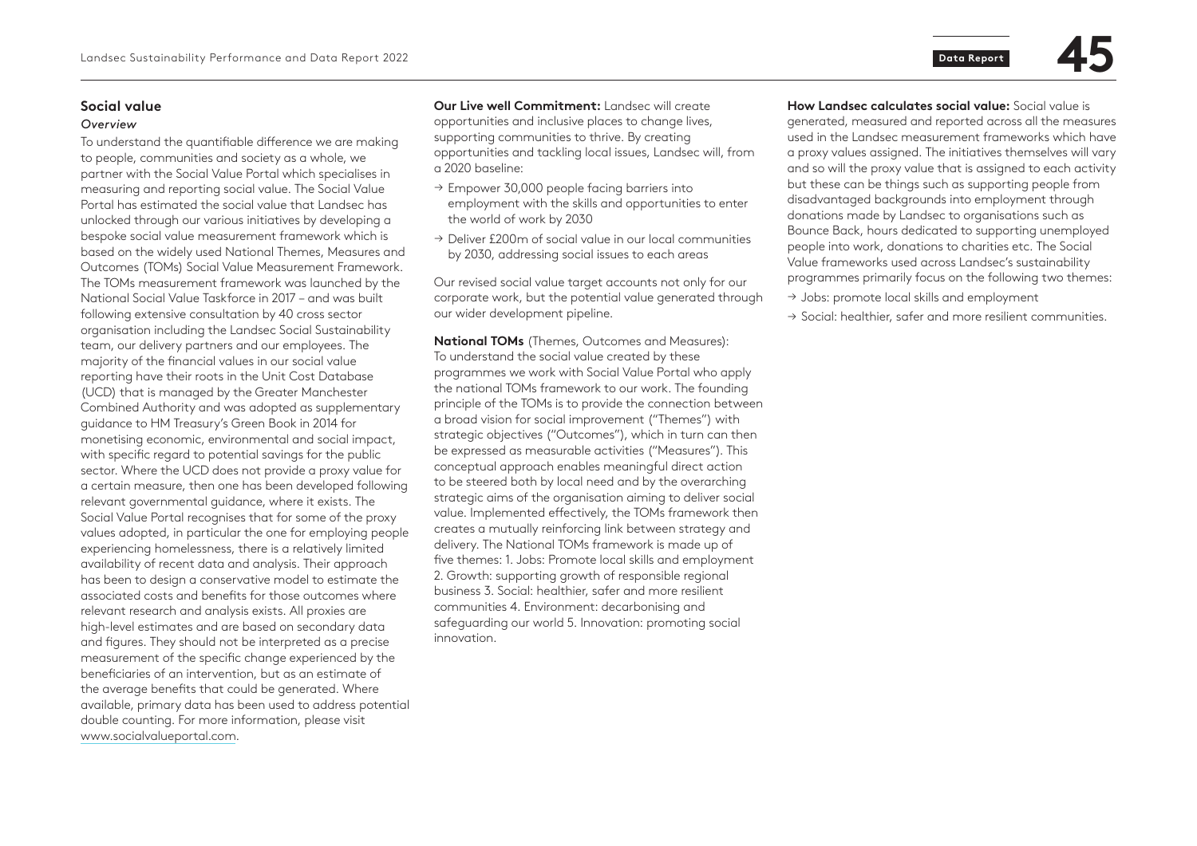## Social value

*Overview*

To understand the quantifiable difference we are making to people, communities and society as a whole, we partner with the Social Value Portal which specialises in measuring and reporting social value. The Social Value Portal has estimated the social value that Landsec has unlocked through our various initiatives by developing a bespoke social value measurement framework which is based on the widely used National Themes, Measures and Outcomes (TOMs) Social Value Measurement Framework. The TOMs measurement framework was launched by the National Social Value Taskforce in 2017 – and was built following extensive consultation by 40 cross sector organisation including the Landsec Social Sustainability team, our delivery partners and our employees. The majority of the financial values in our social value reporting have their roots in the Unit Cost Database (UCD) that is managed by the Greater Manchester Combined Authority and was adopted as supplementary guidance to HM Treasury's Green Book in 2014 for monetising economic, environmental and social impact, with specific regard to potential savings for the public sector. Where the UCD does not provide a proxy value for a certain measure, then one has been developed following relevant governmental guidance, where it exists. The Social Value Portal recognises that for some of the proxy values adopted, in particular the one for employing people experiencing homelessness, there is a relatively limited availability of recent data and analysis. Their approach has been to design a conservative model to estimate the associated costs and benefits for those outcomes where relevant research and analysis exists. All proxies are high-level estimates and are based on secondary data and figures. They should not be interpreted as a precise measurement of the specific change experienced by the beneficiaries of an intervention, but as an estimate of the average benefits that could be generated. Where available, primary data has been used to address potential double counting. For more information, please visit www.socialvalueportal.com.

**Our Live well Commitment:** Landsec will create opportunities and inclusive places to change lives, supporting communities to thrive. By creating opportunities and tackling local issues, Landsec will, from a 2020 baseline:

- → Empower 30,000 people facing barriers into employment with the skills and opportunities to enter the world of work by 2030
- → Deliver £200m of social value in our local communities by 2030, addressing social issues to each areas

Our revised social value target accounts not only for our corporate work, but the potential value generated through our wider development pipeline.

**National TOMs** (Themes, Outcomes and Measures): To understand the social value created by these programmes we work with Social Value Portal who apply the national TOMs framework to our work. The founding principle of the TOMs is to provide the connection between a broad vision for social improvement ("Themes") with strategic objectives ("Outcomes"), which in turn can then be expressed as measurable activities ("Measures"). This conceptual approach enables meaningful direct action to be steered both by local need and by the overarching strategic aims of the organisation aiming to deliver social value. Implemented effectively, the TOMs framework then creates a mutually reinforcing link between strategy and delivery. The National TOMs framework is made up of five themes: 1. Jobs: Promote local skills and employment 2. Growth: supporting growth of responsible regional business 3. Social: healthier, safer and more resilient communities 4. Environment: decarbonising and safeguarding our world 5. Innovation: promoting social innovation.

**How Landsec calculates social value:** Social value is generated, measured and reported across all the measures used in the Landsec measurement frameworks which have a proxy values assigned. The initiatives themselves will vary and so will the proxy value that is assigned to each activity but these can be things such as supporting people from disadvantaged backgrounds into employment through donations made by Landsec to organisations such as Bounce Back, hours dedicated to supporting unemployed people into work, donations to charities etc. The Social Value frameworks used across Landsec's sustainability programmes primarily focus on the following two themes:

- → Jobs: promote local skills and employment
- → Social: healthier, safer and more resilient communities.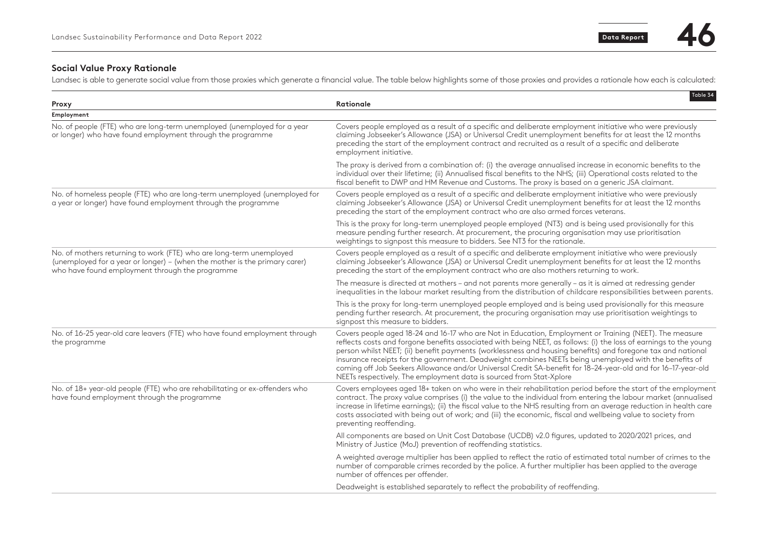## Social Value Proxy Rationale

Landsec is able to generate social value from those proxies which generate a financial value. The table below highlights some of those proxies and provides a rationale how each is calculated:

Table 34

| Proxy | Rationale |
|---|---|
| **Employment** | |
| No. of people (FTE) who are long-term unemployed (unemployed for a year or longer) who have found employment through the programme | Covers people employed as a result of a specific and deliberate employment initiative who were previously claiming Jobseeker's Allowance (JSA) or Universal Credit unemployment benefits for at least the 12 months preceding the start of the employment contract and recruited as a result of a specific and deliberate employment initiative.<br><br>The proxy is derived from a combination of: (i) the average annualised increase in economic benefits to the individual over their lifetime; (ii) Annualised fiscal benefits to the NHS; (iii) Operational costs related to the fiscal benefit to DWP and HM Revenue and Customs. The proxy is based on a generic JSA claimant. |
| No. of homeless people (FTE) who are long-term unemployed (unemployed for a year or longer) have found employment through the programme | Covers people employed as a result of a specific and deliberate employment initiative who were previously claiming Jobseeker's Allowance (JSA) or Universal Credit unemployment benefits for at least the 12 months preceding the start of the employment contract who are also armed forces veterans.<br><br>This is the proxy for long-term unemployed people employed (NT3) and is being used provisionally for this measure pending further research. At procurement, the procuring organisation may use prioritisation weightings to signpost this measure to bidders. See NT3 for the rationale. |
| No. of mothers returning to work (FTE) who are long-term unemployed (unemployed for a year or longer) – (when the mother is the primary carer) who have found employment through the programme | Covers people employed as a result of a specific and deliberate employment initiative who were previously claiming Jobseeker's Allowance (JSA) or Universal Credit unemployment benefits for at least the 12 months preceding the start of the employment contract who are also mothers returning to work.<br><br>The measure is directed at mothers – and not parents more generally – as it is aimed at redressing gender inequalities in the labour market resulting from the distribution of childcare responsibilities between parents.<br><br>This is the proxy for long-term unemployed people employed and is being used provisionally for this measure pending further research. At procurement, the procuring organisation may use prioritisation weightings to signpost this measure to bidders. |
| No. of 16-25 year-old care leavers (FTE) who have found employment through the programme | Covers people aged 18-24 and 16-17 who are Not in Education, Employment or Training (NEET). The measure reflects costs and forgone benefits associated with being NEET, as follows: (i) the loss of earnings to the young person whilst NEET; (ii) benefit payments (worklessness and housing benefits) and foregone tax and national insurance receipts for the government. Deadweight combines NEETs being unemployed with the benefits of coming off Job Seekers Allowance and/or Universal Credit SA-benefit for 18–24-year-old and for 16–17-year-old NEETs respectively. The employment data is sourced from Stat-Xplore |
| No. of 18+ year-old people (FTE) who are rehabilitating or ex-offenders who have found employment through the programme | Covers employees aged 18+ taken on who were in their rehabilitation period before the start of the employment contract. The proxy value comprises (i) the value to the individual from entering the labour market (annualised increase in lifetime earnings); (ii) the fiscal value to the NHS resulting from an average reduction in health care costs associated with being out of work; and (iii) the economic, fiscal and wellbeing value to society from preventing reoffending.<br><br>All components are based on Unit Cost Database (UCDB) v2.0 figures, updated to 2020/2021 prices, and Ministry of Justice (MoJ) prevention of reoffending statistics.<br><br>A weighted average multiplier has been applied to reflect the ratio of estimated total number of crimes to the number of comparable crimes recorded by the police. A further multiplier has been applied to the average number of offences per offender.<br><br>Deadweight is established separately to reflect the probability of reoffending. |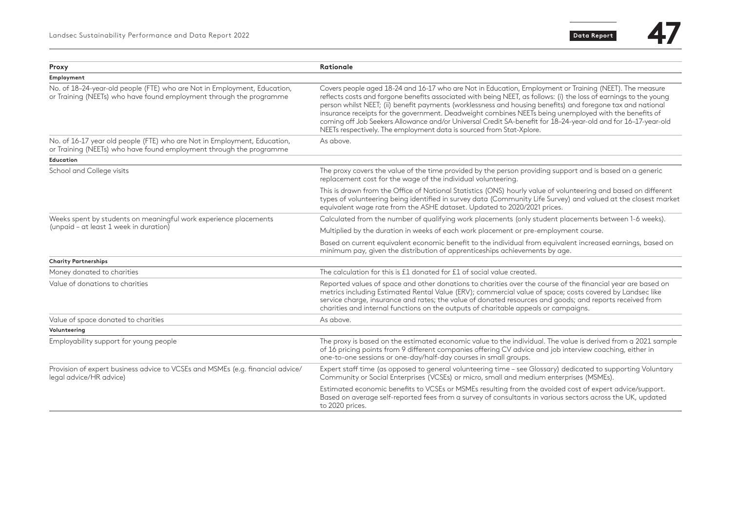| Proxy | Rationale |
|---|---|
| **Employment** | |
| No. of 18–24-year-old people (FTE) who are Not in Employment, Education, or Training (NEETs) who have found employment through the programme | Covers people aged 18-24 and 16-17 who are Not in Education, Employment or Training (NEET). The measure reflects costs and forgone benefits associated with being NEET, as follows: (i) the loss of earnings to the young person whilst NEET; (ii) benefit payments (worklessness and housing benefits) and foregone tax and national insurance receipts for the government. Deadweight combines NEETs being unemployed with the benefits of coming off Job Seekers Allowance and/or Universal Credit SA-benefit for 18–24-year-old and for 16–17-year-old NEETs respectively. The employment data is sourced from Stat-Xplore. |
| No. of 16-17 year old people (FTE) who are Not in Employment, Education, or Training (NEETs) who have found employment through the programme | As above. |
| **Education** | |
| School and College visits | The proxy covers the value of the time provided by the person providing support and is based on a generic replacement cost for the wage of the individual volunteering. This is drawn from the Office of National Statistics (ONS) hourly value of volunteering and based on different types of volunteering being identified in survey data (Community Life Survey) and valued at the closest market equivalent wage rate from the ASHE dataset. Updated to 2020/2021 prices. |
| Weeks spent by students on meaningful work experience placements (unpaid – at least 1 week in duration) | Calculated from the number of qualifying work placements (only student placements between 1-6 weeks). Multiplied by the duration in weeks of each work placement or pre-employment course. Based on current equivalent economic benefit to the individual from equivalent increased earnings, based on minimum pay, given the distribution of apprenticeships achievements by age. |
| **Charity Partnerships** | |
| Money donated to charities | The calculation for this is £1 donated for £1 of social value created. |
| Value of donations to charities | Reported values of space and other donations to charities over the course of the financial year are based on metrics including Estimated Rental Value (ERV); commercial value of space; costs covered by Landsec like service charge, insurance and rates; the value of donated resources and goods; and reports received from charities and internal functions on the outputs of charitable appeals or campaigns. |
| Value of space donated to charities | As above. |
| **Volunteering** | |
| Employability support for young people | The proxy is based on the estimated economic value to the individual. The value is derived from a 2021 sample of 16 pricing points from 9 different companies offering CV advice and job interview coaching, either in one-to-one sessions or one-day/half-day courses in small groups. |
| Provision of expert business advice to VCSEs and MSMEs (e.g. financial advice/legal advice/HR advice) | Expert staff time (as opposed to general volunteering time – see Glossary) dedicated to supporting Voluntary Community or Social Enterprises (VCSEs) or micro, small and medium enterprises (MSMEs). Estimated economic benefits to VCSEs or MSMEs resulting from the avoided cost of expert advice/support. Based on average self-reported fees from a survey of consultants in various sectors across the UK, updated to 2020 prices. |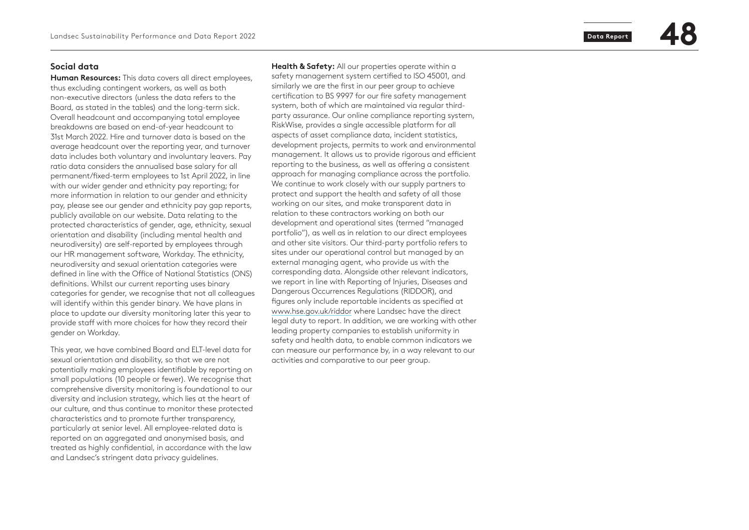## Social data

**Human Resources:** This data covers all direct employees, thus excluding contingent workers, as well as both non-executive directors (unless the data refers to the Board, as stated in the tables) and the long-term sick. Overall headcount and accompanying total employee breakdowns are based on end-of-year headcount to 31st March 2022. Hire and turnover data is based on the average headcount over the reporting year, and turnover data includes both voluntary and involuntary leavers. Pay ratio data considers the annualised base salary for all permanent/fixed-term employees to 1st April 2022, in line with our wider gender and ethnicity pay reporting; for more information in relation to our gender and ethnicity pay, please see our gender and ethnicity pay gap reports, publicly available on our website. Data relating to the protected characteristics of gender, age, ethnicity, sexual orientation and disability (including mental health and neurodiversity) are self-reported by employees through our HR management software, Workday. The ethnicity, neurodiversity and sexual orientation categories were defined in line with the Office of National Statistics (ONS) definitions. Whilst our current reporting uses binary categories for gender, we recognise that not all colleagues will identify within this gender binary. We have plans in place to update our diversity monitoring later this year to provide staff with more choices for how they record their gender on Workday.

This year, we have combined Board and ELT-level data for sexual orientation and disability, so that we are not potentially making employees identifiable by reporting on small populations (10 people or fewer). We recognise that comprehensive diversity monitoring is foundational to our diversity and inclusion strategy, which lies at the heart of our culture, and thus continue to monitor these protected characteristics and to promote further transparency, particularly at senior level. All employee-related data is reported on an aggregated and anonymised basis, and treated as highly confidential, in accordance with the law and Landsec's stringent data privacy guidelines.

**Health & Safety:** All our properties operate within a safety management system certified to ISO 45001, and similarly we are the first in our peer group to achieve certification to BS 9997 for our fire safety management system, both of which are maintained via regular third-party assurance. Our online compliance reporting system, RiskWise, provides a single accessible platform for all aspects of asset compliance data, incident statistics, development projects, permits to work and environmental management. It allows us to provide rigorous and efficient reporting to the business, as well as offering a consistent approach for managing compliance across the portfolio. We continue to work closely with our supply partners to protect and support the health and safety of all those working on our sites, and make transparent data in relation to these contractors working on both our development and operational sites (termed "managed portfolio"), as well as in relation to our direct employees and other site visitors. Our third-party portfolio refers to sites under our operational control but managed by an external managing agent, who provide us with the corresponding data. Alongside other relevant indicators, we report in line with Reporting of Injuries, Diseases and Dangerous Occurrences Regulations (RIDDOR), and figures only include reportable incidents as specified at www.hse.gov.uk/riddor where Landsec have the direct legal duty to report. In addition, we are working with other leading property companies to establish uniformity in safety and health data, to enable common indicators we can measure our performance by, in a way relevant to our activities and comparative to our peer group.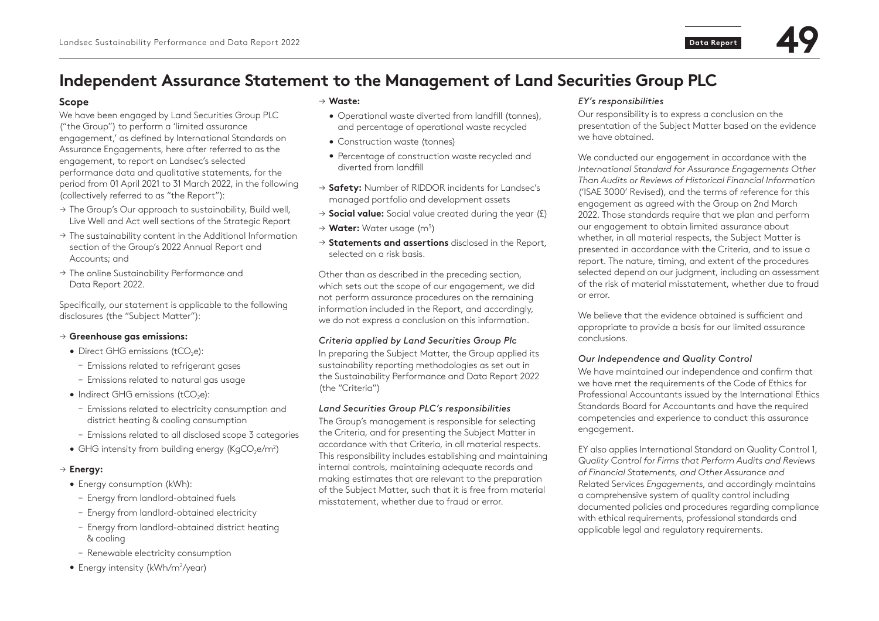# Independent Assurance Statement to the Management of Land Securities Group PLC

## Scope

We have been engaged by Land Securities Group PLC ("the Group") to perform a 'limited assurance engagement,' as defined by International Standards on Assurance Engagements, here after referred to as the engagement, to report on Landsec's selected performance data and qualitative statements, for the period from 01 April 2021 to 31 March 2022, in the following (collectively referred to as "the Report"):

- → The Group's Our approach to sustainability, Build well, Live Well and Act well sections of the Strategic Report
- → The sustainability content in the Additional Information section of the Group's 2022 Annual Report and Accounts; and
- → The online Sustainability Performance and Data Report 2022.

Specifically, our statement is applicable to the following disclosures (the "Subject Matter"):

- → **Greenhouse gas emissions:**
  - Direct GHG emissions ($tCO_2e$):
    - Emissions related to refrigerant gases
    - Emissions related to natural gas usage
  - Indirect GHG emissions ($tCO_2e$):
    - Emissions related to electricity consumption and district heating & cooling consumption
    - Emissions related to all disclosed scope 3 categories
  - GHG intensity from building energy ($KgCO_2e/m^2$)
- → **Energy:**
  - Energy consumption (kWh):
    - Energy from landlord-obtained fuels
    - Energy from landlord-obtained electricity
    - Energy from landlord-obtained district heating & cooling
    - Renewable electricity consumption
  - Energy intensity ($kWh/m^2$/year)
- → **Waste:**
  - Operational waste diverted from landfill (tonnes), and percentage of operational waste recycled
  - Construction waste (tonnes)
  - Percentage of construction waste recycled and diverted from landfill
- → **Safety:** Number of RIDDOR incidents for Landsec's managed portfolio and development assets
- → **Social value:** Social value created during the year (£)
- → **Water:** Water usage ($m^3$)
- → **Statements and assertions** disclosed in the Report, selected on a risk basis.

Other than as described in the preceding section, which sets out the scope of our engagement, we did not perform assurance procedures on the remaining information included in the Report, and accordingly, we do not express a conclusion on this information.

### *Criteria applied by Land Securities Group Plc*

In preparing the Subject Matter, the Group applied its sustainability reporting methodologies as set out in the Sustainability Performance and Data Report 2022 (the "Criteria")

### *Land Securities Group PLC's responsibilities*

The Group's management is responsible for selecting the Criteria, and for presenting the Subject Matter in accordance with that Criteria, in all material respects. This responsibility includes establishing and maintaining internal controls, maintaining adequate records and making estimates that are relevant to the preparation of the Subject Matter, such that it is free from material misstatement, whether due to fraud or error.

### *EY's responsibilities*

Our responsibility is to express a conclusion on the presentation of the Subject Matter based on the evidence we have obtained.

We conducted our engagement in accordance with the *International Standard for Assurance Engagements Other Than Audits or Reviews of Historical Financial Information* ('ISAE 3000' Revised), and the terms of reference for this engagement as agreed with the Group on 2nd March 2022. Those standards require that we plan and perform our engagement to obtain limited assurance about whether, in all material respects, the Subject Matter is presented in accordance with the Criteria, and to issue a report. The nature, timing, and extent of the procedures selected depend on our judgment, including an assessment of the risk of material misstatement, whether due to fraud or error.

We believe that the evidence obtained is sufficient and appropriate to provide a basis for our limited assurance conclusions.

### *Our Independence and Quality Control*

We have maintained our independence and confirm that we have met the requirements of the Code of Ethics for Professional Accountants issued by the International Ethics Standards Board for Accountants and have the required competencies and experience to conduct this assurance engagement.

EY also applies International Standard on Quality Control 1, *Quality Control for Firms that Perform Audits and Reviews of Financial Statements, and Other Assurance and* Related Services *Engagements*, and accordingly maintains a comprehensive system of quality control including documented policies and procedures regarding compliance with ethical requirements, professional standards and applicable legal and regulatory requirements.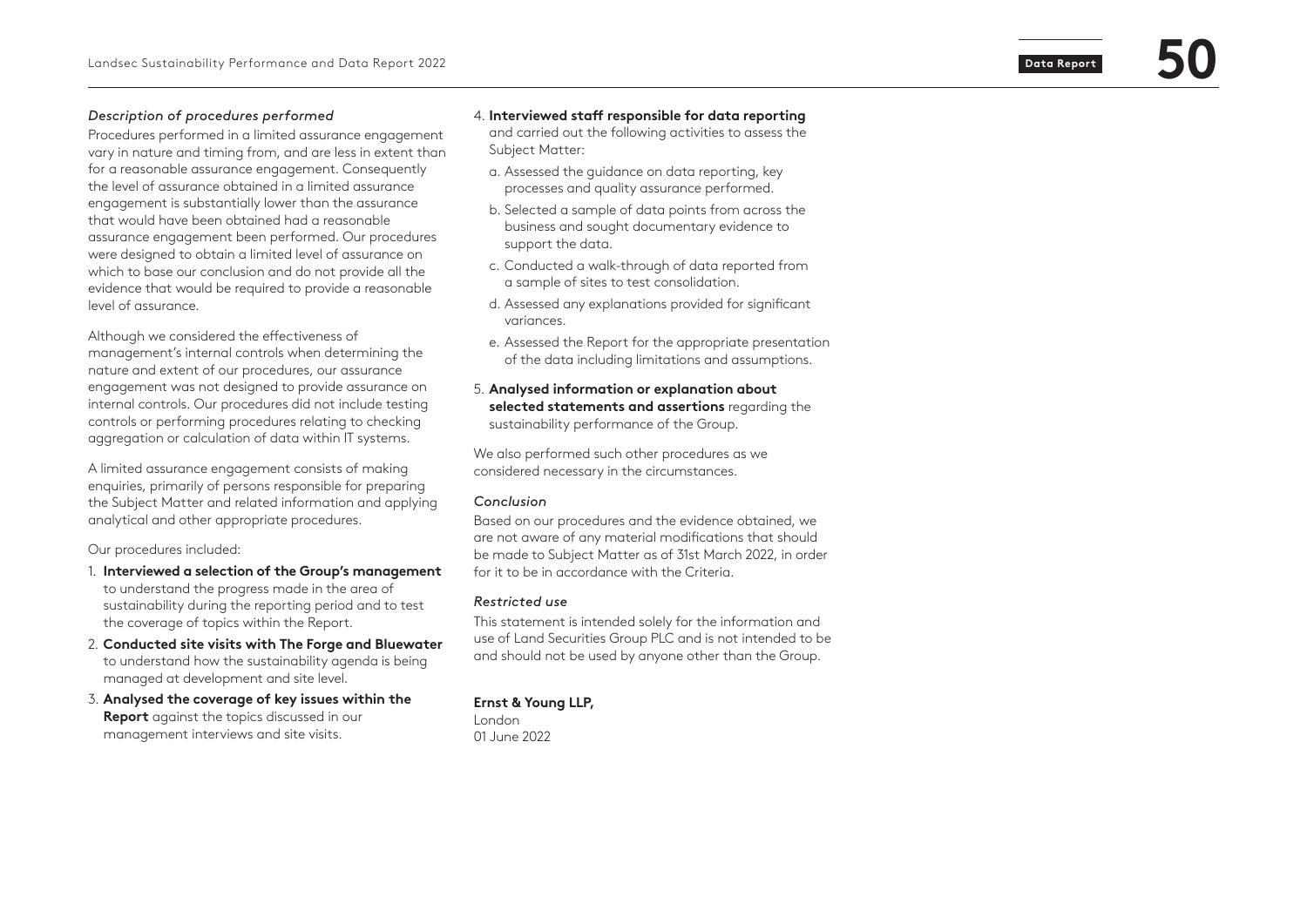*Description of procedures performed*

Procedures performed in a limited assurance engagement vary in nature and timing from, and are less in extent than for a reasonable assurance engagement. Consequently the level of assurance obtained in a limited assurance engagement is substantially lower than the assurance that would have been obtained had a reasonable assurance engagement been performed. Our procedures were designed to obtain a limited level of assurance on which to base our conclusion and do not provide all the evidence that would be required to provide a reasonable level of assurance.

Although we considered the effectiveness of management's internal controls when determining the nature and extent of our procedures, our assurance engagement was not designed to provide assurance on internal controls. Our procedures did not include testing controls or performing procedures relating to checking aggregation or calculation of data within IT systems.

A limited assurance engagement consists of making enquiries, primarily of persons responsible for preparing the Subject Matter and related information and applying analytical and other appropriate procedures.

Our procedures included:

1. **Interviewed a selection of the Group's management** to understand the progress made in the area of sustainability during the reporting period and to test the coverage of topics within the Report.
2. **Conducted site visits with The Forge and Bluewater** to understand how the sustainability agenda is being managed at development and site level.
3. **Analysed the coverage of key issues within the Report** against the topics discussed in our management interviews and site visits.
4. **Interviewed staff responsible for data reporting** and carried out the following activities to assess the Subject Matter:
   a. Assessed the guidance on data reporting, key processes and quality assurance performed.
   b. Selected a sample of data points from across the business and sought documentary evidence to support the data.
   c. Conducted a walk-through of data reported from a sample of sites to test consolidation.
   d. Assessed any explanations provided for significant variances.
   e. Assessed the Report for the appropriate presentation of the data including limitations and assumptions.
5. **Analysed information or explanation about selected statements and assertions** regarding the sustainability performance of the Group.

We also performed such other procedures as we considered necessary in the circumstances.

*Conclusion*

Based on our procedures and the evidence obtained, we are not aware of any material modifications that should be made to Subject Matter as of 31st March 2022, in order for it to be in accordance with the Criteria.

*Restricted use*

This statement is intended solely for the information and use of Land Securities Group PLC and is not intended to be and should not be used by anyone other than the Group.

**Ernst & Young LLP,**
London
01 June 2022